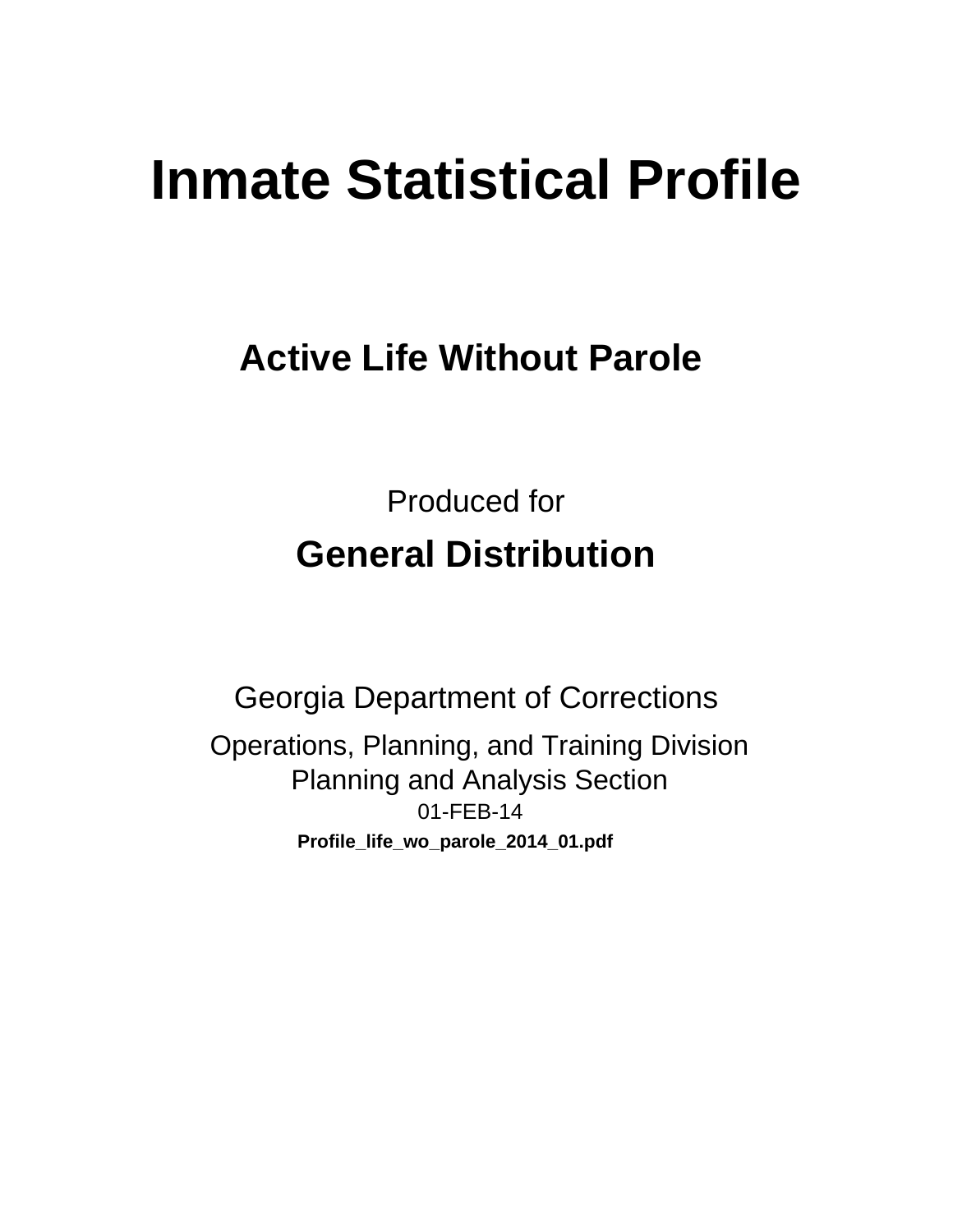# Inmate Statistical Profile

## Active Life Without Parole

Produced for

**General Distribution**

Georgia Department of Corrections

Operations, Planning, and Training Division
Planning and Analysis Section
01-FEB-14

**Profile_life_wo_parole_2014_01.pdf**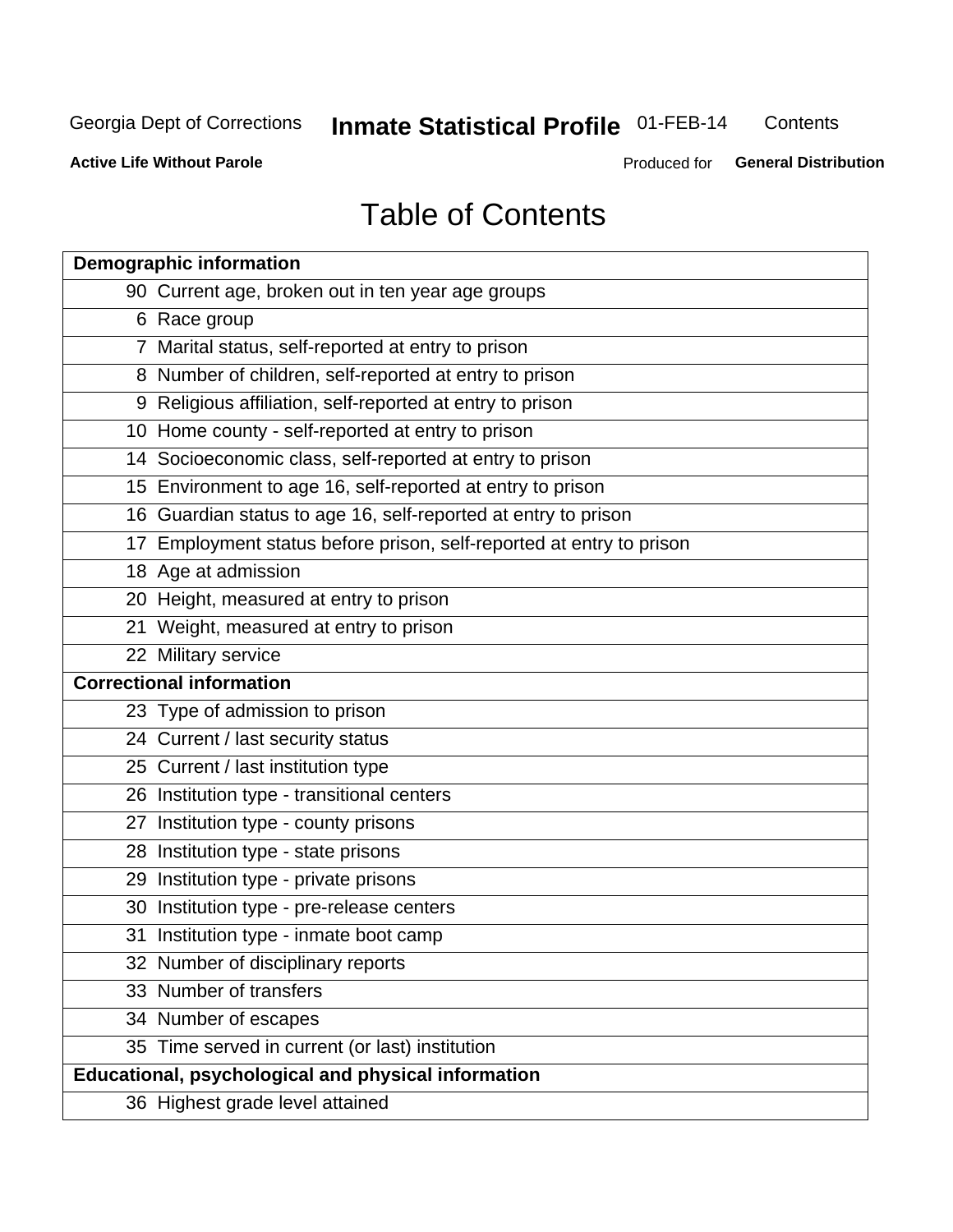Georgia Dept of Corrections **Inmate Statistical Profile** 01-FEB-14 Contents

**Active Life Without Parole** Produced for **General Distribution**

# Table of Contents

| **Demographic information** | |
|---|---|
| 90 | Current age, broken out in ten year age groups |
| 6 | Race group |
| 7 | Marital status, self-reported at entry to prison |
| 8 | Number of children, self-reported at entry to prison |
| 9 | Religious affiliation, self-reported at entry to prison |
| 10 | Home county - self-reported at entry to prison |
| 14 | Socioeconomic class, self-reported at entry to prison |
| 15 | Environment to age 16, self-reported at entry to prison |
| 16 | Guardian status to age 16, self-reported at entry to prison |
| 17 | Employment status before prison, self-reported at entry to prison |
| 18 | Age at admission |
| 20 | Height, measured at entry to prison |
| 21 | Weight, measured at entry to prison |
| 22 | Military service |
| **Correctional information** | |
| 23 | Type of admission to prison |
| 24 | Current / last security status |
| 25 | Current / last institution type |
| 26 | Institution type - transitional centers |
| 27 | Institution type - county prisons |
| 28 | Institution type - state prisons |
| 29 | Institution type - private prisons |
| 30 | Institution type - pre-release centers |
| 31 | Institution type - inmate boot camp |
| 32 | Number of disciplinary reports |
| 33 | Number of transfers |
| 34 | Number of escapes |
| 35 | Time served in current (or last) institution |
| **Educational, psychological and physical information** | |
| 36 | Highest grade level attained |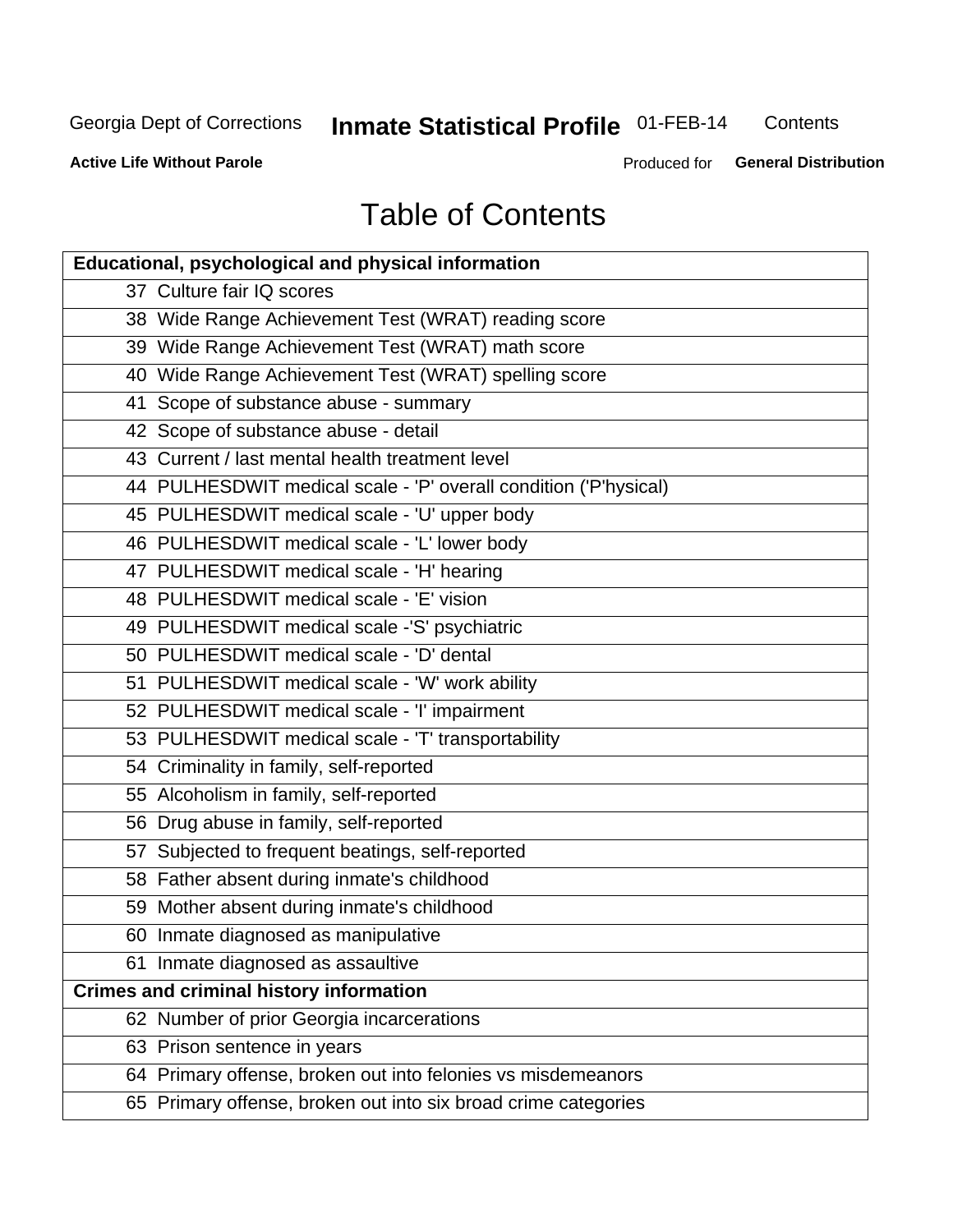# Table of Contents

| Educational, psychological and physical information |
|---|
| 37 Culture fair IQ scores |
| 38 Wide Range Achievement Test (WRAT) reading score |
| 39 Wide Range Achievement Test (WRAT) math score |
| 40 Wide Range Achievement Test (WRAT) spelling score |
| 41 Scope of substance abuse - summary |
| 42 Scope of substance abuse - detail |
| 43 Current / last mental health treatment level |
| 44 PULHESDWIT medical scale - 'P' overall condition ('P'hysical) |
| 45 PULHESDWIT medical scale - 'U' upper body |
| 46 PULHESDWIT medical scale - 'L' lower body |
| 47 PULHESDWIT medical scale - 'H' hearing |
| 48 PULHESDWIT medical scale - 'E' vision |
| 49 PULHESDWIT medical scale -'S' psychiatric |
| 50 PULHESDWIT medical scale - 'D' dental |
| 51 PULHESDWIT medical scale - 'W' work ability |
| 52 PULHESDWIT medical scale - 'I' impairment |
| 53 PULHESDWIT medical scale - 'T' transportability |
| 54 Criminality in family, self-reported |
| 55 Alcoholism in family, self-reported |
| 56 Drug abuse in family, self-reported |
| 57 Subjected to frequent beatings, self-reported |
| 58 Father absent during inmate's childhood |
| 59 Mother absent during inmate's childhood |
| 60 Inmate diagnosed as manipulative |
| 61 Inmate diagnosed as assaultive |
| **Crimes and criminal history information** |
| 62 Number of prior Georgia incarcerations |
| 63 Prison sentence in years |
| 64 Primary offense, broken out into felonies vs misdemeanors |
| 65 Primary offense, broken out into six broad crime categories |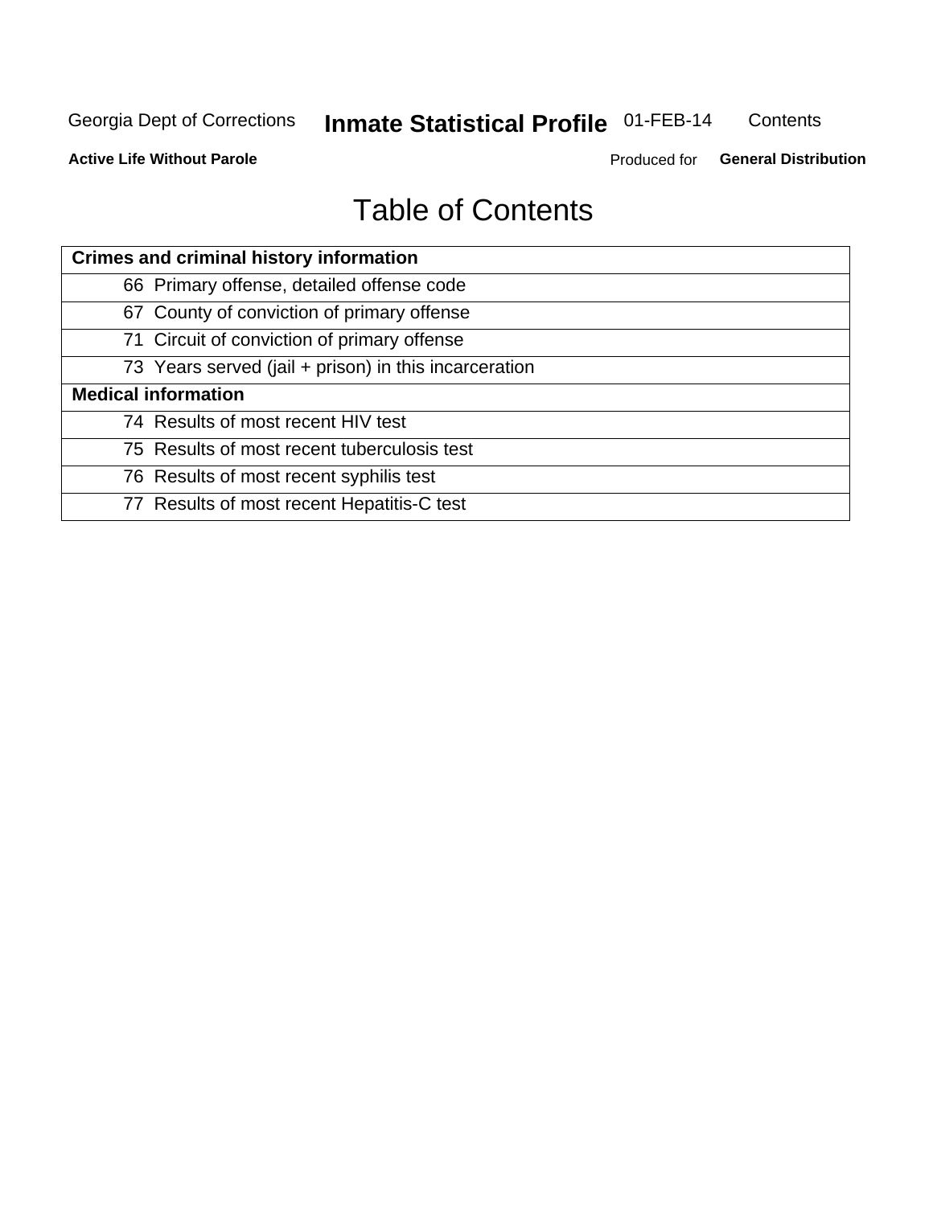# Table of Contents

| Crimes and criminal history information | |
|---|---|
| 66 | Primary offense, detailed offense code |
| 67 | County of conviction of primary offense |
| 71 | Circuit of conviction of primary offense |
| 73 | Years served (jail + prison) in this incarceration |
| **Medical information** | |
| 74 | Results of most recent HIV test |
| 75 | Results of most recent tuberculosis test |
| 76 | Results of most recent syphilis test |
| 77 | Results of most recent Hepatitis-C test |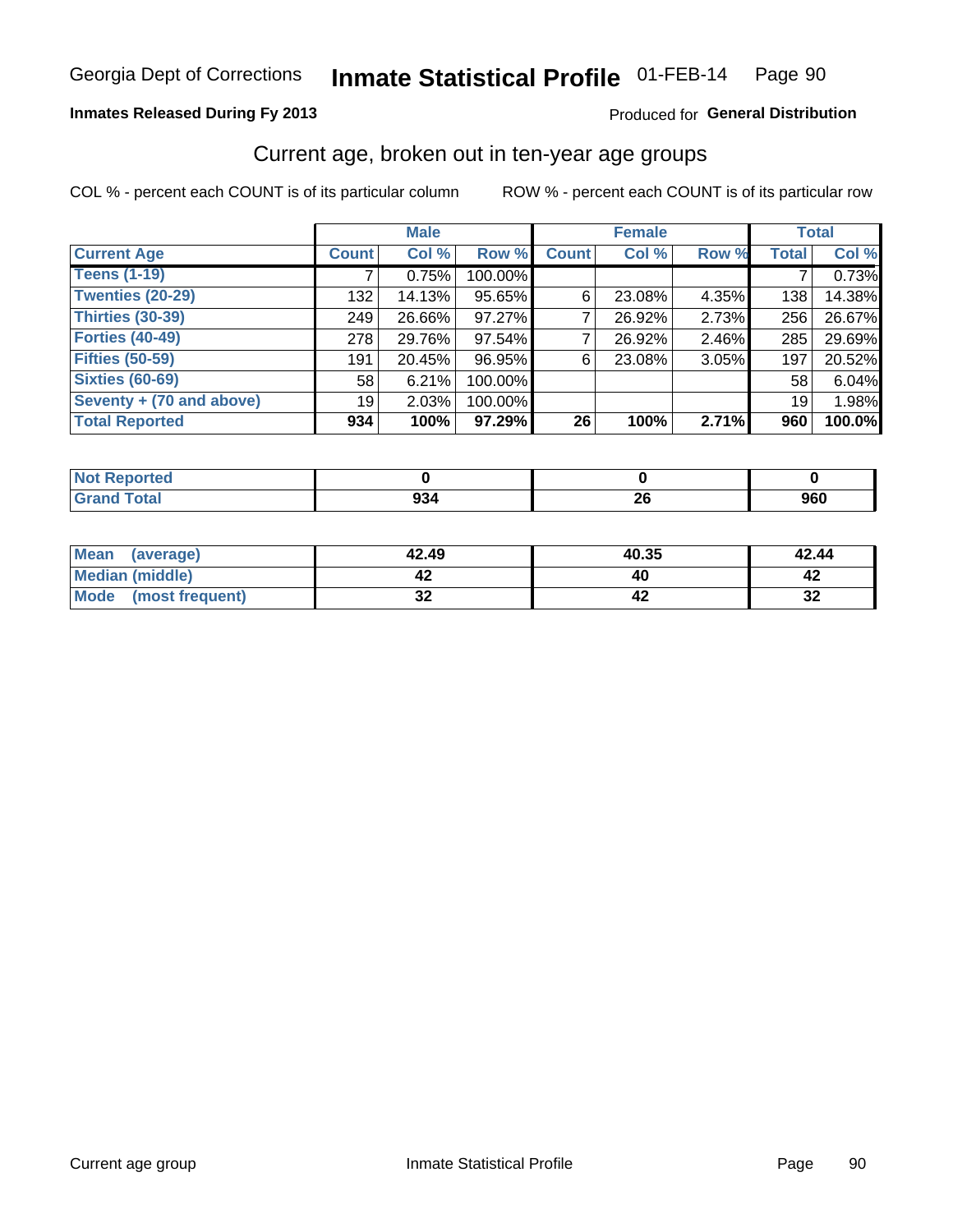# Georgia Dept of Corrections **Inmate Statistical Profile** 01-FEB-14 Page 90

**Inmates Released During Fy 2013**

Produced for **General Distribution**

## Current age, broken out in ten-year age groups

COL % - percent each COUNT is of its particular column

ROW % - percent each COUNT is of its particular row

| | Male | | | Female | | | Total | |
|---|---|---|---|---|---|---|---|---|
| **Current Age** | **Count** | **Col %** | **Row %** | **Count** | **Col %** | **Row %** | **Total** | **Col %** |
| **Teens (1-19)** | 7 | 0.75% | 100.00% | | | | 7 | 0.73% |
| **Twenties (20-29)** | 132 | 14.13% | 95.65% | 6 | 23.08% | 4.35% | 138 | 14.38% |
| **Thirties (30-39)** | 249 | 26.66% | 97.27% | 7 | 26.92% | 2.73% | 256 | 26.67% |
| **Forties (40-49)** | 278 | 29.76% | 97.54% | 7 | 26.92% | 2.46% | 285 | 29.69% |
| **Fifties (50-59)** | 191 | 20.45% | 96.95% | 6 | 23.08% | 3.05% | 197 | 20.52% |
| **Sixties (60-69)** | 58 | 6.21% | 100.00% | | | | 58 | 6.04% |
| **Seventy + (70 and above)** | 19 | 2.03% | 100.00% | | | | 19 | 1.98% |
| **Total Reported** | **934** | **100%** | **97.29%** | **26** | **100%** | **2.71%** | **960** | **100.0%** |

| | Male | Female | Total |
|---|---|---|---|
| **Not Reported** | **0** | **0** | **0** |
| **Grand Total** | **934** | **26** | **960** |

| | Male | Female | Total |
|---|---|---|---|
| **Mean (average)** | **42.49** | **40.35** | **42.44** |
| **Median (middle)** | **42** | **40** | **42** |
| **Mode (most frequent)** | **32** | **42** | **32** |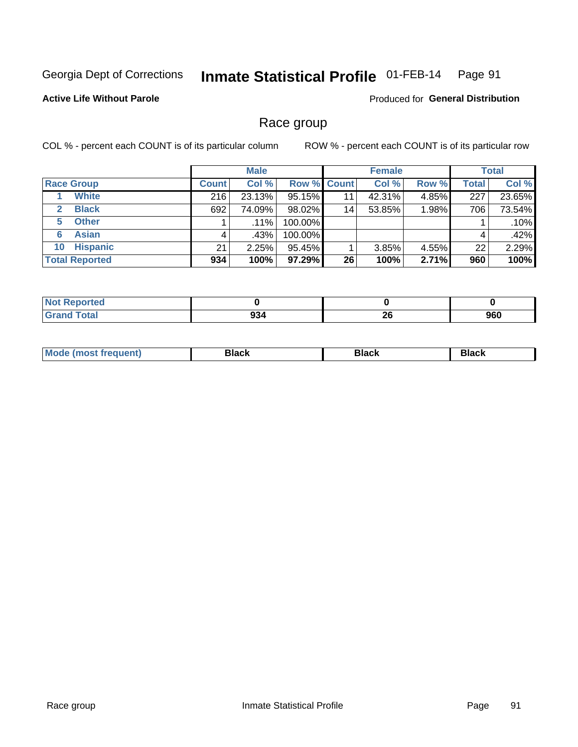Georgia Dept of Corrections **Inmate Statistical Profile** 01-FEB-14

**Active Life Without Parole**

Produced for **General Distribution**

## Race group

COL % - percent each COUNT is of its particular column

ROW % - percent each COUNT is of its particular row

| | Male | | | Female | | | Total | |
|---|---|---|---|---|---|---|---|---|
| **Race Group** | **Count** | **Col %** | **Row %** | **Count** | **Col %** | **Row %** | **Total** | **Col %** |
| 1 **White** | 216 | 23.13% | 95.15% | 11 | 42.31% | 4.85% | 227 | 23.65% |
| 2 **Black** | 692 | 74.09% | 98.02% | 14 | 53.85% | 1.98% | 706 | 73.54% |
| 5 **Other** | 1 | .11% | 100.00% | | | | 1 | .10% |
| 6 **Asian** | 4 | .43% | 100.00% | | | | 4 | .42% |
| 10 **Hispanic** | 21 | 2.25% | 95.45% | 1 | 3.85% | 4.55% | 22 | 2.29% |
| **Total Reported** | **934** | **100%** | **97.29%** | **26** | **100%** | **2.71%** | **960** | **100%** |

| | Male | Female | Total |
|---|---|---|---|
| **Not Reported** | **0** | **0** | **0** |
| **Grand Total** | **934** | **26** | **960** |

| | Male | Female | Total |
|---|---|---|---|
| **Mode (most frequent)** | **Black** | **Black** | **Black** |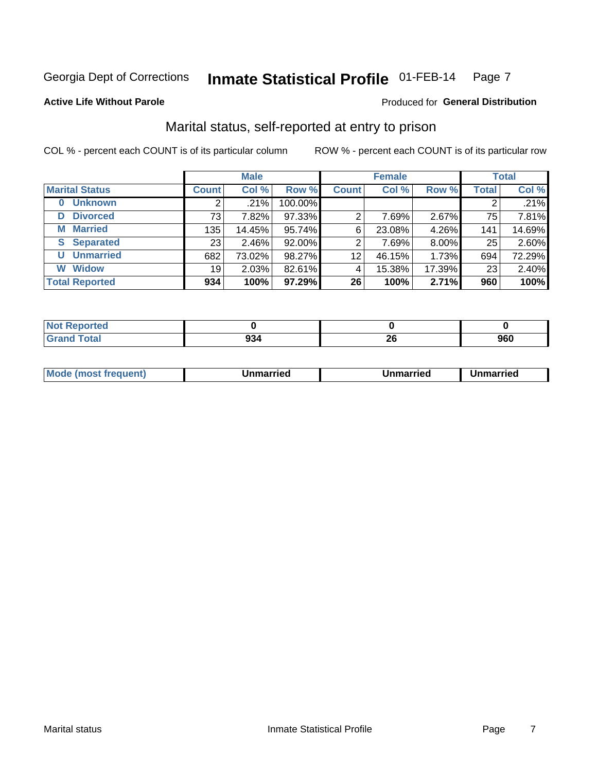Georgia Dept of Corrections **Inmate Statistical Profile** 01-FEB-14

**Active Life Without Parole**

Produced for **General Distribution**

## Marital status, self-reported at entry to prison

COL % - percent each COUNT is of its particular column

ROW % - percent each COUNT is of its particular row

| | Male | | | Female | | | Total | |
|---|---|---|---|---|---|---|---|---|
| **Marital Status** | **Count** | **Col %** | **Row %** | **Count** | **Col %** | **Row %** | **Total** | **Col %** |
| **0 Unknown** | 2 | .21% | 100.00% | | | | 2 | .21% |
| **D Divorced** | 73 | 7.82% | 97.33% | 2 | 7.69% | 2.67% | 75 | 7.81% |
| **M Married** | 135 | 14.45% | 95.74% | 6 | 23.08% | 4.26% | 141 | 14.69% |
| **S Separated** | 23 | 2.46% | 92.00% | 2 | 7.69% | 8.00% | 25 | 2.60% |
| **U Unmarried** | 682 | 73.02% | 98.27% | 12 | 46.15% | 1.73% | 694 | 72.29% |
| **W Widow** | 19 | 2.03% | 82.61% | 4 | 15.38% | 17.39% | 23 | 2.40% |
| **Total Reported** | **934** | **100%** | **97.29%** | **26** | **100%** | **2.71%** | **960** | **100%** |

| | Male | Female | Total |
|---|---|---|---|
| **Not Reported** | **0** | **0** | **0** |
| **Grand Total** | **934** | **26** | **960** |

| | Male | Female | Total |
|---|---|---|---|
| **Mode (most frequent)** | **Unmarried** | **Unmarried** | **Unmarried** |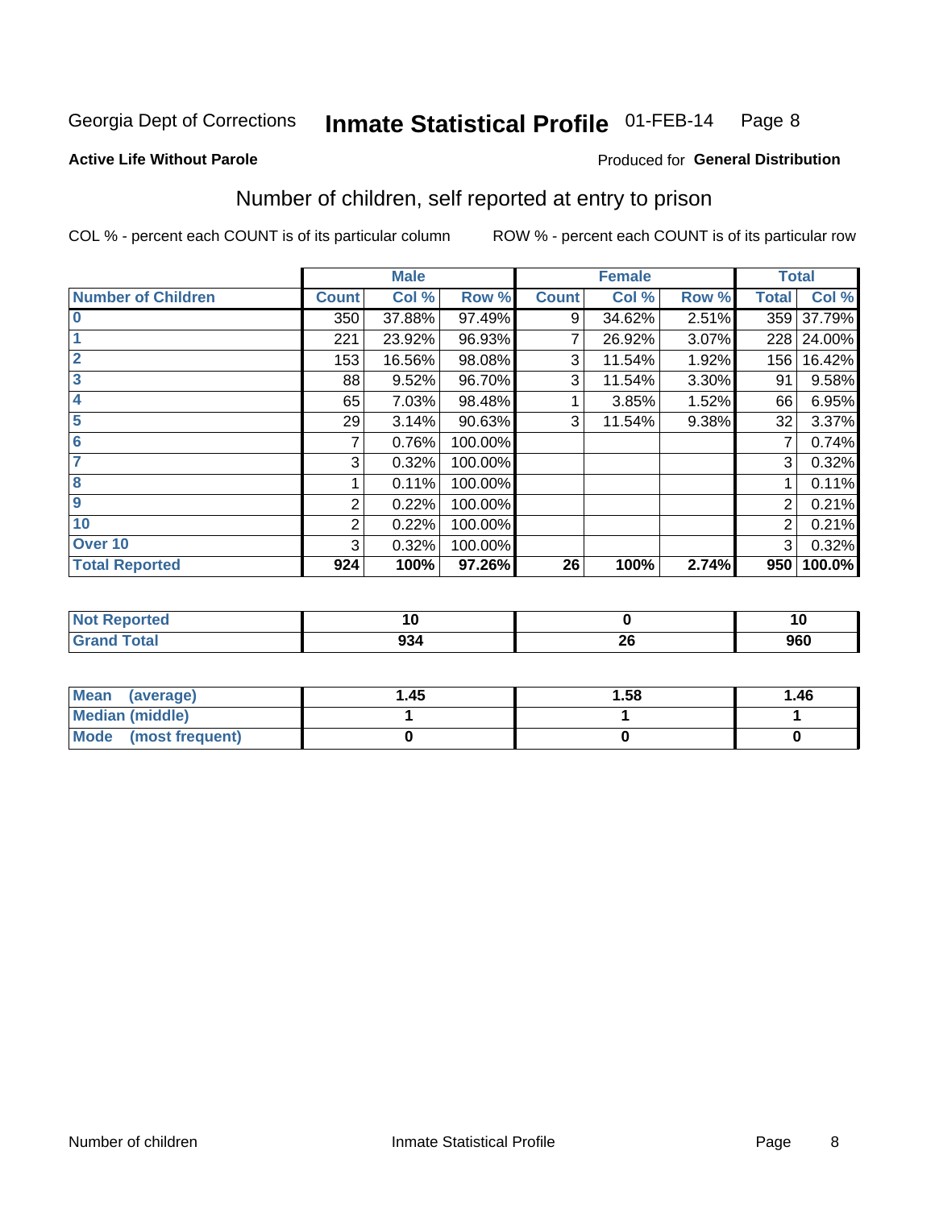Georgia Dept of Corrections **Inmate Statistical Profile** 01-FEB-14

**Active Life Without Parole**

Produced for **General Distribution**

## Number of children, self reported at entry to prison

COL % - percent each COUNT is of its particular column ROW % - percent each COUNT is of its particular row

| | Male | | | Female | | | Total | |
|---|---|---|---|---|---|---|---|---|
| **Number of Children** | **Count** | **Col %** | **Row %** | **Count** | **Col %** | **Row %** | **Total** | **Col %** |
| **0** | 350 | 37.88% | 97.49% | 9 | 34.62% | 2.51% | 359 | 37.79% |
| **1** | 221 | 23.92% | 96.93% | 7 | 26.92% | 3.07% | 228 | 24.00% |
| **2** | 153 | 16.56% | 98.08% | 3 | 11.54% | 1.92% | 156 | 16.42% |
| **3** | 88 | 9.52% | 96.70% | 3 | 11.54% | 3.30% | 91 | 9.58% |
| **4** | 65 | 7.03% | 98.48% | 1 | 3.85% | 1.52% | 66 | 6.95% |
| **5** | 29 | 3.14% | 90.63% | 3 | 11.54% | 9.38% | 32 | 3.37% |
| **6** | 7 | 0.76% | 100.00% | | | | 7 | 0.74% |
| **7** | 3 | 0.32% | 100.00% | | | | 3 | 0.32% |
| **8** | 1 | 0.11% | 100.00% | | | | 1 | 0.11% |
| **9** | 2 | 0.22% | 100.00% | | | | 2 | 0.21% |
| **10** | 2 | 0.22% | 100.00% | | | | 2 | 0.21% |
| **Over 10** | 3 | 0.32% | 100.00% | | | | 3 | 0.32% |
| **Total Reported** | **924** | **100%** | **97.26%** | **26** | **100%** | **2.74%** | **950** | **100.0%** |

| | Male | Female | Total |
|---|---|---|---|
| **Not Reported** | **10** | **0** | **10** |
| **Grand Total** | **934** | **26** | **960** |

| | Male | Female | Total |
|---|---|---|---|
| **Mean (average)** | **1.45** | **1.58** | **1.46** |
| **Median (middle)** | **1** | **1** | **1** |
| **Mode (most frequent)** | **0** | **0** | **0** |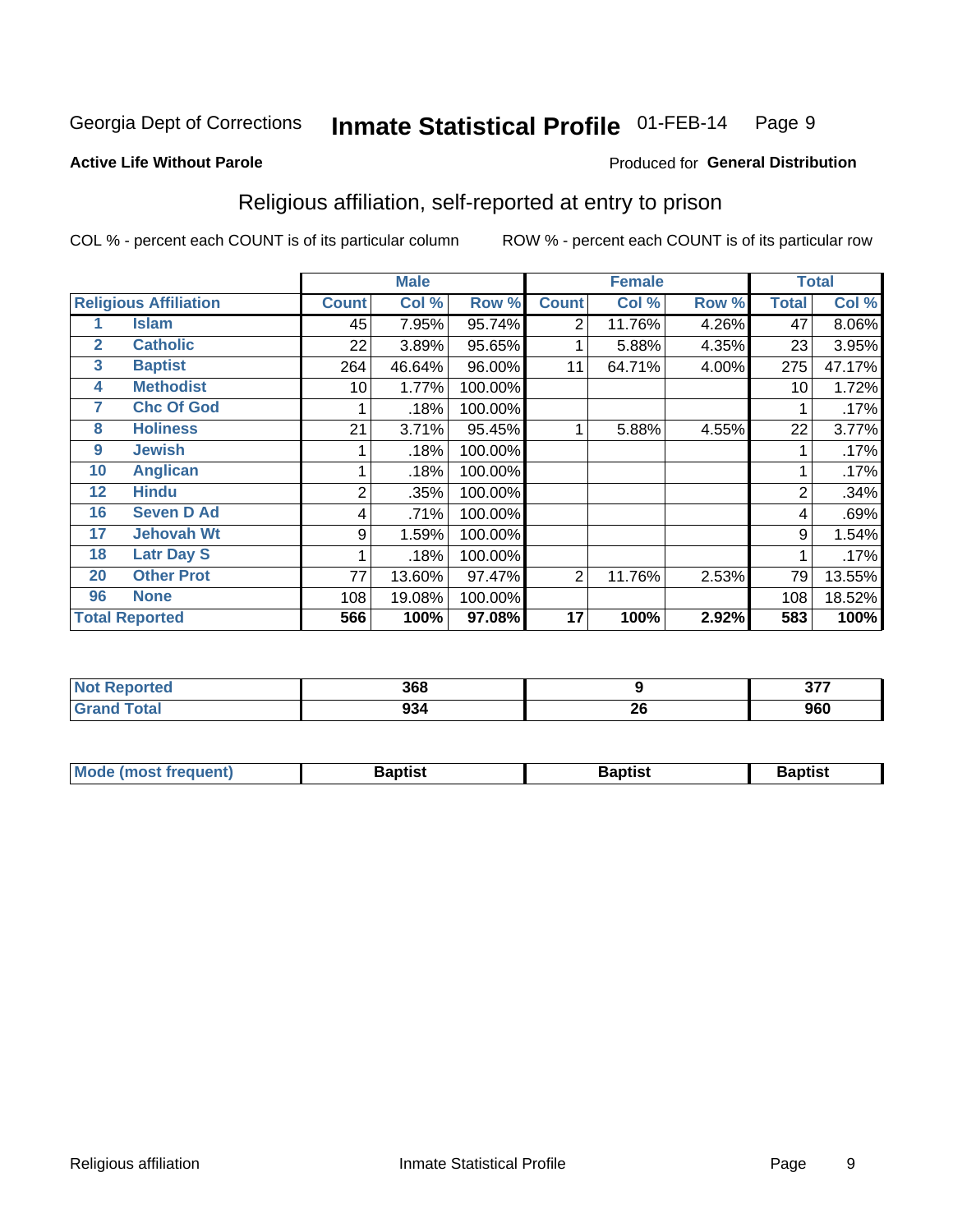Georgia Dept of Corrections **Inmate Statistical Profile** 01-FEB-14

**Active Life Without Parole**

Produced for **General Distribution**

## Religious affiliation, self-reported at entry to prison

COL % - percent each COUNT is of its particular column

ROW % - percent each COUNT is of its particular row

| Religious Affiliation | | Male | | | Female | | | Total | |
|---|---|---|---|---|---|---|---|---|---|
| | | Count | Col % | Row % | Count | Col % | Row % | Total | Col % |
| 1 | Islam | 45 | 7.95% | 95.74% | 2 | 11.76% | 4.26% | 47 | 8.06% |
| 2 | Catholic | 22 | 3.89% | 95.65% | 1 | 5.88% | 4.35% | 23 | 3.95% |
| 3 | Baptist | 264 | 46.64% | 96.00% | 11 | 64.71% | 4.00% | 275 | 47.17% |
| 4 | Methodist | 10 | 1.77% | 100.00% | | | | 10 | 1.72% |
| 7 | Chc Of God | 1 | .18% | 100.00% | | | | 1 | .17% |
| 8 | Holiness | 21 | 3.71% | 95.45% | 1 | 5.88% | 4.55% | 22 | 3.77% |
| 9 | Jewish | 1 | .18% | 100.00% | | | | 1 | .17% |
| 10 | Anglican | 1 | .18% | 100.00% | | | | 1 | .17% |
| 12 | Hindu | 2 | .35% | 100.00% | | | | 2 | .34% |
| 16 | Seven D Ad | 4 | .71% | 100.00% | | | | 4 | .69% |
| 17 | Jehovah Wt | 9 | 1.59% | 100.00% | | | | 9 | 1.54% |
| 18 | Latr Day S | 1 | .18% | 100.00% | | | | 1 | .17% |
| 20 | Other Prot | 77 | 13.60% | 97.47% | 2 | 11.76% | 2.53% | 79 | 13.55% |
| 96 | None | 108 | 19.08% | 100.00% | | | | 108 | 18.52% |
| **Total Reported** | | **566** | **100%** | **97.08%** | **17** | **100%** | **2.92%** | **583** | **100%** |

| | Male | Female | Total |
|---|---|---|---|
| Not Reported | 368 | 9 | 377 |
| Grand Total | 934 | 26 | 960 |

| | Male | Female | Total |
|---|---|---|---|
| Mode (most frequent) | Baptist | Baptist | Baptist |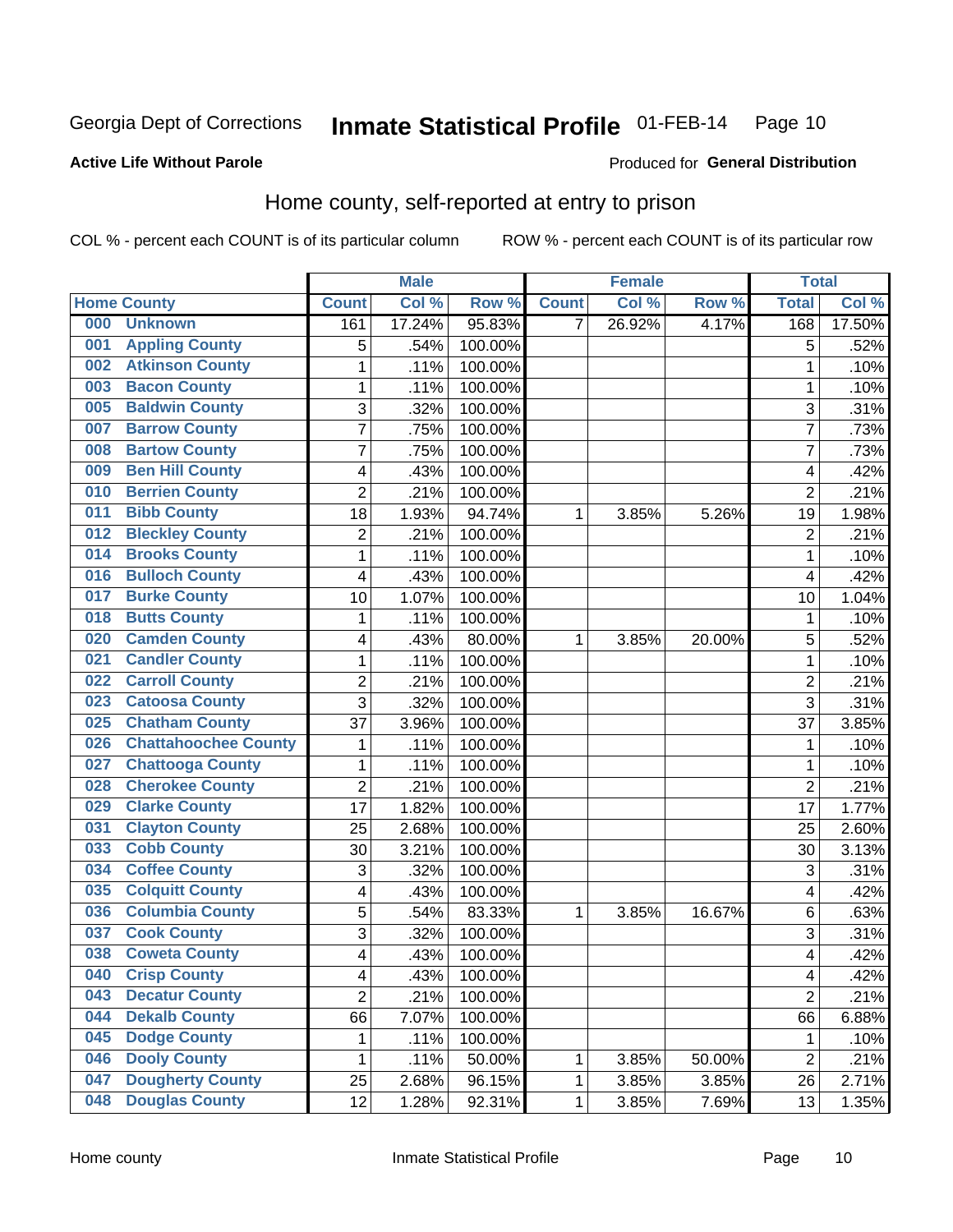Georgia Dept of Corrections **Inmate Statistical Profile** 01-FEB-14

**Active Life Without Parole**

Produced for **General Distribution**

## Home county, self-reported at entry to prison

COL % - percent each COUNT is of its particular column    ROW % - percent each COUNT is of its particular row

| Home County | | Male | | | Female | | | Total | |
|---|---|---|---|---|---|---|---|---|---|
| | | Count | Col % | Row % | Count | Col % | Row % | Total | Col % |
| 000 | Unknown | 161 | 17.24% | 95.83% | 7 | 26.92% | 4.17% | 168 | 17.50% |
| 001 | Appling County | 5 | .54% | 100.00% | | | | 5 | .52% |
| 002 | Atkinson County | 1 | .11% | 100.00% | | | | 1 | .10% |
| 003 | Bacon County | 1 | .11% | 100.00% | | | | 1 | .10% |
| 005 | Baldwin County | 3 | .32% | 100.00% | | | | 3 | .31% |
| 007 | Barrow County | 7 | .75% | 100.00% | | | | 7 | .73% |
| 008 | Bartow County | 7 | .75% | 100.00% | | | | 7 | .73% |
| 009 | Ben Hill County | 4 | .43% | 100.00% | | | | 4 | .42% |
| 010 | Berrien County | 2 | .21% | 100.00% | | | | 2 | .21% |
| 011 | Bibb County | 18 | 1.93% | 94.74% | 1 | 3.85% | 5.26% | 19 | 1.98% |
| 012 | Bleckley County | 2 | .21% | 100.00% | | | | 2 | .21% |
| 014 | Brooks County | 1 | .11% | 100.00% | | | | 1 | .10% |
| 016 | Bulloch County | 4 | .43% | 100.00% | | | | 4 | .42% |
| 017 | Burke County | 10 | 1.07% | 100.00% | | | | 10 | 1.04% |
| 018 | Butts County | 1 | .11% | 100.00% | | | | 1 | .10% |
| 020 | Camden County | 4 | .43% | 80.00% | 1 | 3.85% | 20.00% | 5 | .52% |
| 021 | Candler County | 1 | .11% | 100.00% | | | | 1 | .10% |
| 022 | Carroll County | 2 | .21% | 100.00% | | | | 2 | .21% |
| 023 | Catoosa County | 3 | .32% | 100.00% | | | | 3 | .31% |
| 025 | Chatham County | 37 | 3.96% | 100.00% | | | | 37 | 3.85% |
| 026 | Chattahoochee County | 1 | .11% | 100.00% | | | | 1 | .10% |
| 027 | Chattooga County | 1 | .11% | 100.00% | | | | 1 | .10% |
| 028 | Cherokee County | 2 | .21% | 100.00% | | | | 2 | .21% |
| 029 | Clarke County | 17 | 1.82% | 100.00% | | | | 17 | 1.77% |
| 031 | Clayton County | 25 | 2.68% | 100.00% | | | | 25 | 2.60% |
| 033 | Cobb County | 30 | 3.21% | 100.00% | | | | 30 | 3.13% |
| 034 | Coffee County | 3 | .32% | 100.00% | | | | 3 | .31% |
| 035 | Colquitt County | 4 | .43% | 100.00% | | | | 4 | .42% |
| 036 | Columbia County | 5 | .54% | 83.33% | 1 | 3.85% | 16.67% | 6 | .63% |
| 037 | Cook County | 3 | .32% | 100.00% | | | | 3 | .31% |
| 038 | Coweta County | 4 | .43% | 100.00% | | | | 4 | .42% |
| 040 | Crisp County | 4 | .43% | 100.00% | | | | 4 | .42% |
| 043 | Decatur County | 2 | .21% | 100.00% | | | | 2 | .21% |
| 044 | Dekalb County | 66 | 7.07% | 100.00% | | | | 66 | 6.88% |
| 045 | Dodge County | 1 | .11% | 100.00% | | | | 1 | .10% |
| 046 | Dooly County | 1 | .11% | 50.00% | 1 | 3.85% | 50.00% | 2 | .21% |
| 047 | Dougherty County | 25 | 2.68% | 96.15% | 1 | 3.85% | 3.85% | 26 | 2.71% |
| 048 | Douglas County | 12 | 1.28% | 92.31% | 1 | 3.85% | 7.69% | 13 | 1.35% |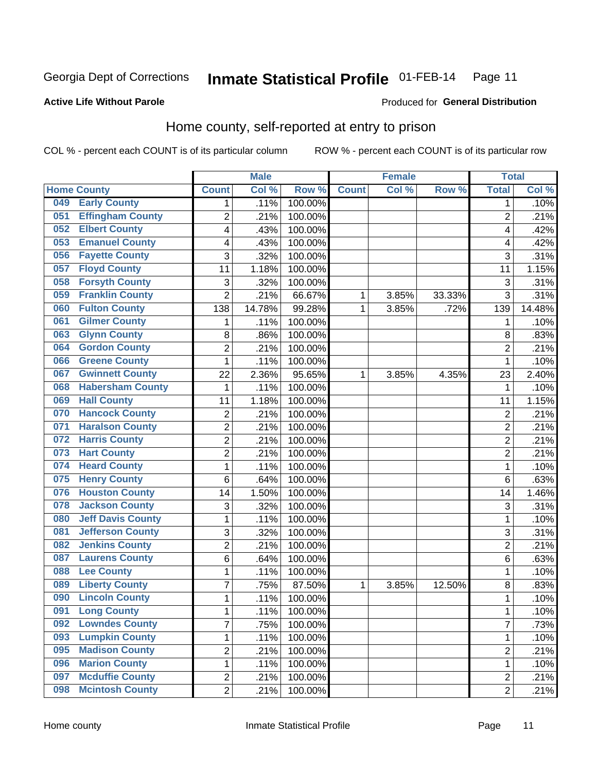Georgia Dept of Corrections **Inmate Statistical Profile** 01-FEB-14

**Active Life Without Parole**

Produced for **General Distribution**

## Home county, self-reported at entry to prison

COL % - percent each COUNT is of its particular column ROW % - percent each COUNT is of its particular row

| Home County | | Male | | | Female | | | Total | |
|---|---|---|---|---|---|---|---|---|---|
| | | Count | Col % | Row % | Count | Col % | Row % | Total | Col % |
| 049 | Early County | 1 | .11% | 100.00% | | | | 1 | .10% |
| 051 | Effingham County | 2 | .21% | 100.00% | | | | 2 | .21% |
| 052 | Elbert County | 4 | .43% | 100.00% | | | | 4 | .42% |
| 053 | Emanuel County | 4 | .43% | 100.00% | | | | 4 | .42% |
| 056 | Fayette County | 3 | .32% | 100.00% | | | | 3 | .31% |
| 057 | Floyd County | 11 | 1.18% | 100.00% | | | | 11 | 1.15% |
| 058 | Forsyth County | 3 | .32% | 100.00% | | | | 3 | .31% |
| 059 | Franklin County | 2 | .21% | 66.67% | 1 | 3.85% | 33.33% | 3 | .31% |
| 060 | Fulton County | 138 | 14.78% | 99.28% | 1 | 3.85% | .72% | 139 | 14.48% |
| 061 | Gilmer County | 1 | .11% | 100.00% | | | | 1 | .10% |
| 063 | Glynn County | 8 | .86% | 100.00% | | | | 8 | .83% |
| 064 | Gordon County | 2 | .21% | 100.00% | | | | 2 | .21% |
| 066 | Greene County | 1 | .11% | 100.00% | | | | 1 | .10% |
| 067 | Gwinnett County | 22 | 2.36% | 95.65% | 1 | 3.85% | 4.35% | 23 | 2.40% |
| 068 | Habersham County | 1 | .11% | 100.00% | | | | 1 | .10% |
| 069 | Hall County | 11 | 1.18% | 100.00% | | | | 11 | 1.15% |
| 070 | Hancock County | 2 | .21% | 100.00% | | | | 2 | .21% |
| 071 | Haralson County | 2 | .21% | 100.00% | | | | 2 | .21% |
| 072 | Harris County | 2 | .21% | 100.00% | | | | 2 | .21% |
| 073 | Hart County | 2 | .21% | 100.00% | | | | 2 | .21% |
| 074 | Heard County | 1 | .11% | 100.00% | | | | 1 | .10% |
| 075 | Henry County | 6 | .64% | 100.00% | | | | 6 | .63% |
| 076 | Houston County | 14 | 1.50% | 100.00% | | | | 14 | 1.46% |
| 078 | Jackson County | 3 | .32% | 100.00% | | | | 3 | .31% |
| 080 | Jeff Davis County | 1 | .11% | 100.00% | | | | 1 | .10% |
| 081 | Jefferson County | 3 | .32% | 100.00% | | | | 3 | .31% |
| 082 | Jenkins County | 2 | .21% | 100.00% | | | | 2 | .21% |
| 087 | Laurens County | 6 | .64% | 100.00% | | | | 6 | .63% |
| 088 | Lee County | 1 | .11% | 100.00% | | | | 1 | .10% |
| 089 | Liberty County | 7 | .75% | 87.50% | 1 | 3.85% | 12.50% | 8 | .83% |
| 090 | Lincoln County | 1 | .11% | 100.00% | | | | 1 | .10% |
| 091 | Long County | 1 | .11% | 100.00% | | | | 1 | .10% |
| 092 | Lowndes County | 7 | .75% | 100.00% | | | | 7 | .73% |
| 093 | Lumpkin County | 1 | .11% | 100.00% | | | | 1 | .10% |
| 095 | Madison County | 2 | .21% | 100.00% | | | | 2 | .21% |
| 096 | Marion County | 1 | .11% | 100.00% | | | | 1 | .10% |
| 097 | Mcduffie County | 2 | .21% | 100.00% | | | | 2 | .21% |
| 098 | Mcintosh County | 2 | .21% | 100.00% | | | | 2 | .21% |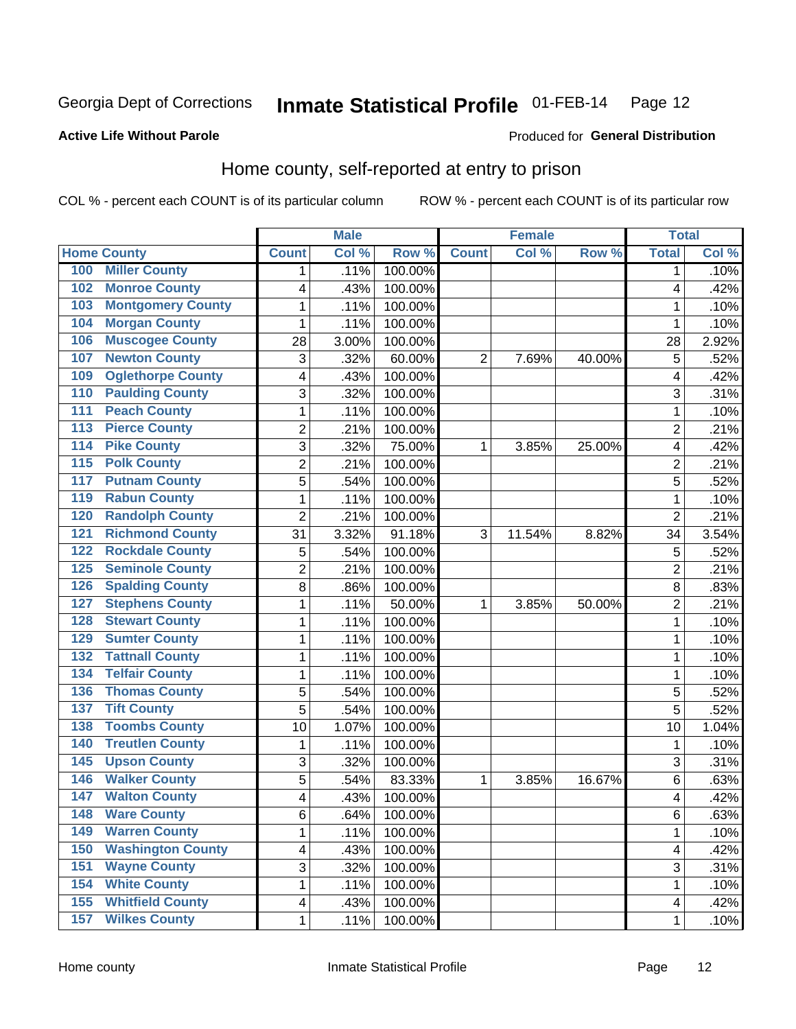Georgia Dept of Corrections **Inmate Statistical Profile** 01-FEB-14

**Active Life Without Parole**

Produced for **General Distribution**

## Home county, self-reported at entry to prison

COL % - percent each COUNT is of its particular column    ROW % - percent each COUNT is of its particular row

| Home County | | Male | | | Female | | | Total | |
|---|---|---|---|---|---|---|---|---|---|
| | | Count | Col % | Row % | Count | Col % | Row % | Total | Col % |
| 100 | Miller County | 1 | .11% | 100.00% | | | | 1 | .10% |
| 102 | Monroe County | 4 | .43% | 100.00% | | | | 4 | .42% |
| 103 | Montgomery County | 1 | .11% | 100.00% | | | | 1 | .10% |
| 104 | Morgan County | 1 | .11% | 100.00% | | | | 1 | .10% |
| 106 | Muscogee County | 28 | 3.00% | 100.00% | | | | 28 | 2.92% |
| 107 | Newton County | 3 | .32% | 60.00% | 2 | 7.69% | 40.00% | 5 | .52% |
| 109 | Oglethorpe County | 4 | .43% | 100.00% | | | | 4 | .42% |
| 110 | Paulding County | 3 | .32% | 100.00% | | | | 3 | .31% |
| 111 | Peach County | 1 | .11% | 100.00% | | | | 1 | .10% |
| 113 | Pierce County | 2 | .21% | 100.00% | | | | 2 | .21% |
| 114 | Pike County | 3 | .32% | 75.00% | 1 | 3.85% | 25.00% | 4 | .42% |
| 115 | Polk County | 2 | .21% | 100.00% | | | | 2 | .21% |
| 117 | Putnam County | 5 | .54% | 100.00% | | | | 5 | .52% |
| 119 | Rabun County | 1 | .11% | 100.00% | | | | 1 | .10% |
| 120 | Randolph County | 2 | .21% | 100.00% | | | | 2 | .21% |
| 121 | Richmond County | 31 | 3.32% | 91.18% | 3 | 11.54% | 8.82% | 34 | 3.54% |
| 122 | Rockdale County | 5 | .54% | 100.00% | | | | 5 | .52% |
| 125 | Seminole County | 2 | .21% | 100.00% | | | | 2 | .21% |
| 126 | Spalding County | 8 | .86% | 100.00% | | | | 8 | .83% |
| 127 | Stephens County | 1 | .11% | 50.00% | 1 | 3.85% | 50.00% | 2 | .21% |
| 128 | Stewart County | 1 | .11% | 100.00% | | | | 1 | .10% |
| 129 | Sumter County | 1 | .11% | 100.00% | | | | 1 | .10% |
| 132 | Tattnall County | 1 | .11% | 100.00% | | | | 1 | .10% |
| 134 | Telfair County | 1 | .11% | 100.00% | | | | 1 | .10% |
| 136 | Thomas County | 5 | .54% | 100.00% | | | | 5 | .52% |
| 137 | Tift County | 5 | .54% | 100.00% | | | | 5 | .52% |
| 138 | Toombs County | 10 | 1.07% | 100.00% | | | | 10 | 1.04% |
| 140 | Treutlen County | 1 | .11% | 100.00% | | | | 1 | .10% |
| 145 | Upson County | 3 | .32% | 100.00% | | | | 3 | .31% |
| 146 | Walker County | 5 | .54% | 83.33% | 1 | 3.85% | 16.67% | 6 | .63% |
| 147 | Walton County | 4 | .43% | 100.00% | | | | 4 | .42% |
| 148 | Ware County | 6 | .64% | 100.00% | | | | 6 | .63% |
| 149 | Warren County | 1 | .11% | 100.00% | | | | 1 | .10% |
| 150 | Washington County | 4 | .43% | 100.00% | | | | 4 | .42% |
| 151 | Wayne County | 3 | .32% | 100.00% | | | | 3 | .31% |
| 154 | White County | 1 | .11% | 100.00% | | | | 1 | .10% |
| 155 | Whitfield County | 4 | .43% | 100.00% | | | | 4 | .42% |
| 157 | Wilkes County | 1 | .11% | 100.00% | | | | 1 | .10% |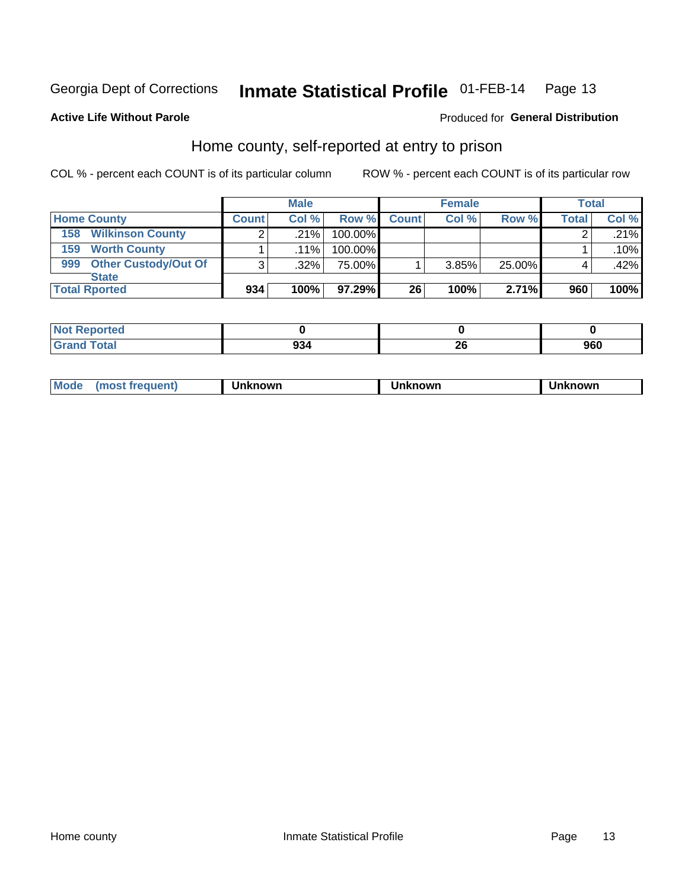Georgia Dept of Corrections **Inmate Statistical Profile** 01-FEB-14

**Active Life Without Parole**

Produced for **General Distribution**

## Home county, self-reported at entry to prison

COL % - percent each COUNT is of its particular column ROW % - percent each COUNT is of its particular row

| | Male | | | Female | | | Total | |
|---|---|---|---|---|---|---|---|---|
| **Home County** | **Count** | **Col %** | **Row %** | **Count** | **Col %** | **Row %** | **Total** | **Col %** |
| **158 Wilkinson County** | 2 | .21% | 100.00% | | | | 2 | .21% |
| **159 Worth County** | 1 | .11% | 100.00% | | | | 1 | .10% |
| **999 Other Custody/Out Of State** | 3 | .32% | 75.00% | 1 | 3.85% | 25.00% | 4 | .42% |
| **Total Rported** | **934** | **100%** | **97.29%** | **26** | **100%** | **2.71%** | **960** | **100%** |

| | Male | Female | Total |
|---|---|---|---|
| **Not Reported** | **0** | **0** | **0** |
| **Grand Total** | **934** | **26** | **960** |

| | Male | Female | Total |
|---|---|---|---|
| **Mode (most frequent)** | **Unknown** | **Unknown** | **Unknown** |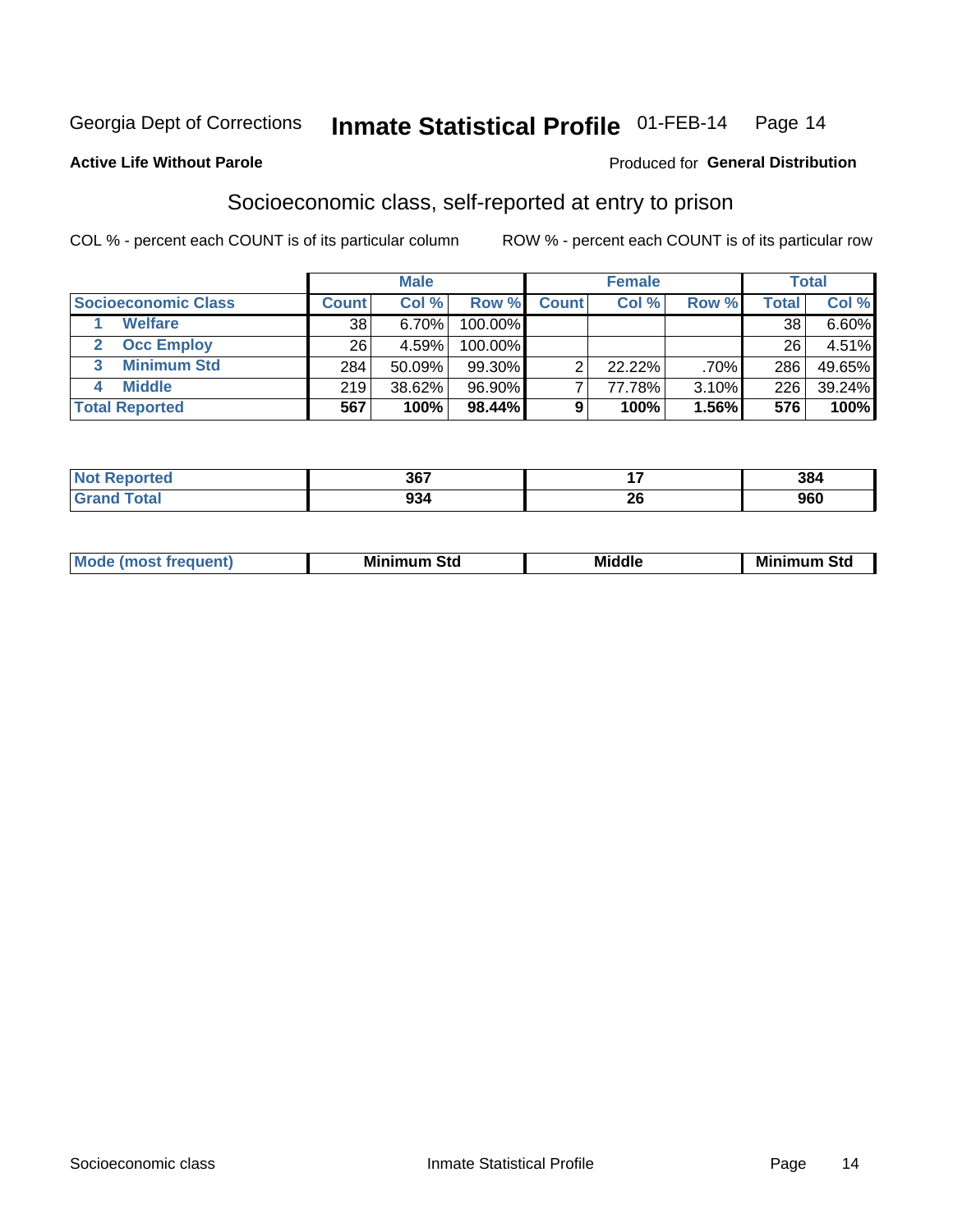Georgia Dept of Corrections **Inmate Statistical Profile** 01-FEB-14

**Active Life Without Parole**

Produced for **General Distribution**

## Socioeconomic class, self-reported at entry to prison

COL % - percent each COUNT is of its particular column    ROW % - percent each COUNT is of its particular row

| | Male | | | Female | | | Total | |
|---|---|---|---|---|---|---|---|---|
| **Socioeconomic Class** | **Count** | **Col %** | **Row %** | **Count** | **Col %** | **Row %** | **Total** | **Col %** |
| 1 **Welfare** | 38 | 6.70% | 100.00% | | | | 38 | 6.60% |
| 2 **Occ Employ** | 26 | 4.59% | 100.00% | | | | 26 | 4.51% |
| 3 **Minimum Std** | 284 | 50.09% | 99.30% | 2 | 22.22% | .70% | 286 | 49.65% |
| 4 **Middle** | 219 | 38.62% | 96.90% | 7 | 77.78% | 3.10% | 226 | 39.24% |
| **Total Reported** | **567** | **100%** | **98.44%** | **9** | **100%** | **1.56%** | **576** | **100%** |

| | Male | Female | Total |
|---|---|---|---|
| **Not Reported** | **367** | **17** | **384** |
| **Grand Total** | **934** | **26** | **960** |

| | Male | Female | Total |
|---|---|---|---|
| **Mode (most frequent)** | **Minimum Std** | **Middle** | **Minimum Std** |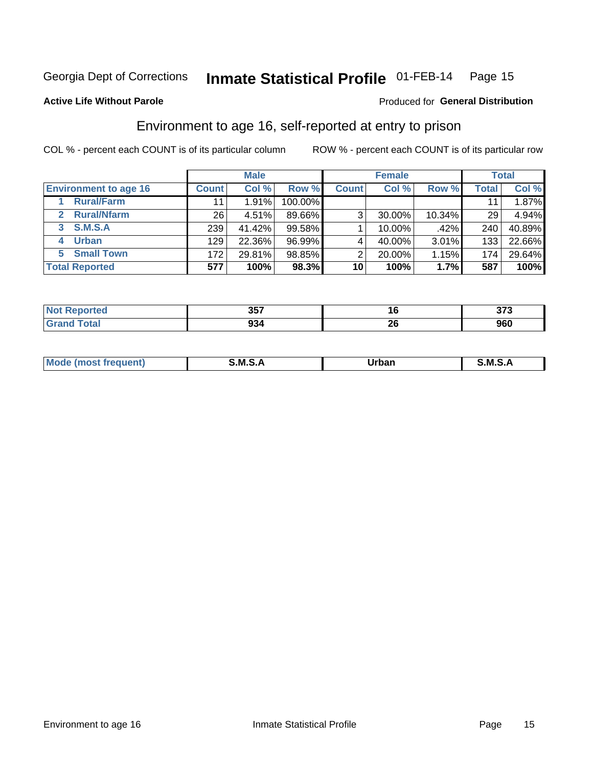Georgia Dept of Corrections **Inmate Statistical Profile** 01-FEB-14

**Active Life Without Parole**

Produced for **General Distribution**

## Environment to age 16, self-reported at entry to prison

COL % - percent each COUNT is of its particular column ROW % - percent each COUNT is of its particular row

| | Male | | | Female | | | Total | |
|---|---|---|---|---|---|---|---|---|
| **Environment to age 16** | **Count** | **Col %** | **Row %** | **Count** | **Col %** | **Row %** | **Total** | **Col %** |
| 1 Rural/Farm | 11 | 1.91% | 100.00% | | | | 11 | 1.87% |
| 2 Rural/Nfarm | 26 | 4.51% | 89.66% | 3 | 30.00% | 10.34% | 29 | 4.94% |
| 3 S.M.S.A | 239 | 41.42% | 99.58% | 1 | 10.00% | .42% | 240 | 40.89% |
| 4 Urban | 129 | 22.36% | 96.99% | 4 | 40.00% | 3.01% | 133 | 22.66% |
| 5 Small Town | 172 | 29.81% | 98.85% | 2 | 20.00% | 1.15% | 174 | 29.64% |
| **Total Reported** | **577** | **100%** | **98.3%** | **10** | **100%** | **1.7%** | **587** | **100%** |

| | Male | Female | Total |
|---|---|---|---|
| **Not Reported** | **357** | **16** | **373** |
| **Grand Total** | **934** | **26** | **960** |

| | Male | Female | Total |
|---|---|---|---|
| **Mode (most frequent)** | **S.M.S.A** | **Urban** | **S.M.S.A** |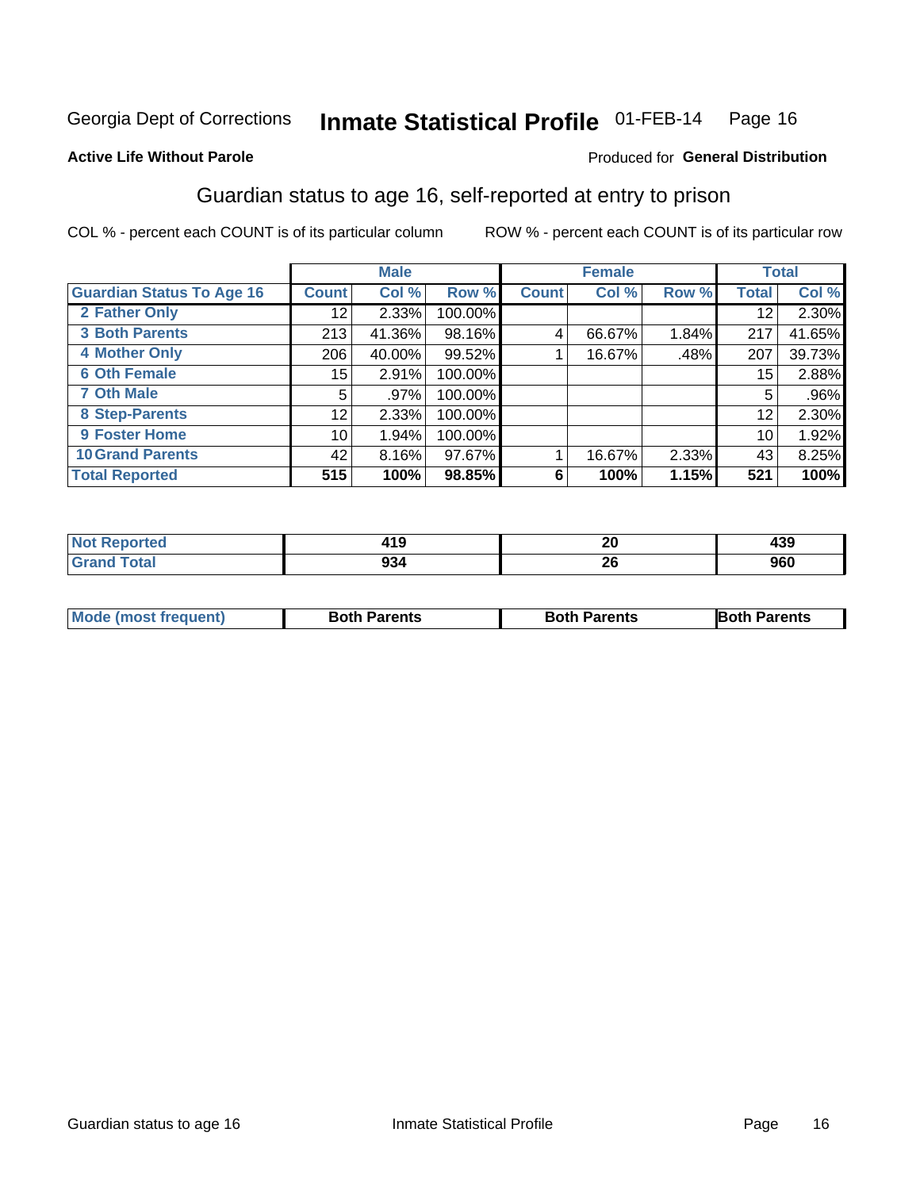Georgia Dept of Corrections **Inmate Statistical Profile** 01-FEB-14

**Active Life Without Parole** Produced for **General Distribution**

## Guardian status to age 16, self-reported at entry to prison

COL % - percent each COUNT is of its particular column ROW % - percent each COUNT is of its particular row

| | Male | | | Female | | | Total | |
|---|---|---|---|---|---|---|---|---|
| **Guardian Status To Age 16** | **Count** | **Col %** | **Row %** | **Count** | **Col %** | **Row %** | **Total** | **Col %** |
| 2 Father Only | 12 | 2.33% | 100.00% | | | | 12 | 2.30% |
| 3 Both Parents | 213 | 41.36% | 98.16% | 4 | 66.67% | 1.84% | 217 | 41.65% |
| 4 Mother Only | 206 | 40.00% | 99.52% | 1 | 16.67% | .48% | 207 | 39.73% |
| 6 Oth Female | 15 | 2.91% | 100.00% | | | | 15 | 2.88% |
| 7 Oth Male | 5 | .97% | 100.00% | | | | 5 | .96% |
| 8 Step-Parents | 12 | 2.33% | 100.00% | | | | 12 | 2.30% |
| 9 Foster Home | 10 | 1.94% | 100.00% | | | | 10 | 1.92% |
| 10 Grand Parents | 42 | 8.16% | 97.67% | 1 | 16.67% | 2.33% | 43 | 8.25% |
| **Total Reported** | **515** | **100%** | **98.85%** | **6** | **100%** | **1.15%** | **521** | **100%** |

| | Male | Female | Total |
|---|---|---|---|
| Not Reported | 419 | 20 | 439 |
| Grand Total | 934 | 26 | 960 |

| | Male | Female | Total |
|---|---|---|---|
| Mode (most frequent) | Both Parents | Both Parents | Both Parents |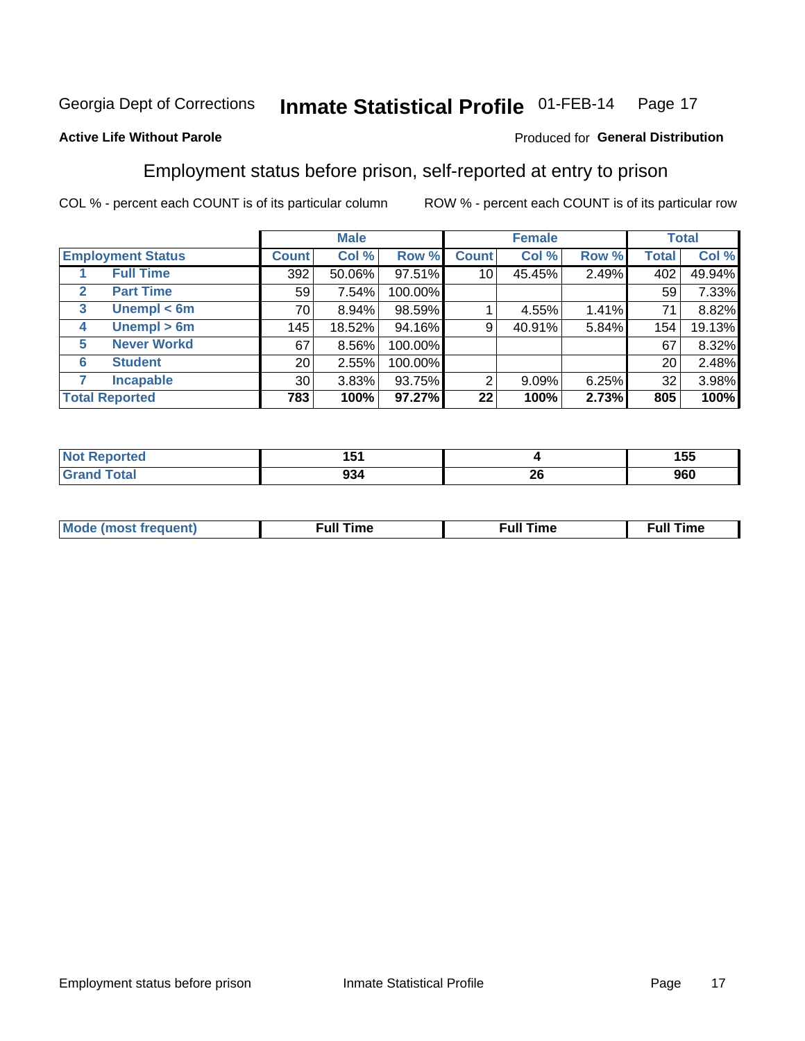Georgia Dept of Corrections **Inmate Statistical Profile** 01-FEB-14 Page 17

**Active Life Without Parole**

Produced for **General Distribution**

## Employment status before prison, self-reported at entry to prison

COL % - percent each COUNT is of its particular column     ROW % - percent each COUNT is of its particular row

| | | Male | | | Female | | | Total | |
|---|---|---|---|---|---|---|---|---|---|
| **Employment Status** | | **Count** | **Col %** | **Row %** | **Count** | **Col %** | **Row %** | **Total** | **Col %** |
| 1 | **Full Time** | 392 | 50.06% | 97.51% | 10 | 45.45% | 2.49% | 402 | 49.94% |
| 2 | **Part Time** | 59 | 7.54% | 100.00% | | | | 59 | 7.33% |
| 3 | **Unempl < 6m** | 70 | 8.94% | 98.59% | 1 | 4.55% | 1.41% | 71 | 8.82% |
| 4 | **Unempl > 6m** | 145 | 18.52% | 94.16% | 9 | 40.91% | 5.84% | 154 | 19.13% |
| 5 | **Never Workd** | 67 | 8.56% | 100.00% | | | | 67 | 8.32% |
| 6 | **Student** | 20 | 2.55% | 100.00% | | | | 20 | 2.48% |
| 7 | **Incapable** | 30 | 3.83% | 93.75% | 2 | 9.09% | 6.25% | 32 | 3.98% |
| **Total Reported** | | **783** | **100%** | **97.27%** | **22** | **100%** | **2.73%** | **805** | **100%** |

| | Male | Female | Total |
|---|---|---|---|
| **Not Reported** | **151** | **4** | **155** |
| **Grand Total** | **934** | **26** | **960** |

| | Male | Female | Total |
|---|---|---|---|
| **Mode (most frequent)** | **Full Time** | **Full Time** | **Full Time** |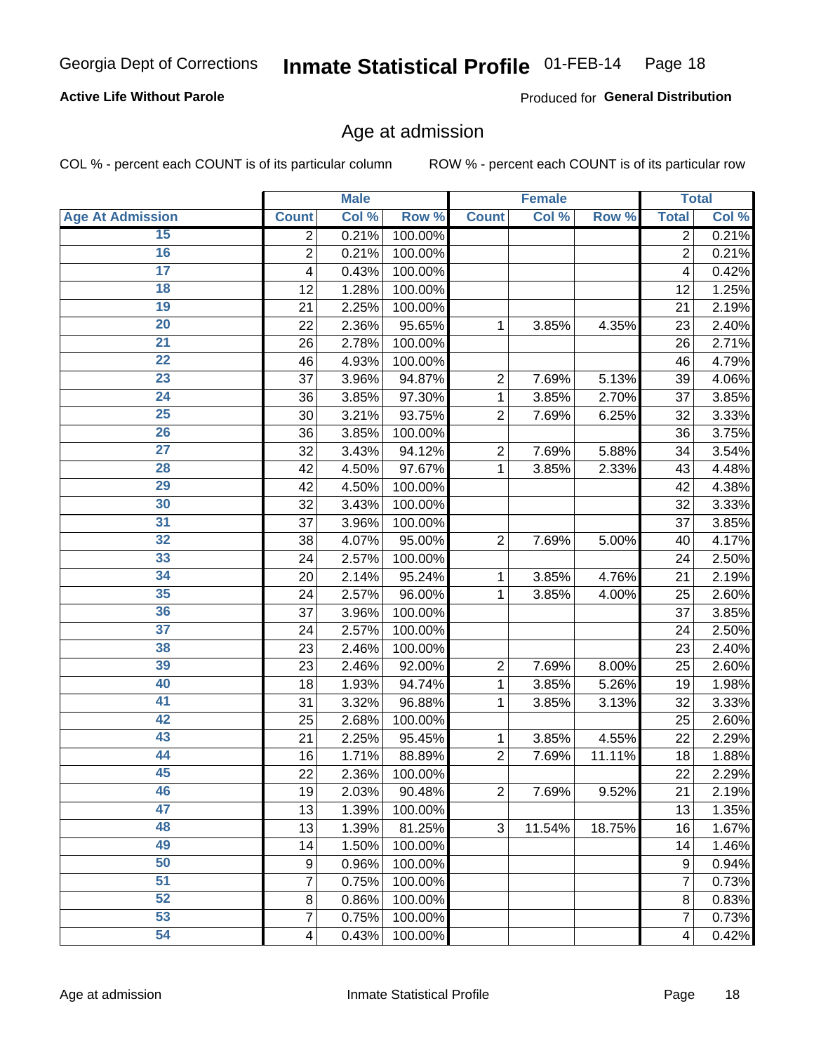Georgia Dept of Corrections **Inmate Statistical Profile** 01-FEB-14

**Active Life Without Parole**

Produced for **General Distribution**

## Age at admission

COL % - percent each COUNT is of its particular column    ROW % - percent each COUNT is of its particular row

| | Male | | | Female | | | Total | |
|---|---|---|---|---|---|---|---|---|
| Age At Admission | Count | Col % | Row % | Count | Col % | Row % | Total | Col % |
| 15 | 2 | 0.21% | 100.00% | | | | 2 | 0.21% |
| 16 | 2 | 0.21% | 100.00% | | | | 2 | 0.21% |
| 17 | 4 | 0.43% | 100.00% | | | | 4 | 0.42% |
| 18 | 12 | 1.28% | 100.00% | | | | 12 | 1.25% |
| 19 | 21 | 2.25% | 100.00% | | | | 21 | 2.19% |
| 20 | 22 | 2.36% | 95.65% | 1 | 3.85% | 4.35% | 23 | 2.40% |
| 21 | 26 | 2.78% | 100.00% | | | | 26 | 2.71% |
| 22 | 46 | 4.93% | 100.00% | | | | 46 | 4.79% |
| 23 | 37 | 3.96% | 94.87% | 2 | 7.69% | 5.13% | 39 | 4.06% |
| 24 | 36 | 3.85% | 97.30% | 1 | 3.85% | 2.70% | 37 | 3.85% |
| 25 | 30 | 3.21% | 93.75% | 2 | 7.69% | 6.25% | 32 | 3.33% |
| 26 | 36 | 3.85% | 100.00% | | | | 36 | 3.75% |
| 27 | 32 | 3.43% | 94.12% | 2 | 7.69% | 5.88% | 34 | 3.54% |
| 28 | 42 | 4.50% | 97.67% | 1 | 3.85% | 2.33% | 43 | 4.48% |
| 29 | 42 | 4.50% | 100.00% | | | | 42 | 4.38% |
| 30 | 32 | 3.43% | 100.00% | | | | 32 | 3.33% |
| 31 | 37 | 3.96% | 100.00% | | | | 37 | 3.85% |
| 32 | 38 | 4.07% | 95.00% | 2 | 7.69% | 5.00% | 40 | 4.17% |
| 33 | 24 | 2.57% | 100.00% | | | | 24 | 2.50% |
| 34 | 20 | 2.14% | 95.24% | 1 | 3.85% | 4.76% | 21 | 2.19% |
| 35 | 24 | 2.57% | 96.00% | 1 | 3.85% | 4.00% | 25 | 2.60% |
| 36 | 37 | 3.96% | 100.00% | | | | 37 | 3.85% |
| 37 | 24 | 2.57% | 100.00% | | | | 24 | 2.50% |
| 38 | 23 | 2.46% | 100.00% | | | | 23 | 2.40% |
| 39 | 23 | 2.46% | 92.00% | 2 | 7.69% | 8.00% | 25 | 2.60% |
| 40 | 18 | 1.93% | 94.74% | 1 | 3.85% | 5.26% | 19 | 1.98% |
| 41 | 31 | 3.32% | 96.88% | 1 | 3.85% | 3.13% | 32 | 3.33% |
| 42 | 25 | 2.68% | 100.00% | | | | 25 | 2.60% |
| 43 | 21 | 2.25% | 95.45% | 1 | 3.85% | 4.55% | 22 | 2.29% |
| 44 | 16 | 1.71% | 88.89% | 2 | 7.69% | 11.11% | 18 | 1.88% |
| 45 | 22 | 2.36% | 100.00% | | | | 22 | 2.29% |
| 46 | 19 | 2.03% | 90.48% | 2 | 7.69% | 9.52% | 21 | 2.19% |
| 47 | 13 | 1.39% | 100.00% | | | | 13 | 1.35% |
| 48 | 13 | 1.39% | 81.25% | 3 | 11.54% | 18.75% | 16 | 1.67% |
| 49 | 14 | 1.50% | 100.00% | | | | 14 | 1.46% |
| 50 | 9 | 0.96% | 100.00% | | | | 9 | 0.94% |
| 51 | 7 | 0.75% | 100.00% | | | | 7 | 0.73% |
| 52 | 8 | 0.86% | 100.00% | | | | 8 | 0.83% |
| 53 | 7 | 0.75% | 100.00% | | | | 7 | 0.73% |
| 54 | 4 | 0.43% | 100.00% | | | | 4 | 0.42% |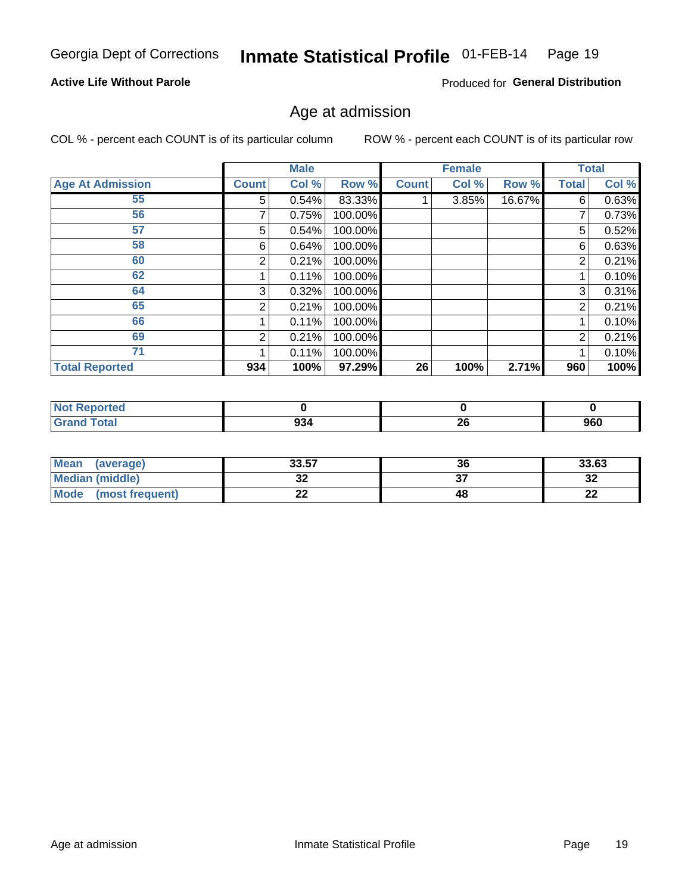Georgia Dept of Corrections **Inmate Statistical Profile** 01-FEB-14

**Active Life Without Parole**

Produced for **General Distribution**

## Age at admission

COL % - percent each COUNT is of its particular column

ROW % - percent each COUNT is of its particular row

| | Male | | | Female | | | Total | |
|---|---|---|---|---|---|---|---|---|
| **Age At Admission** | **Count** | **Col %** | **Row %** | **Count** | **Col %** | **Row %** | **Total** | **Col %** |
| 55 | 5 | 0.54% | 83.33% | 1 | 3.85% | 16.67% | 6 | 0.63% |
| 56 | 7 | 0.75% | 100.00% | | | | 7 | 0.73% |
| 57 | 5 | 0.54% | 100.00% | | | | 5 | 0.52% |
| 58 | 6 | 0.64% | 100.00% | | | | 6 | 0.63% |
| 60 | 2 | 0.21% | 100.00% | | | | 2 | 0.21% |
| 62 | 1 | 0.11% | 100.00% | | | | 1 | 0.10% |
| 64 | 3 | 0.32% | 100.00% | | | | 3 | 0.31% |
| 65 | 2 | 0.21% | 100.00% | | | | 2 | 0.21% |
| 66 | 1 | 0.11% | 100.00% | | | | 1 | 0.10% |
| 69 | 2 | 0.21% | 100.00% | | | | 2 | 0.21% |
| 71 | 1 | 0.11% | 100.00% | | | | 1 | 0.10% |
| **Total Reported** | **934** | **100%** | **97.29%** | **26** | **100%** | **2.71%** | **960** | **100%** |

| | Male | Female | Total |
|---|---|---|---|
| **Not Reported** | **0** | **0** | **0** |
| **Grand Total** | **934** | **26** | **960** |

| | Male | Female | Total |
|---|---|---|---|
| **Mean (average)** | **33.57** | **36** | **33.63** |
| **Median (middle)** | **32** | **37** | **32** |
| **Mode (most frequent)** | **22** | **48** | **22** |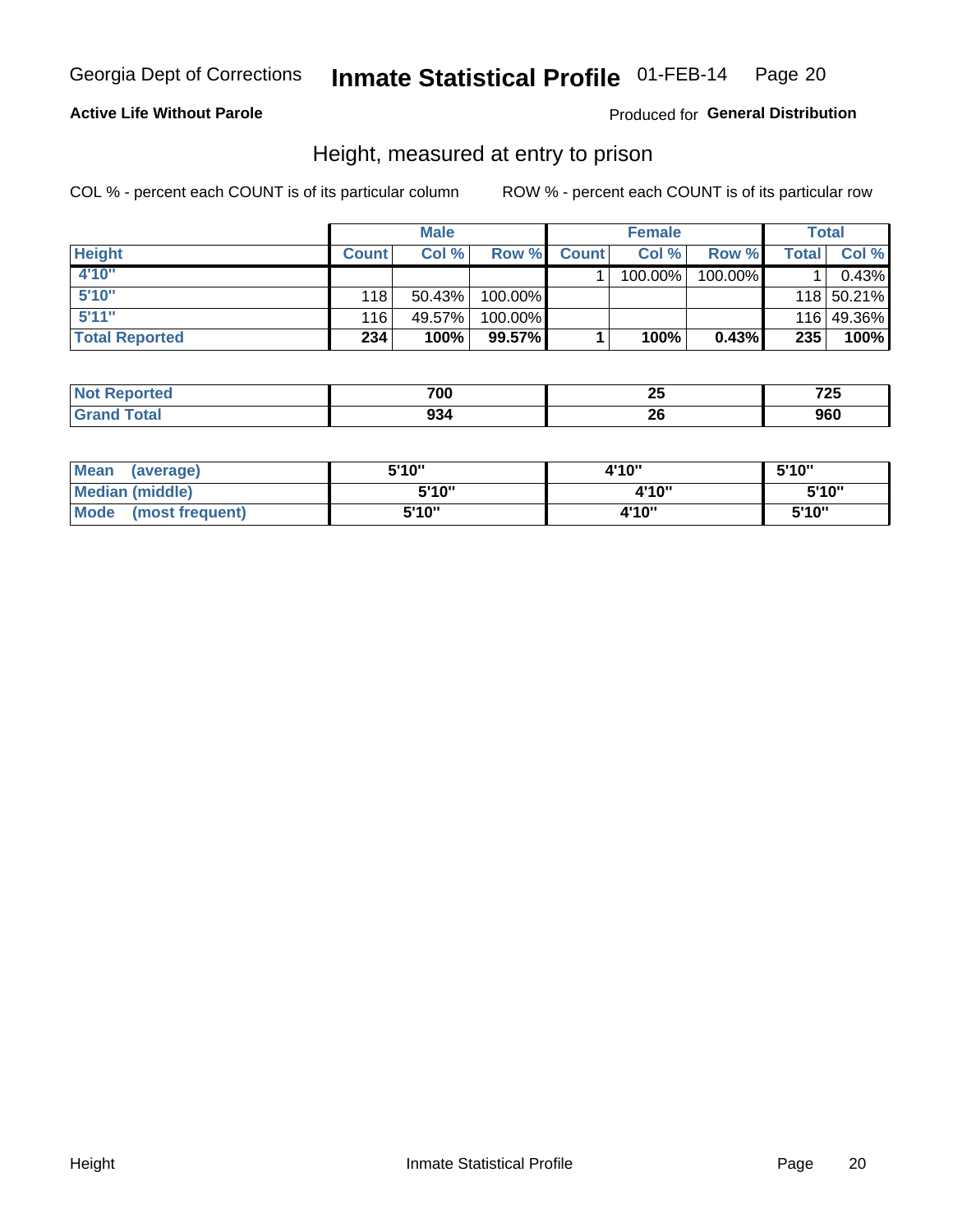Georgia Dept of Corrections **Inmate Statistical Profile** 01-FEB-14 Page 20

**Active Life Without Parole**

Produced for **General Distribution**

## Height, measured at entry to prison

COL % - percent each COUNT is of its particular column

ROW % - percent each COUNT is of its particular row

| | Male | | | Female | | | Total | |
|---|---|---|---|---|---|---|---|---|
| **Height** | **Count** | **Col %** | **Row %** | **Count** | **Col %** | **Row %** | **Total** | **Col %** |
| **4'10"** | | | | 1 | 100.00% | 100.00% | 1 | 0.43% |
| **5'10"** | 118 | 50.43% | 100.00% | | | | 118 | 50.21% |
| **5'11"** | 116 | 49.57% | 100.00% | | | | 116 | 49.36% |
| **Total Reported** | **234** | **100%** | **99.57%** | **1** | **100%** | **0.43%** | **235** | **100%** |

| | Male | Female | Total |
|---|---|---|---|
| **Not Reported** | **700** | **25** | **725** |
| **Grand Total** | **934** | **26** | **960** |

| | Male | Female | Total |
|---|---|---|---|
| **Mean (average)** | **5'10"** | **4'10"** | **5'10"** |
| **Median (middle)** | **5'10"** | **4'10"** | **5'10"** |
| **Mode (most frequent)** | **5'10"** | **4'10"** | **5'10"** |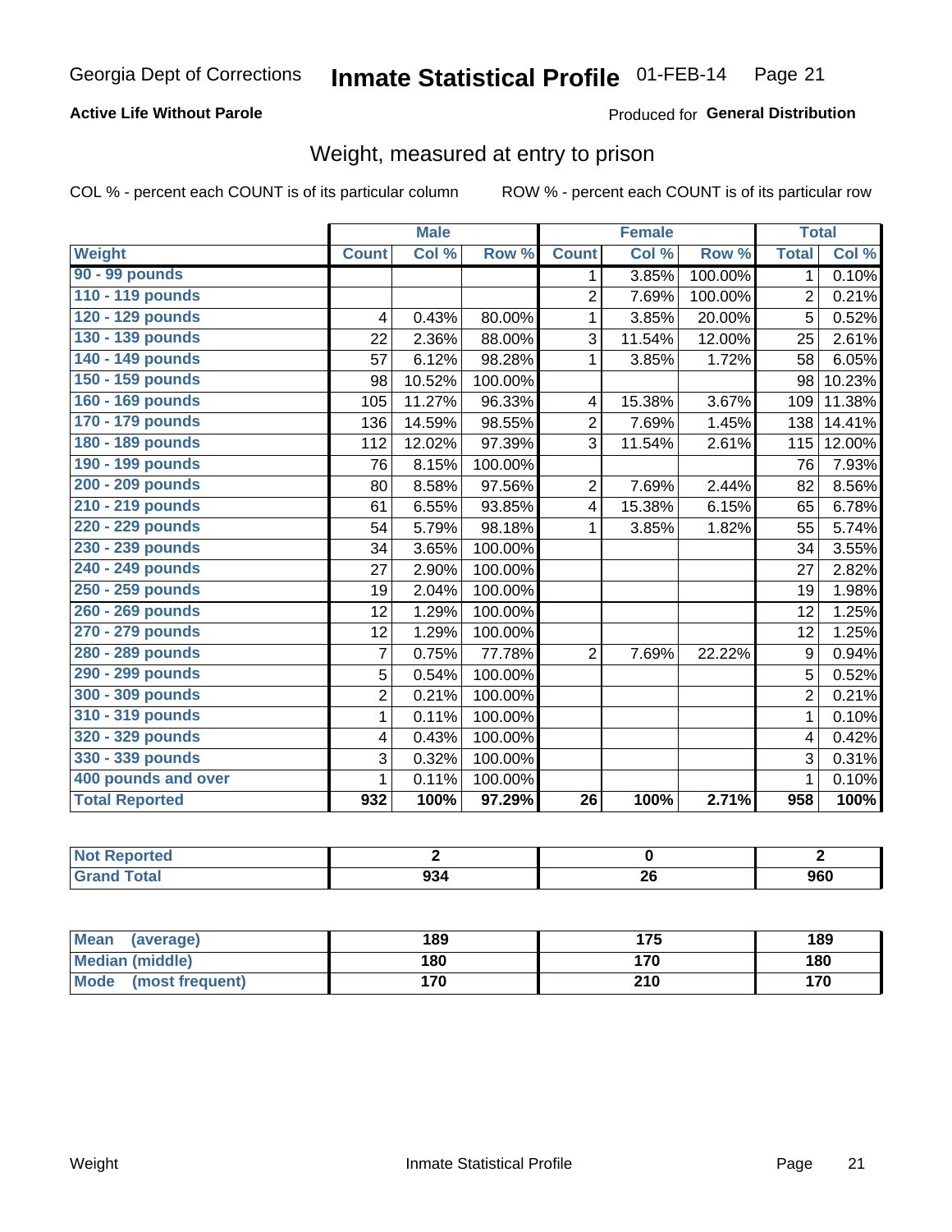Georgia Dept of Corrections **Inmate Statistical Profile** 01-FEB-14

**Active Life Without Parole**

Produced for **General Distribution**

## Weight, measured at entry to prison

COL % - percent each COUNT is of its particular column

ROW % - percent each COUNT is of its particular row

| | Male | | | Female | | | Total | |
|---|---|---|---|---|---|---|---|---|
| **Weight** | **Count** | **Col %** | **Row %** | **Count** | **Col %** | **Row %** | **Total** | **Col %** |
| **90 - 99 pounds** | | | | 1 | 3.85% | 100.00% | 1 | 0.10% |
| **110 - 119 pounds** | | | | 2 | 7.69% | 100.00% | 2 | 0.21% |
| **120 - 129 pounds** | 4 | 0.43% | 80.00% | 1 | 3.85% | 20.00% | 5 | 0.52% |
| **130 - 139 pounds** | 22 | 2.36% | 88.00% | 3 | 11.54% | 12.00% | 25 | 2.61% |
| **140 - 149 pounds** | 57 | 6.12% | 98.28% | 1 | 3.85% | 1.72% | 58 | 6.05% |
| **150 - 159 pounds** | 98 | 10.52% | 100.00% | | | | 98 | 10.23% |
| **160 - 169 pounds** | 105 | 11.27% | 96.33% | 4 | 15.38% | 3.67% | 109 | 11.38% |
| **170 - 179 pounds** | 136 | 14.59% | 98.55% | 2 | 7.69% | 1.45% | 138 | 14.41% |
| **180 - 189 pounds** | 112 | 12.02% | 97.39% | 3 | 11.54% | 2.61% | 115 | 12.00% |
| **190 - 199 pounds** | 76 | 8.15% | 100.00% | | | | 76 | 7.93% |
| **200 - 209 pounds** | 80 | 8.58% | 97.56% | 2 | 7.69% | 2.44% | 82 | 8.56% |
| **210 - 219 pounds** | 61 | 6.55% | 93.85% | 4 | 15.38% | 6.15% | 65 | 6.78% |
| **220 - 229 pounds** | 54 | 5.79% | 98.18% | 1 | 3.85% | 1.82% | 55 | 5.74% |
| **230 - 239 pounds** | 34 | 3.65% | 100.00% | | | | 34 | 3.55% |
| **240 - 249 pounds** | 27 | 2.90% | 100.00% | | | | 27 | 2.82% |
| **250 - 259 pounds** | 19 | 2.04% | 100.00% | | | | 19 | 1.98% |
| **260 - 269 pounds** | 12 | 1.29% | 100.00% | | | | 12 | 1.25% |
| **270 - 279 pounds** | 12 | 1.29% | 100.00% | | | | 12 | 1.25% |
| **280 - 289 pounds** | 7 | 0.75% | 77.78% | 2 | 7.69% | 22.22% | 9 | 0.94% |
| **290 - 299 pounds** | 5 | 0.54% | 100.00% | | | | 5 | 0.52% |
| **300 - 309 pounds** | 2 | 0.21% | 100.00% | | | | 2 | 0.21% |
| **310 - 319 pounds** | 1 | 0.11% | 100.00% | | | | 1 | 0.10% |
| **320 - 329 pounds** | 4 | 0.43% | 100.00% | | | | 4 | 0.42% |
| **330 - 339 pounds** | 3 | 0.32% | 100.00% | | | | 3 | 0.31% |
| **400 pounds and over** | 1 | 0.11% | 100.00% | | | | 1 | 0.10% |
| **Total Reported** | **932** | **100%** | **97.29%** | **26** | **100%** | **2.71%** | **958** | **100%** |

| | Male | Female | Total |
|---|---|---|---|
| **Not Reported** | **2** | **0** | **2** |
| **Grand Total** | **934** | **26** | **960** |

| | Male | Female | Total |
|---|---|---|---|
| **Mean (average)** | **189** | **175** | **189** |
| **Median (middle)** | **180** | **170** | **180** |
| **Mode (most frequent)** | **170** | **210** | **170** |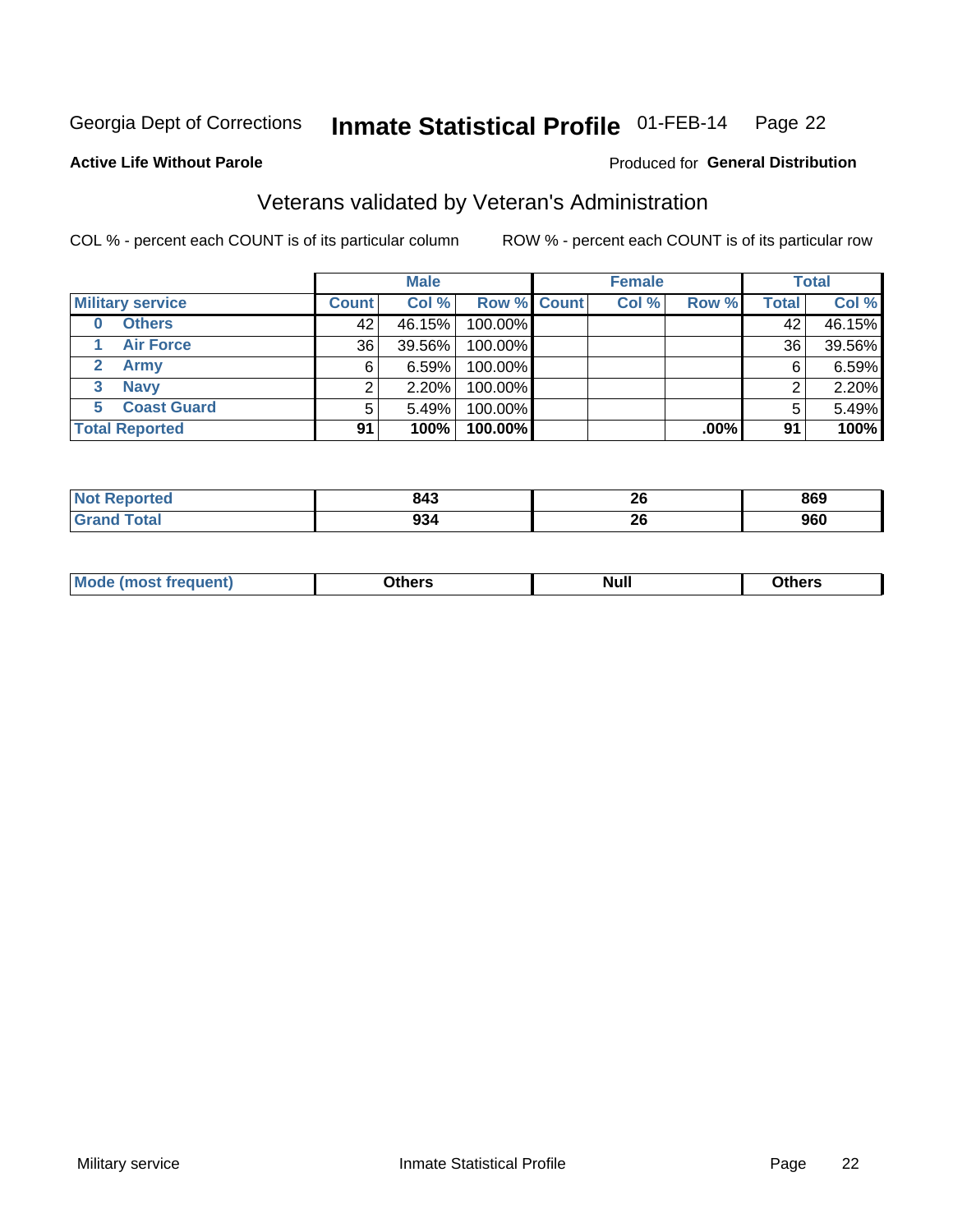Georgia Dept of Corrections **Inmate Statistical Profile** 01-FEB-14 Page 22

**Active Life Without Parole**

Produced for **General Distribution**

## Veterans validated by Veteran's Administration

COL % - percent each COUNT is of its particular column ROW % - percent each COUNT is of its particular row

| | Male | | | Female | | | Total | |
|---|---|---|---|---|---|---|---|---|
| **Military service** | **Count** | **Col %** | **Row %** | **Count** | **Col %** | **Row %** | **Total** | **Col %** |
| **0 Others** | 42 | 46.15% | 100.00% | | | | 42 | 46.15% |
| **1 Air Force** | 36 | 39.56% | 100.00% | | | | 36 | 39.56% |
| **2 Army** | 6 | 6.59% | 100.00% | | | | 6 | 6.59% |
| **3 Navy** | 2 | 2.20% | 100.00% | | | | 2 | 2.20% |
| **5 Coast Guard** | 5 | 5.49% | 100.00% | | | | 5 | 5.49% |
| **Total Reported** | **91** | **100%** | **100.00%** | | | **.00%** | **91** | **100%** |

| | Male | Female | Total |
|---|---|---|---|
| **Not Reported** | **843** | **26** | **869** |
| **Grand Total** | **934** | **26** | **960** |

| | Male | Female | Total |
|---|---|---|---|
| **Mode (most frequent)** | **Others** | **Null** | **Others** |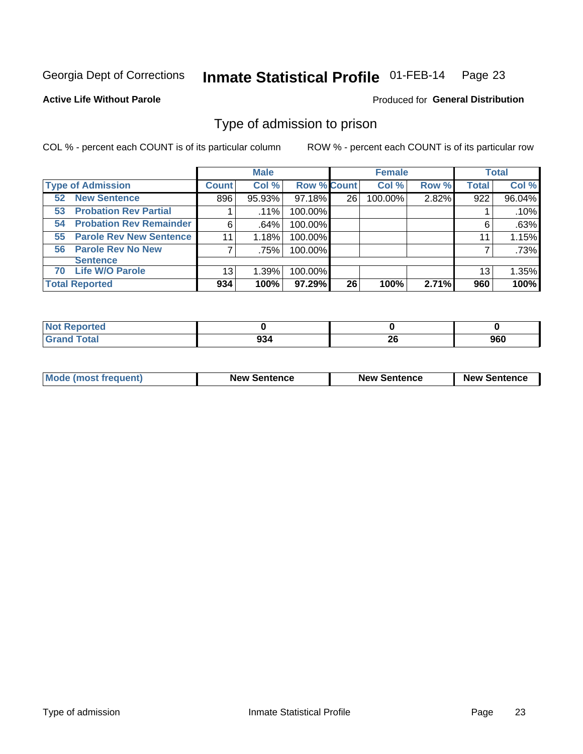Georgia Dept of Corrections **Inmate Statistical Profile** 01-FEB-14 Page 23

**Active Life Without Parole**

Produced for **General Distribution**

## Type of admission to prison

COL % - percent each COUNT is of its particular column

ROW % - percent each COUNT is of its particular row

| | Male | | | Female | | | Total | |
|---|---|---|---|---|---|---|---|---|
| **Type of Admission** | **Count** | **Col %** | **Row %** | **Count** | **Col %** | **Row %** | **Total** | **Col %** |
| **52 New Sentence** | 896 | 95.93% | 97.18% | 26 | 100.00% | 2.82% | 922 | 96.04% |
| **53 Probation Rev Partial** | 1 | .11% | 100.00% | | | | 1 | .10% |
| **54 Probation Rev Remainder** | 6 | .64% | 100.00% | | | | 6 | .63% |
| **55 Parole Rev New Sentence** | 11 | 1.18% | 100.00% | | | | 11 | 1.15% |
| **56 Parole Rev No New Sentence** | 7 | .75% | 100.00% | | | | 7 | .73% |
| **70 Life W/O Parole** | 13 | 1.39% | 100.00% | | | | 13 | 1.35% |
| **Total Reported** | **934** | **100%** | **97.29%** | **26** | **100%** | **2.71%** | **960** | **100%** |

| | Male | Female | Total |
|---|---|---|---|
| **Not Reported** | **0** | **0** | **0** |
| **Grand Total** | **934** | **26** | **960** |

| | Male | Female | Total |
|---|---|---|---|
| **Mode (most frequent)** | **New Sentence** | **New Sentence** | **New Sentence** |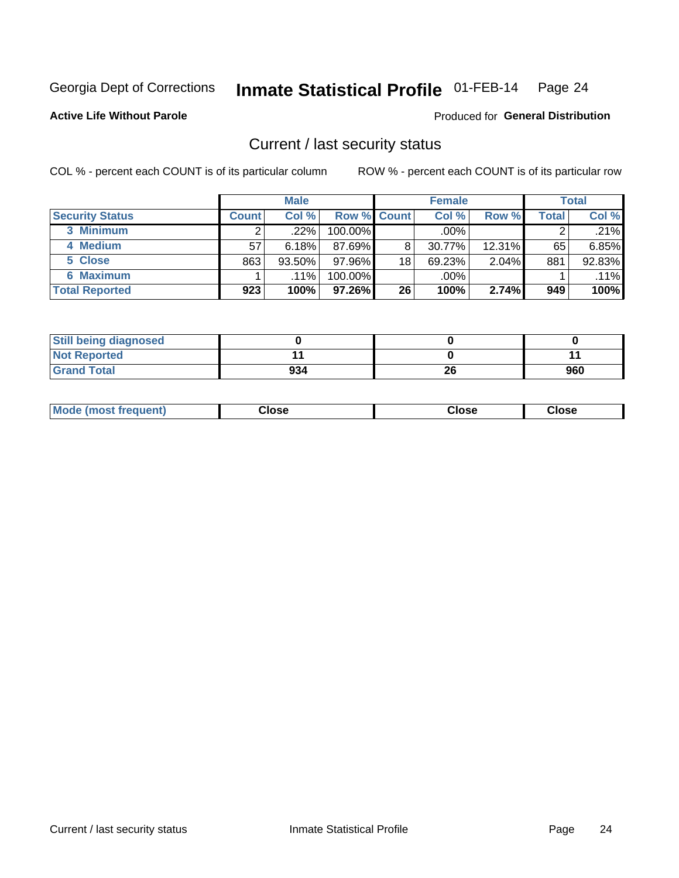Georgia Dept of Corrections **Inmate Statistical Profile** 01-FEB-14

**Active Life Without Parole**

Produced for **General Distribution**

## Current / last security status

COL % - percent each COUNT is of its particular column

ROW % - percent each COUNT is of its particular row

| | Male | | | Female | | | Total | |
|---|---|---|---|---|---|---|---|---|
| **Security Status** | **Count** | **Col %** | **Row %** | **Count** | **Col %** | **Row %** | **Total** | **Col %** |
| **3 Minimum** | 2 | .22% | 100.00% | | .00% | | 2 | .21% |
| **4 Medium** | 57 | 6.18% | 87.69% | 8 | 30.77% | 12.31% | 65 | 6.85% |
| **5 Close** | 863 | 93.50% | 97.96% | 18 | 69.23% | 2.04% | 881 | 92.83% |
| **6 Maximum** | 1 | .11% | 100.00% | | .00% | | 1 | .11% |
| **Total Reported** | **923** | **100%** | **97.26%** | **26** | **100%** | **2.74%** | **949** | **100%** |

| | Male | Female | Total |
|---|---|---|---|
| **Still being diagnosed** | **0** | **0** | **0** |
| **Not Reported** | **11** | **0** | **11** |
| **Grand Total** | **934** | **26** | **960** |

| | Male | Female | Total |
|---|---|---|---|
| **Mode (most frequent)** | **Close** | **Close** | **Close** |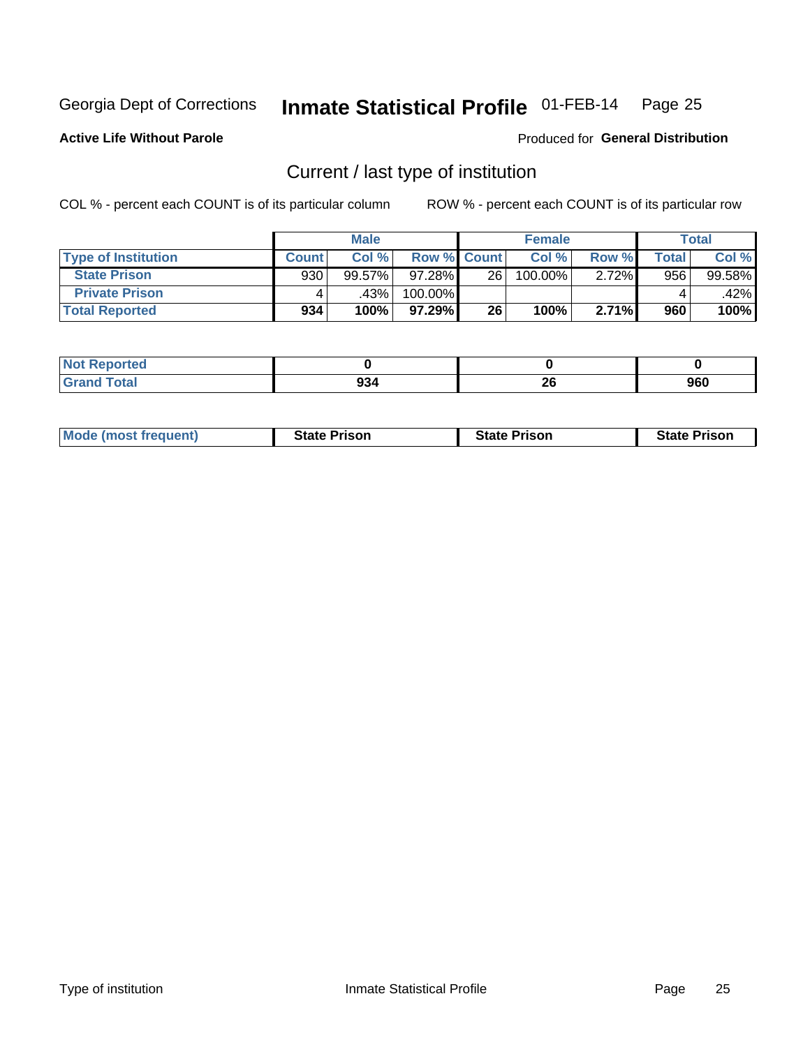Georgia Dept of Corrections **Inmate Statistical Profile** 01-FEB-14

**Active Life Without Parole**

Produced for **General Distribution**

## Current / last type of institution

COL % - percent each COUNT is of its particular column

ROW % - percent each COUNT is of its particular row

| | Male | | | Female | | | Total | |
|---|---|---|---|---|---|---|---|---|
| **Type of Institution** | **Count** | **Col %** | **Row %** | **Count** | **Col %** | **Row %** | **Total** | **Col %** |
| **State Prison** | 930 | 99.57% | 97.28% | 26 | 100.00% | 2.72% | 956 | 99.58% |
| **Private Prison** | 4 | .43% | 100.00% | | | | 4 | .42% |
| **Total Reported** | **934** | **100%** | **97.29%** | **26** | **100%** | **2.71%** | **960** | **100%** |

| | Male | Female | Total |
|---|---|---|---|
| **Not Reported** | **0** | **0** | **0** |
| **Grand Total** | **934** | **26** | **960** |

| | Male | Female | Total |
|---|---|---|---|
| **Mode (most frequent)** | **State Prison** | **State Prison** | **State Prison** |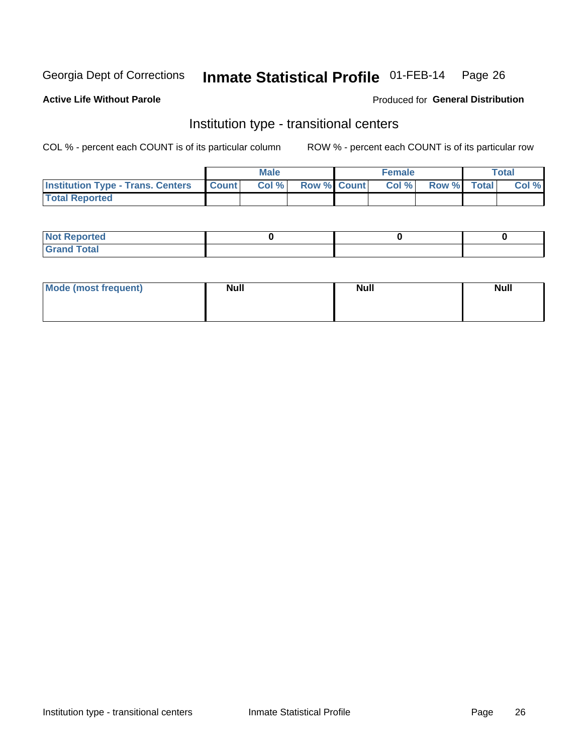Georgia Dept of Corrections **Inmate Statistical Profile** 01-FEB-14

**Active Life Without Parole**

Produced for **General Distribution**

## Institution type - transitional centers

COL % - percent each COUNT is of its particular column

ROW % - percent each COUNT is of its particular row

| | Male | | | Female | | | Total | |
|---|---|---|---|---|---|---|---|---|
| **Institution Type - Trans. Centers** | **Count** | **Col %** | **Row %** | **Count** | **Col %** | **Row %** | **Total** | **Col %** |
| **Total Reported** | | | | | | | | |

| | Male | Female | Total |
|---|---|---|---|
| **Not Reported** | 0 | 0 | 0 |
| **Grand Total** | | | |

| | Male | Female | Total |
|---|---|---|---|
| **Mode (most frequent)** | Null | Null | Null |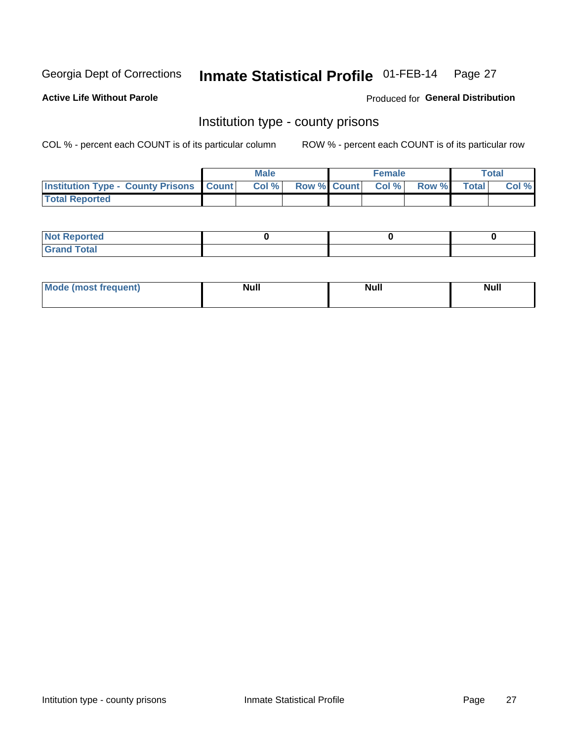Georgia Dept of Corrections **Inmate Statistical Profile** 01-FEB-14

**Active Life Without Parole**

Produced for **General Distribution**

## Institution type - county prisons

COL % - percent each COUNT is of its particular column

ROW % - percent each COUNT is of its particular row

| | Male | | | Female | | | Total | |
|---|---|---|---|---|---|---|---|---|
| **Institution Type - County Prisons** | **Count** | **Col %** | **Row %** | **Count** | **Col %** | **Row %** | **Total** | **Col %** |
| **Total Reported** | | | | | | | | |

| | Male | Female | Total |
|---|---|---|---|
| **Not Reported** | **0** | **0** | **0** |
| **Grand Total** | | | |

| | Male | Female | Total |
|---|---|---|---|
| **Mode (most frequent)** | **Null** | **Null** | **Null** |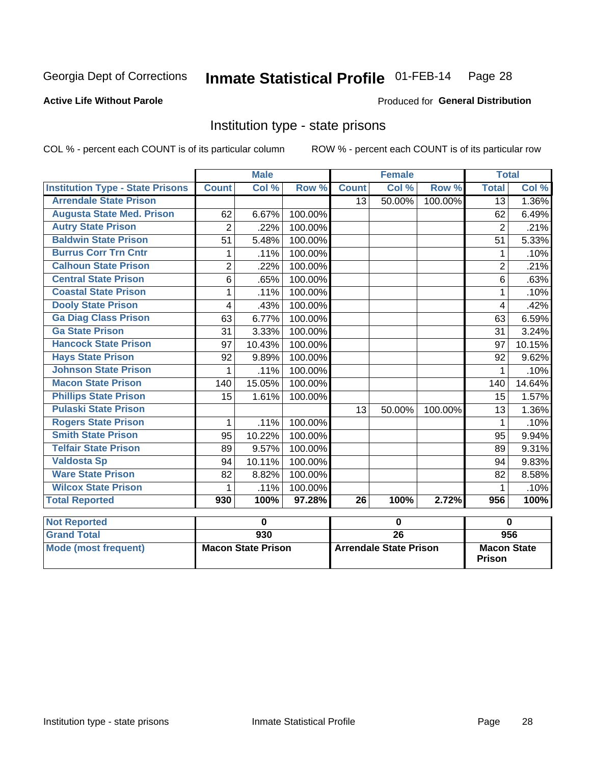Georgia Dept of Corrections **Inmate Statistical Profile** 01-FEB-14 Page 28

**Active Life Without Parole**

Produced for **General Distribution**

## Institution type - state prisons

COL % - percent each COUNT is of its particular column    ROW % - percent each COUNT is of its particular row

| | Male | | | Female | | | Total | |
|---|---|---|---|---|---|---|---|---|
| **Institution Type - State Prisons** | **Count** | **Col %** | **Row %** | **Count** | **Col %** | **Row %** | **Total** | **Col %** |
| **Arrendale State Prison** | | | | 13 | 50.00% | 100.00% | 13 | 1.36% |
| **Augusta State Med. Prison** | 62 | 6.67% | 100.00% | | | | 62 | 6.49% |
| **Autry State Prison** | 2 | .22% | 100.00% | | | | 2 | .21% |
| **Baldwin State Prison** | 51 | 5.48% | 100.00% | | | | 51 | 5.33% |
| **Burrus Corr Trn Cntr** | 1 | .11% | 100.00% | | | | 1 | .10% |
| **Calhoun State Prison** | 2 | .22% | 100.00% | | | | 2 | .21% |
| **Central State Prison** | 6 | .65% | 100.00% | | | | 6 | .63% |
| **Coastal State Prison** | 1 | .11% | 100.00% | | | | 1 | .10% |
| **Dooly State Prison** | 4 | .43% | 100.00% | | | | 4 | .42% |
| **Ga Diag Class Prison** | 63 | 6.77% | 100.00% | | | | 63 | 6.59% |
| **Ga State Prison** | 31 | 3.33% | 100.00% | | | | 31 | 3.24% |
| **Hancock State Prison** | 97 | 10.43% | 100.00% | | | | 97 | 10.15% |
| **Hays State Prison** | 92 | 9.89% | 100.00% | | | | 92 | 9.62% |
| **Johnson State Prison** | 1 | .11% | 100.00% | | | | 1 | .10% |
| **Macon State Prison** | 140 | 15.05% | 100.00% | | | | 140 | 14.64% |
| **Phillips State Prison** | 15 | 1.61% | 100.00% | | | | 15 | 1.57% |
| **Pulaski State Prison** | | | | 13 | 50.00% | 100.00% | 13 | 1.36% |
| **Rogers State Prison** | 1 | .11% | 100.00% | | | | 1 | .10% |
| **Smith State Prison** | 95 | 10.22% | 100.00% | | | | 95 | 9.94% |
| **Telfair State Prison** | 89 | 9.57% | 100.00% | | | | 89 | 9.31% |
| **Valdosta Sp** | 94 | 10.11% | 100.00% | | | | 94 | 9.83% |
| **Ware State Prison** | 82 | 8.82% | 100.00% | | | | 82 | 8.58% |
| **Wilcox State Prison** | 1 | .11% | 100.00% | | | | 1 | .10% |
| **Total Reported** | **930** | **100%** | **97.28%** | **26** | **100%** | **2.72%** | **956** | **100%** |

| | Male | Female | Total |
|---|---|---|---|
| **Not Reported** | 0 | 0 | 0 |
| **Grand Total** | 930 | 26 | 956 |
| **Mode (most frequent)** | Macon State Prison | Arrendale State Prison | Macon State Prison |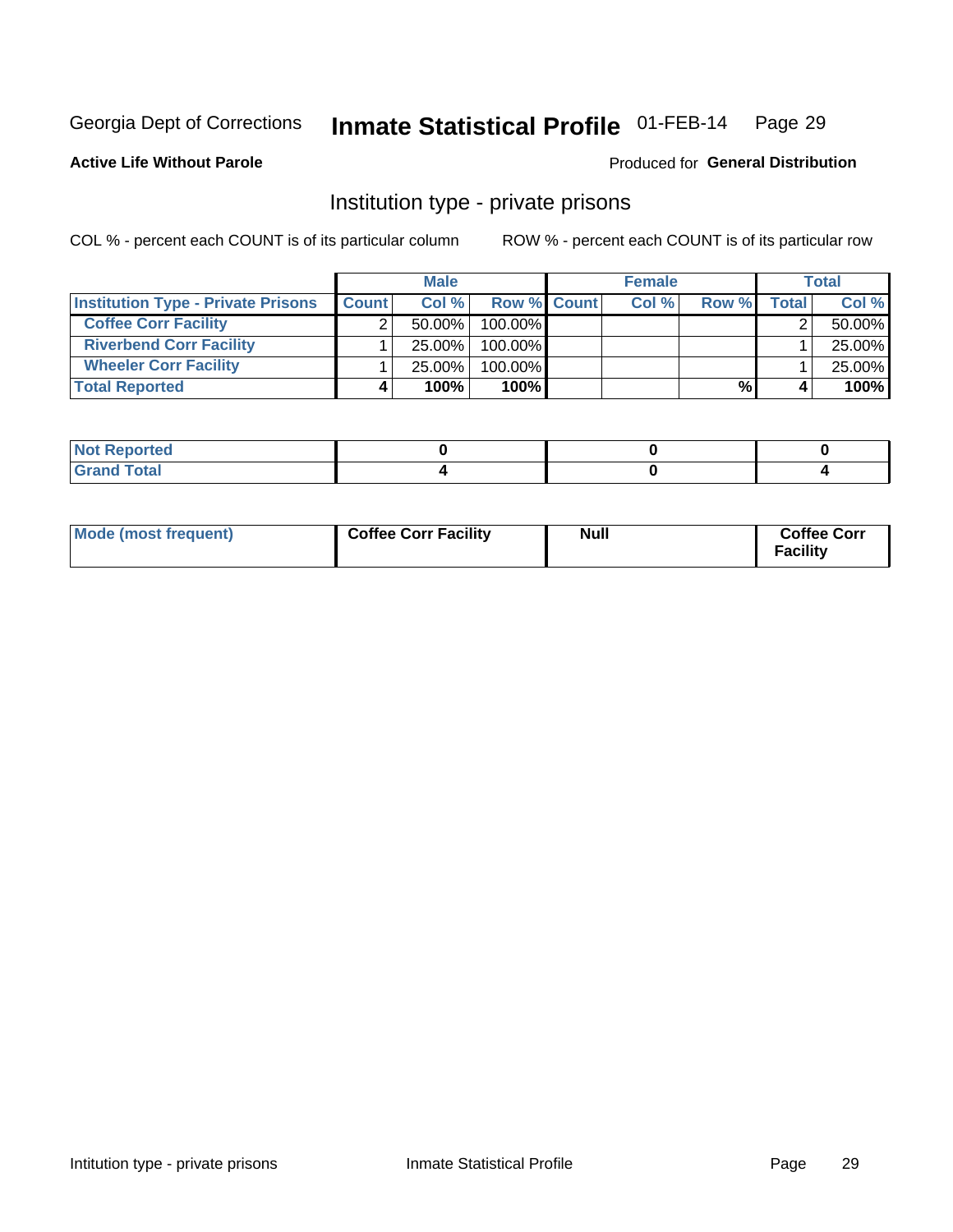Georgia Dept of Corrections **Inmate Statistical Profile** 01-FEB-14

**Active Life Without Parole**

Produced for **General Distribution**

## Institution type - private prisons

COL % - percent each COUNT is of its particular column

ROW % - percent each COUNT is of its particular row

| | Male | | | Female | | | Total | |
|---|---|---|---|---|---|---|---|---|
| **Institution Type - Private Prisons** | **Count** | **Col %** | **Row %** | **Count** | **Col %** | **Row %** | **Total** | **Col %** |
| **Coffee Corr Facility** | 2 | 50.00% | 100.00% | | | | 2 | 50.00% |
| **Riverbend Corr Facility** | 1 | 25.00% | 100.00% | | | | 1 | 25.00% |
| **Wheeler Corr Facility** | 1 | 25.00% | 100.00% | | | | 1 | 25.00% |
| **Total Reported** | **4** | **100%** | **100%** | | | **%** | **4** | **100%** |

| | Male | Female | Total |
|---|---|---|---|
| **Not Reported** | **0** | **0** | **0** |
| **Grand Total** | **4** | **0** | **4** |

| | Male | Female | Total |
|---|---|---|---|
| **Mode (most frequent)** | **Coffee Corr Facility** | **Null** | **Coffee Corr Facility** |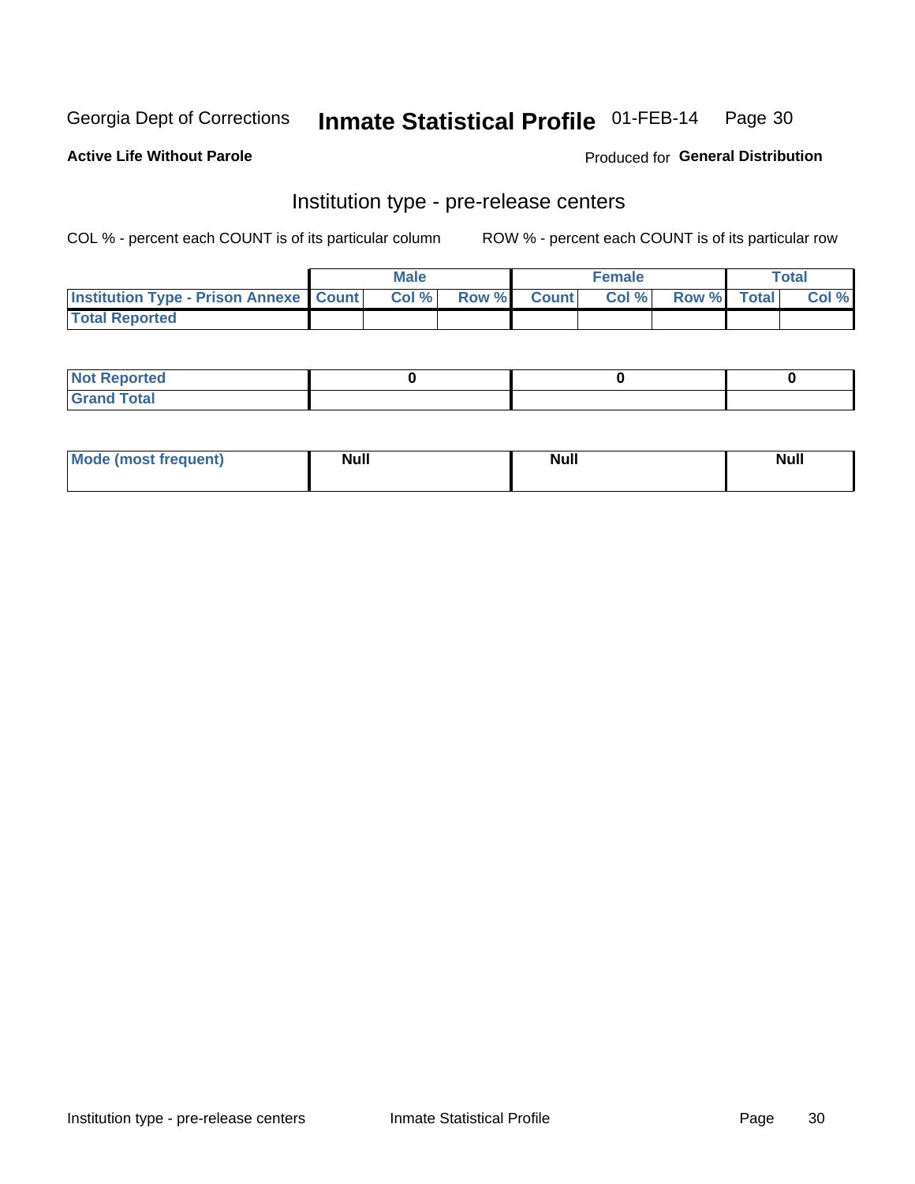Georgia Dept of Corrections **Inmate Statistical Profile** 01-FEB-14

**Active Life Without Parole**

Produced for **General Distribution**

## Institution type - pre-release centers

COL % - percent each COUNT is of its particular column        ROW % - percent each COUNT is of its particular row

| | Male | | | Female | | | Total | |
|---|---|---|---|---|---|---|---|---|
| **Institution Type - Prison Annexe** | **Count** | **Col %** | **Row %** | **Count** | **Col %** | **Row %** | **Total** | **Col %** |
| **Total Reported** | | | | | | | | |

| | Male | Female | Total |
|---|---|---|---|
| **Not Reported** | 0 | 0 | 0 |
| **Grand Total** | | | |

| | Male | Female | Total |
|---|---|---|---|
| **Mode (most frequent)** | Null | Null | Null |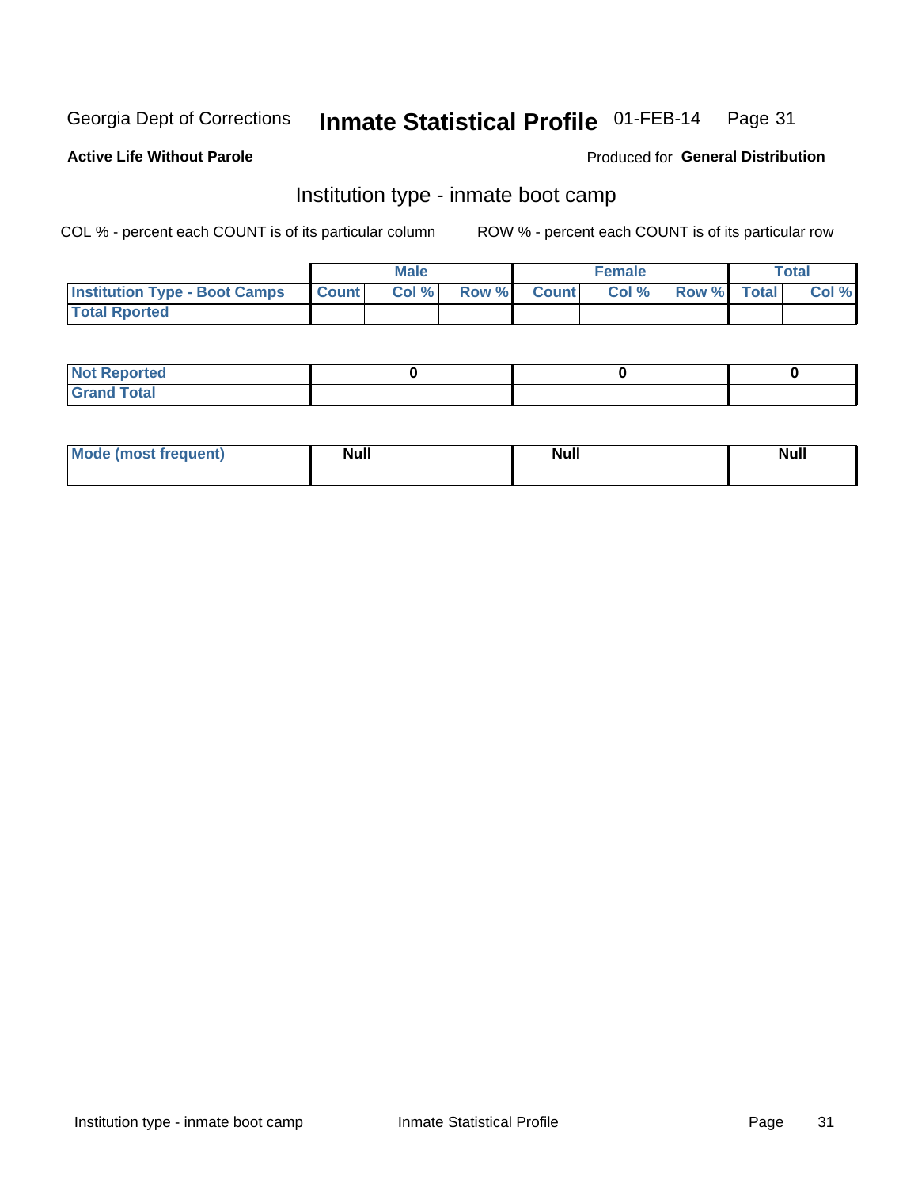Georgia Dept of Corrections **Inmate Statistical Profile** 01-FEB-14 Page 31

**Active Life Without Parole**

Produced for **General Distribution**

## Institution type - inmate boot camp

COL % - percent each COUNT is of its particular column ROW % - percent each COUNT is of its particular row

| | Male | | | Female | | | Total | |
|---|---|---|---|---|---|---|---|---|
| **Institution Type - Boot Camps** | **Count** | **Col %** | **Row %** | **Count** | **Col %** | **Row %** | **Total** | **Col %** |
| **Total Rported** | | | | | | | | |

| | Male | Female | Total |
|---|---|---|---|
| **Not Reported** | 0 | 0 | 0 |
| **Grand Total** | | | |

| | Male | Female | Total |
|---|---|---|---|
| **Mode (most frequent)** | Null | Null | Null |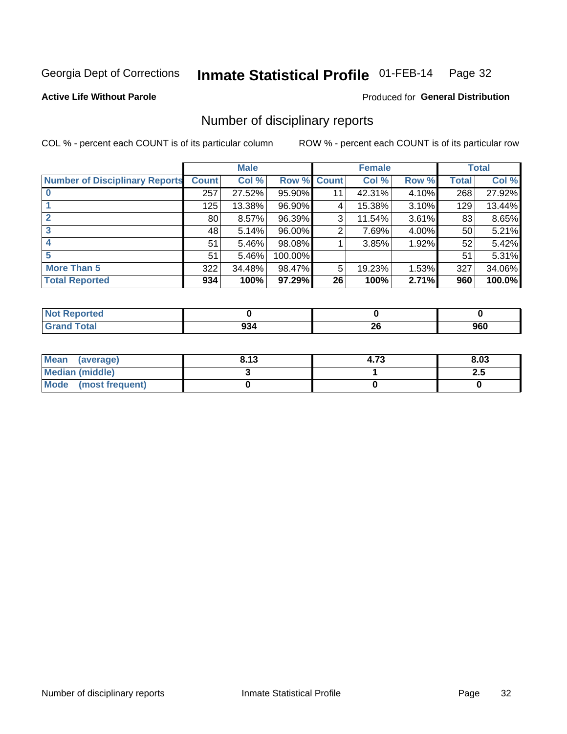Georgia Dept of Corrections **Inmate Statistical Profile** 01-FEB-14 Page 32

**Active Life Without Parole**

Produced for **General Distribution**

## Number of disciplinary reports

COL % - percent each COUNT is of its particular column

ROW % - percent each COUNT is of its particular row

| | Male | | | Female | | | Total | |
|---|---|---|---|---|---|---|---|---|
| **Number of Disciplinary Reports** | **Count** | **Col %** | **Row %** | **Count** | **Col %** | **Row %** | **Total** | **Col %** |
| **0** | 257 | 27.52% | 95.90% | 11 | 42.31% | 4.10% | 268 | 27.92% |
| **1** | 125 | 13.38% | 96.90% | 4 | 15.38% | 3.10% | 129 | 13.44% |
| **2** | 80 | 8.57% | 96.39% | 3 | 11.54% | 3.61% | 83 | 8.65% |
| **3** | 48 | 5.14% | 96.00% | 2 | 7.69% | 4.00% | 50 | 5.21% |
| **4** | 51 | 5.46% | 98.08% | 1 | 3.85% | 1.92% | 52 | 5.42% |
| **5** | 51 | 5.46% | 100.00% | | | | 51 | 5.31% |
| **More Than 5** | 322 | 34.48% | 98.47% | 5 | 19.23% | 1.53% | 327 | 34.06% |
| **Total Reported** | **934** | **100%** | **97.29%** | **26** | **100%** | **2.71%** | **960** | **100.0%** |

| | Male | Female | Total |
|---|---|---|---|
| **Not Reported** | **0** | **0** | **0** |
| **Grand Total** | **934** | **26** | **960** |

| | Male | Female | Total |
|---|---|---|---|
| **Mean (average)** | **8.13** | **4.73** | **8.03** |
| **Median (middle)** | **3** | **1** | **2.5** |
| **Mode (most frequent)** | **0** | **0** | **0** |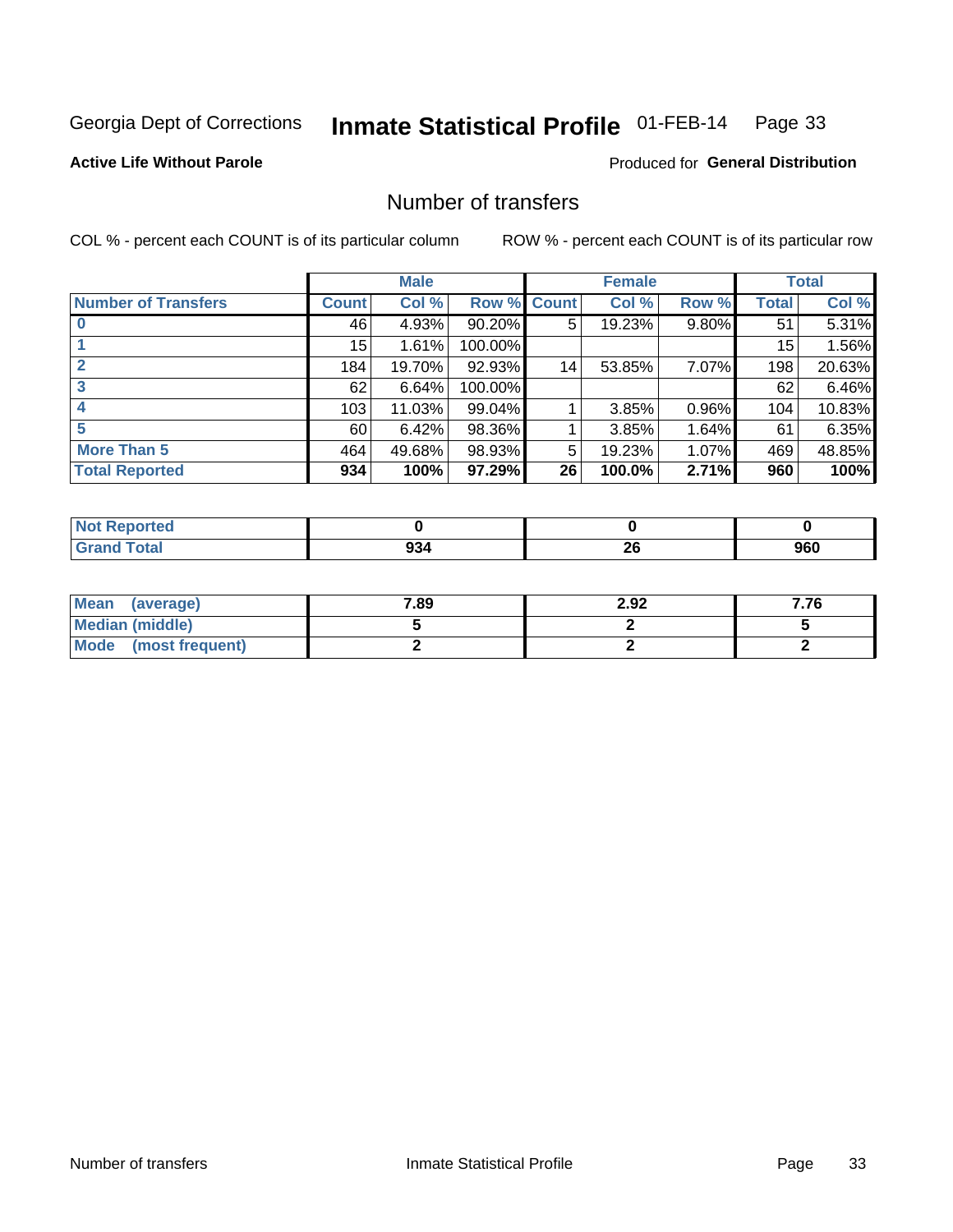Georgia Dept of Corrections **Inmate Statistical Profile** 01-FEB-14

**Active Life Without Parole**

Produced for **General Distribution**

## Number of transfers

COL % - percent each COUNT is of its particular column ROW % - percent each COUNT is of its particular row

| | Male | | | Female | | | Total | |
|---|---|---|---|---|---|---|---|---|
| **Number of Transfers** | **Count** | **Col %** | **Row %** | **Count** | **Col %** | **Row %** | **Total** | **Col %** |
| **0** | 46 | 4.93% | 90.20% | 5 | 19.23% | 9.80% | 51 | 5.31% |
| **1** | 15 | 1.61% | 100.00% | | | | 15 | 1.56% |
| **2** | 184 | 19.70% | 92.93% | 14 | 53.85% | 7.07% | 198 | 20.63% |
| **3** | 62 | 6.64% | 100.00% | | | | 62 | 6.46% |
| **4** | 103 | 11.03% | 99.04% | 1 | 3.85% | 0.96% | 104 | 10.83% |
| **5** | 60 | 6.42% | 98.36% | 1 | 3.85% | 1.64% | 61 | 6.35% |
| **More Than 5** | 464 | 49.68% | 98.93% | 5 | 19.23% | 1.07% | 469 | 48.85% |
| **Total Reported** | **934** | **100%** | **97.29%** | **26** | **100.0%** | **2.71%** | **960** | **100%** |

| | Male | Female | Total |
|---|---|---|---|
| **Not Reported** | **0** | **0** | **0** |
| **Grand Total** | **934** | **26** | **960** |

| | Male | Female | Total |
|---|---|---|---|
| **Mean (average)** | **7.89** | **2.92** | **7.76** |
| **Median (middle)** | **5** | **2** | **5** |
| **Mode (most frequent)** | **2** | **2** | **2** |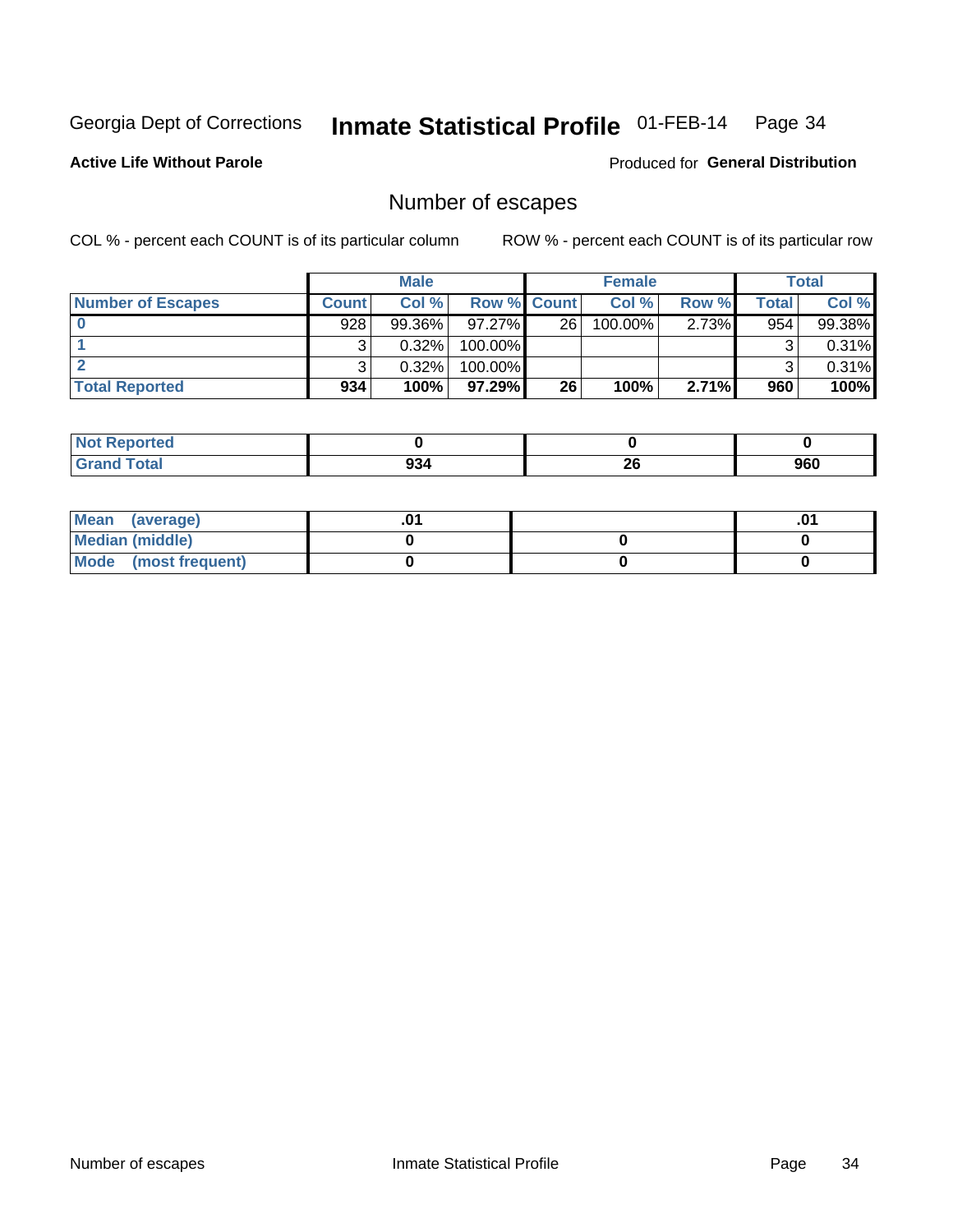Georgia Dept of Corrections **Inmate Statistical Profile** 01-FEB-14

**Active Life Without Parole**

Produced for **General Distribution**

## Number of escapes

COL % - percent each COUNT is of its particular column

ROW % - percent each COUNT is of its particular row

| | Male | | | Female | | | Total | |
|---|---|---|---|---|---|---|---|---|
| **Number of Escapes** | **Count** | **Col %** | **Row %** | **Count** | **Col %** | **Row %** | **Total** | **Col %** |
| **0** | 928 | 99.36% | 97.27% | 26 | 100.00% | 2.73% | 954 | 99.38% |
| **1** | 3 | 0.32% | 100.00% | | | | 3 | 0.31% |
| **2** | 3 | 0.32% | 100.00% | | | | 3 | 0.31% |
| **Total Reported** | **934** | **100%** | **97.29%** | **26** | **100%** | **2.71%** | **960** | **100%** |

| | Male | Female | Total |
|---|---|---|---|
| **Not Reported** | **0** | **0** | **0** |
| **Grand Total** | **934** | **26** | **960** |

| | Male | Female | Total |
|---|---|---|---|
| **Mean (average)** | **.01** | | **.01** |
| **Median (middle)** | **0** | **0** | **0** |
| **Mode (most frequent)** | **0** | **0** | **0** |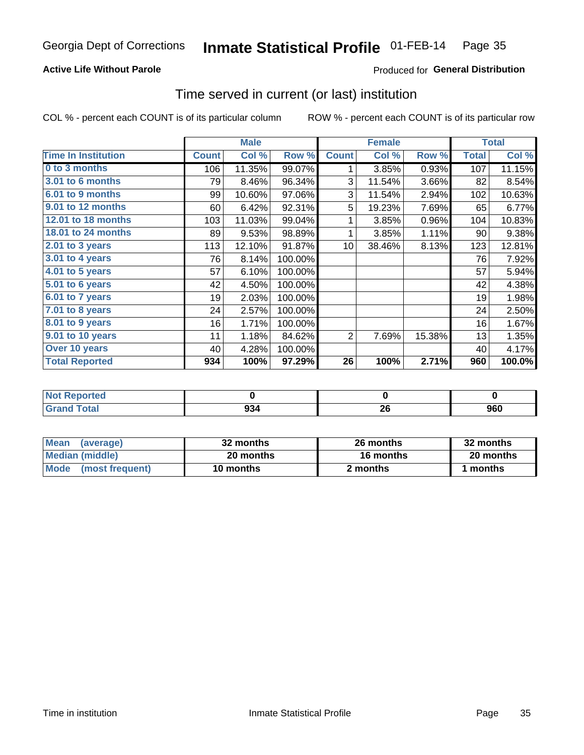Georgia Dept of Corrections **Inmate Statistical Profile** 01-FEB-14

**Active Life Without Parole**

Produced for **General Distribution**

## Time served in current (or last) institution

COL % - percent each COUNT is of its particular column

ROW % - percent each COUNT is of its particular row

| | Male | | | Female | | | Total | |
|---|---|---|---|---|---|---|---|---|
| **Time In Institution** | **Count** | **Col %** | **Row %** | **Count** | **Col %** | **Row %** | **Total** | **Col %** |
| 0 to 3 months | 106 | 11.35% | 99.07% | 1 | 3.85% | 0.93% | 107 | 11.15% |
| 3.01 to 6 months | 79 | 8.46% | 96.34% | 3 | 11.54% | 3.66% | 82 | 8.54% |
| 6.01 to 9 months | 99 | 10.60% | 97.06% | 3 | 11.54% | 2.94% | 102 | 10.63% |
| 9.01 to 12 months | 60 | 6.42% | 92.31% | 5 | 19.23% | 7.69% | 65 | 6.77% |
| 12.01 to 18 months | 103 | 11.03% | 99.04% | 1 | 3.85% | 0.96% | 104 | 10.83% |
| 18.01 to 24 months | 89 | 9.53% | 98.89% | 1 | 3.85% | 1.11% | 90 | 9.38% |
| 2.01 to 3 years | 113 | 12.10% | 91.87% | 10 | 38.46% | 8.13% | 123 | 12.81% |
| 3.01 to 4 years | 76 | 8.14% | 100.00% | | | | 76 | 7.92% |
| 4.01 to 5 years | 57 | 6.10% | 100.00% | | | | 57 | 5.94% |
| 5.01 to 6 years | 42 | 4.50% | 100.00% | | | | 42 | 4.38% |
| 6.01 to 7 years | 19 | 2.03% | 100.00% | | | | 19 | 1.98% |
| 7.01 to 8 years | 24 | 2.57% | 100.00% | | | | 24 | 2.50% |
| 8.01 to 9 years | 16 | 1.71% | 100.00% | | | | 16 | 1.67% |
| 9.01 to 10 years | 11 | 1.18% | 84.62% | 2 | 7.69% | 15.38% | 13 | 1.35% |
| Over 10 years | 40 | 4.28% | 100.00% | | | | 40 | 4.17% |
| **Total Reported** | **934** | **100%** | **97.29%** | **26** | **100%** | **2.71%** | **960** | **100.0%** |

| | Male | Female | Total |
|---|---|---|---|
| Not Reported | 0 | 0 | 0 |
| Grand Total | 934 | 26 | 960 |

| | Male | Female | Total |
|---|---|---|---|
| Mean (average) | 32 months | 26 months | 32 months |
| Median (middle) | 20 months | 16 months | 20 months |
| Mode (most frequent) | 10 months | 2 months | 1 months |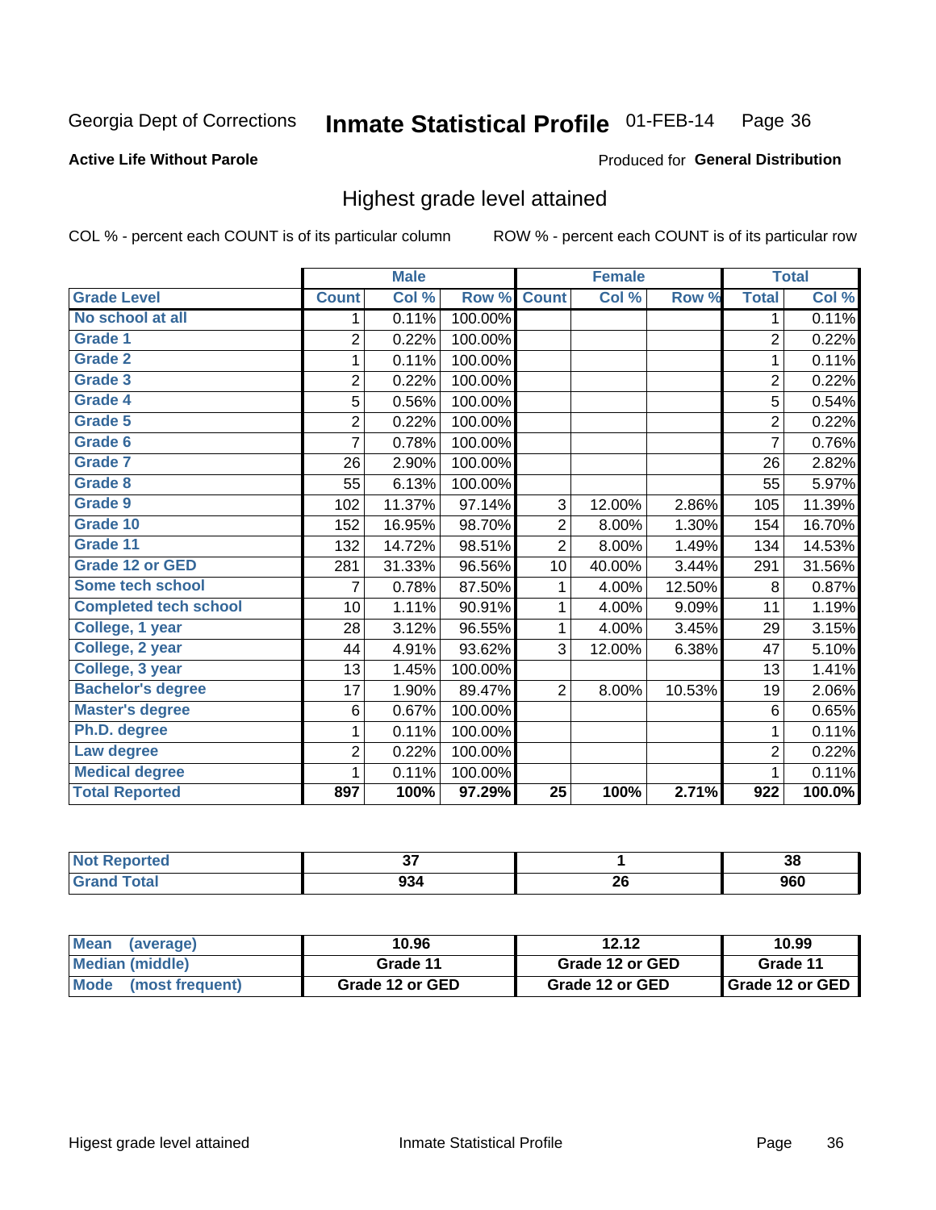# Georgia Dept of Corrections — Inmate Statistical Profile 01-FEB-14

**Active Life Without Parole**

Produced for **General Distribution**

## Highest grade level attained

COL % - percent each COUNT is of its particular column    ROW % - percent each COUNT is of its particular row

| | Male | | | Female | | | Total | |
|---|---|---|---|---|---|---|---|---|
| **Grade Level** | **Count** | **Col %** | **Row %** | **Count** | **Col %** | **Row %** | **Total** | **Col %** |
| No school at all | 1 | 0.11% | 100.00% | | | | 1 | 0.11% |
| Grade 1 | 2 | 0.22% | 100.00% | | | | 2 | 0.22% |
| Grade 2 | 1 | 0.11% | 100.00% | | | | 1 | 0.11% |
| Grade 3 | 2 | 0.22% | 100.00% | | | | 2 | 0.22% |
| Grade 4 | 5 | 0.56% | 100.00% | | | | 5 | 0.54% |
| Grade 5 | 2 | 0.22% | 100.00% | | | | 2 | 0.22% |
| Grade 6 | 7 | 0.78% | 100.00% | | | | 7 | 0.76% |
| Grade 7 | 26 | 2.90% | 100.00% | | | | 26 | 2.82% |
| Grade 8 | 55 | 6.13% | 100.00% | | | | 55 | 5.97% |
| Grade 9 | 102 | 11.37% | 97.14% | 3 | 12.00% | 2.86% | 105 | 11.39% |
| Grade 10 | 152 | 16.95% | 98.70% | 2 | 8.00% | 1.30% | 154 | 16.70% |
| Grade 11 | 132 | 14.72% | 98.51% | 2 | 8.00% | 1.49% | 134 | 14.53% |
| Grade 12 or GED | 281 | 31.33% | 96.56% | 10 | 40.00% | 3.44% | 291 | 31.56% |
| Some tech school | 7 | 0.78% | 87.50% | 1 | 4.00% | 12.50% | 8 | 0.87% |
| Completed tech school | 10 | 1.11% | 90.91% | 1 | 4.00% | 9.09% | 11 | 1.19% |
| College, 1 year | 28 | 3.12% | 96.55% | 1 | 4.00% | 3.45% | 29 | 3.15% |
| College, 2 year | 44 | 4.91% | 93.62% | 3 | 12.00% | 6.38% | 47 | 5.10% |
| College, 3 year | 13 | 1.45% | 100.00% | | | | 13 | 1.41% |
| Bachelor's degree | 17 | 1.90% | 89.47% | 2 | 8.00% | 10.53% | 19 | 2.06% |
| Master's degree | 6 | 0.67% | 100.00% | | | | 6 | 0.65% |
| Ph.D. degree | 1 | 0.11% | 100.00% | | | | 1 | 0.11% |
| Law degree | 2 | 0.22% | 100.00% | | | | 2 | 0.22% |
| Medical degree | 1 | 0.11% | 100.00% | | | | 1 | 0.11% |
| **Total Reported** | **897** | **100%** | **97.29%** | **25** | **100%** | **2.71%** | **922** | **100.0%** |

| | Male | Female | Total |
|---|---|---|---|
| Not Reported | 37 | 1 | 38 |
| Grand Total | 934 | 26 | 960 |

| | Male | Female | Total |
|---|---|---|---|
| Mean (average) | 10.96 | 12.12 | 10.99 |
| Median (middle) | Grade 11 | Grade 12 or GED | Grade 11 |
| Mode (most frequent) | Grade 12 or GED | Grade 12 or GED | Grade 12 or GED |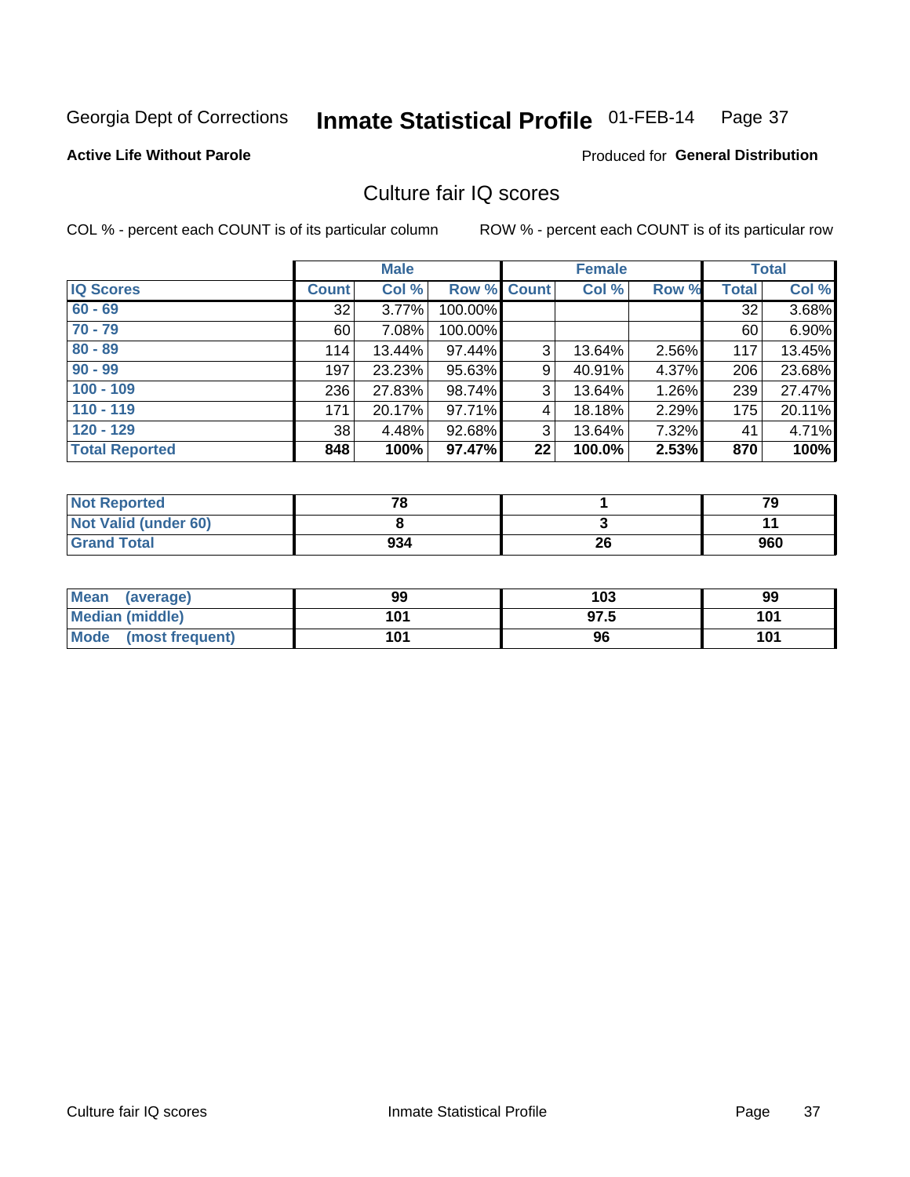Georgia Dept of Corrections **Inmate Statistical Profile** 01-FEB-14

**Active Life Without Parole**

Produced for **General Distribution**

## Culture fair IQ scores

COL % - percent each COUNT is of its particular column

ROW % - percent each COUNT is of its particular row

| | Male | | | Female | | | Total | |
|---|---|---|---|---|---|---|---|---|
| IQ Scores | Count | Col % | Row % | Count | Col % | Row % | Total | Col % |
| 60 - 69 | 32 | 3.77% | 100.00% | | | | 32 | 3.68% |
| 70 - 79 | 60 | 7.08% | 100.00% | | | | 60 | 6.90% |
| 80 - 89 | 114 | 13.44% | 97.44% | 3 | 13.64% | 2.56% | 117 | 13.45% |
| 90 - 99 | 197 | 23.23% | 95.63% | 9 | 40.91% | 4.37% | 206 | 23.68% |
| 100 - 109 | 236 | 27.83% | 98.74% | 3 | 13.64% | 1.26% | 239 | 27.47% |
| 110 - 119 | 171 | 20.17% | 97.71% | 4 | 18.18% | 2.29% | 175 | 20.11% |
| 120 - 129 | 38 | 4.48% | 92.68% | 3 | 13.64% | 7.32% | 41 | 4.71% |
| **Total Reported** | **848** | **100%** | **97.47%** | **22** | **100.0%** | **2.53%** | **870** | **100%** |

| | Male | Female | Total |
|---|---|---|---|
| Not Reported | **78** | **1** | **79** |
| Not Valid (under 60) | **8** | **3** | **11** |
| Grand Total | **934** | **26** | **960** |

| | Male | Female | Total |
|---|---|---|---|
| Mean (average) | **99** | **103** | **99** |
| Median (middle) | **101** | **97.5** | **101** |
| Mode (most frequent) | **101** | **96** | **101** |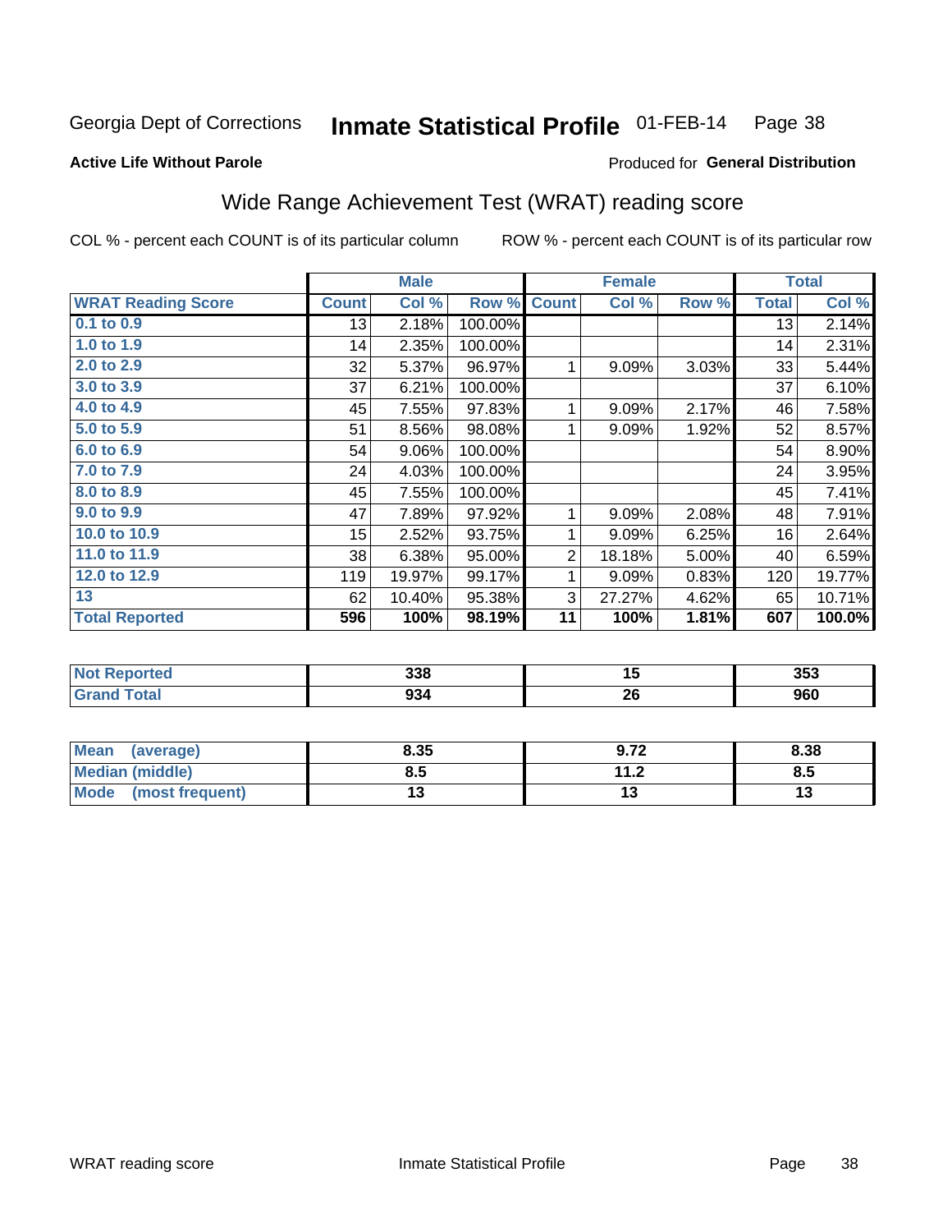Georgia Dept of Corrections **Inmate Statistical Profile** 01-FEB-14

**Active Life Without Parole**

Produced for **General Distribution**

## Wide Range Achievement Test (WRAT) reading score

COL % - percent each COUNT is of its particular column ROW % - percent each COUNT is of its particular row

| | Male | | | Female | | | Total | |
|---|---|---|---|---|---|---|---|---|
| **WRAT Reading Score** | **Count** | **Col %** | **Row %** | **Count** | **Col %** | **Row %** | **Total** | **Col %** |
| 0.1 to 0.9 | 13 | 2.18% | 100.00% | | | | 13 | 2.14% |
| 1.0 to 1.9 | 14 | 2.35% | 100.00% | | | | 14 | 2.31% |
| 2.0 to 2.9 | 32 | 5.37% | 96.97% | 1 | 9.09% | 3.03% | 33 | 5.44% |
| 3.0 to 3.9 | 37 | 6.21% | 100.00% | | | | 37 | 6.10% |
| 4.0 to 4.9 | 45 | 7.55% | 97.83% | 1 | 9.09% | 2.17% | 46 | 7.58% |
| 5.0 to 5.9 | 51 | 8.56% | 98.08% | 1 | 9.09% | 1.92% | 52 | 8.57% |
| 6.0 to 6.9 | 54 | 9.06% | 100.00% | | | | 54 | 8.90% |
| 7.0 to 7.9 | 24 | 4.03% | 100.00% | | | | 24 | 3.95% |
| 8.0 to 8.9 | 45 | 7.55% | 100.00% | | | | 45 | 7.41% |
| 9.0 to 9.9 | 47 | 7.89% | 97.92% | 1 | 9.09% | 2.08% | 48 | 7.91% |
| 10.0 to 10.9 | 15 | 2.52% | 93.75% | 1 | 9.09% | 6.25% | 16 | 2.64% |
| 11.0 to 11.9 | 38 | 6.38% | 95.00% | 2 | 18.18% | 5.00% | 40 | 6.59% |
| 12.0 to 12.9 | 119 | 19.97% | 99.17% | 1 | 9.09% | 0.83% | 120 | 19.77% |
| 13 | 62 | 10.40% | 95.38% | 3 | 27.27% | 4.62% | 65 | 10.71% |
| **Total Reported** | **596** | **100%** | **98.19%** | **11** | **100%** | **1.81%** | **607** | **100.0%** |

| | Male | Female | Total |
|---|---|---|---|
| Not Reported | 338 | 15 | 353 |
| Grand Total | 934 | 26 | 960 |

| | Male | Female | Total |
|---|---|---|---|
| Mean (average) | 8.35 | 9.72 | 8.38 |
| Median (middle) | 8.5 | 11.2 | 8.5 |
| Mode (most frequent) | 13 | 13 | 13 |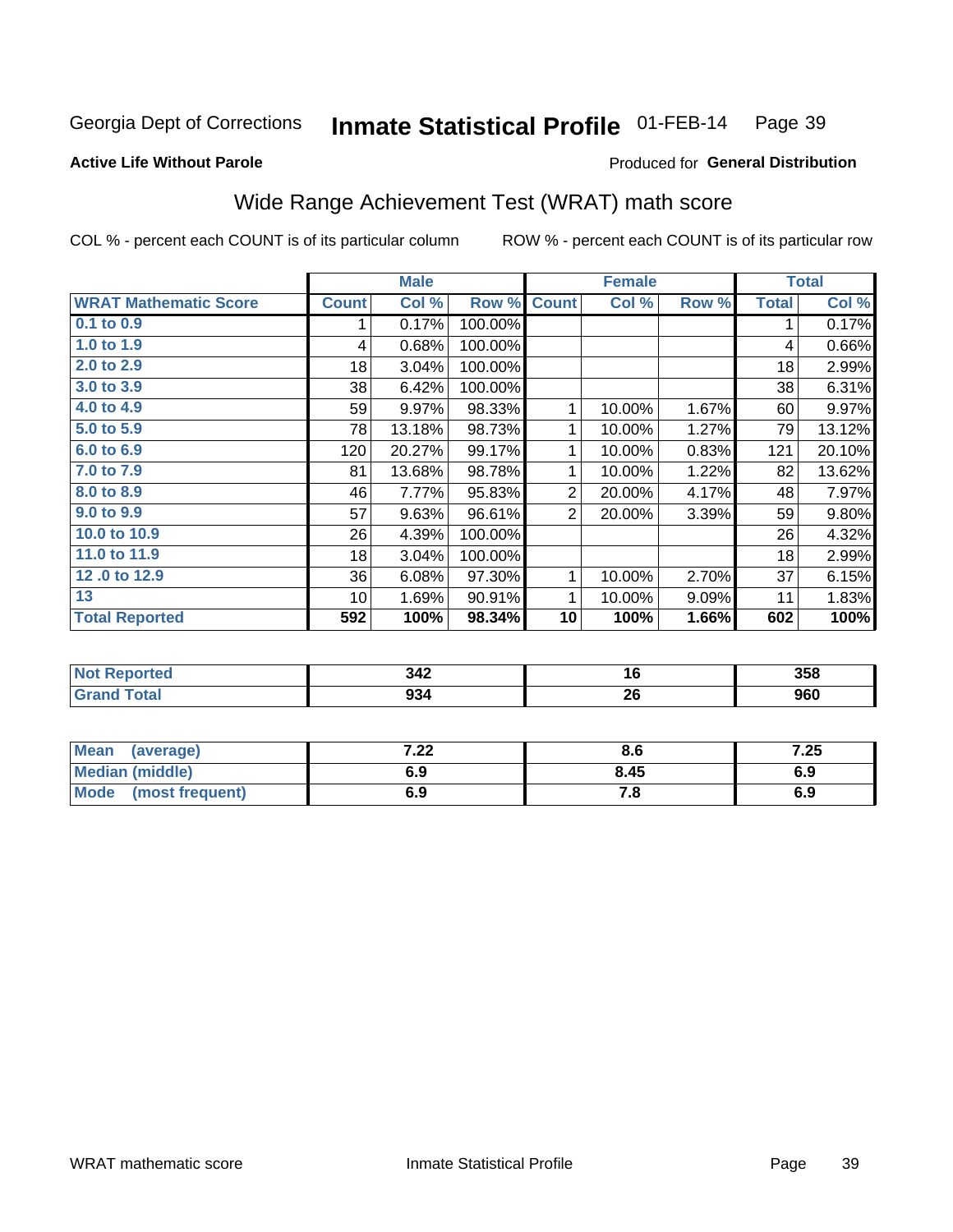Georgia Dept of Corrections **Inmate Statistical Profile** 01-FEB-14 Page 39

**Active Life Without Parole**

Produced for **General Distribution**

## Wide Range Achievement Test (WRAT) math score

COL % - percent each COUNT is of its particular column ROW % - percent each COUNT is of its particular row

| | Male | | | Female | | | Total | |
|---|---|---|---|---|---|---|---|---|
| **WRAT Mathematic Score** | **Count** | **Col %** | **Row %** | **Count** | **Col %** | **Row %** | **Total** | **Col %** |
| 0.1 to 0.9 | 1 | 0.17% | 100.00% | | | | 1 | 0.17% |
| 1.0 to 1.9 | 4 | 0.68% | 100.00% | | | | 4 | 0.66% |
| 2.0 to 2.9 | 18 | 3.04% | 100.00% | | | | 18 | 2.99% |
| 3.0 to 3.9 | 38 | 6.42% | 100.00% | | | | 38 | 6.31% |
| 4.0 to 4.9 | 59 | 9.97% | 98.33% | 1 | 10.00% | 1.67% | 60 | 9.97% |
| 5.0 to 5.9 | 78 | 13.18% | 98.73% | 1 | 10.00% | 1.27% | 79 | 13.12% |
| 6.0 to 6.9 | 120 | 20.27% | 99.17% | 1 | 10.00% | 0.83% | 121 | 20.10% |
| 7.0 to 7.9 | 81 | 13.68% | 98.78% | 1 | 10.00% | 1.22% | 82 | 13.62% |
| 8.0 to 8.9 | 46 | 7.77% | 95.83% | 2 | 20.00% | 4.17% | 48 | 7.97% |
| 9.0 to 9.9 | 57 | 9.63% | 96.61% | 2 | 20.00% | 3.39% | 59 | 9.80% |
| 10.0 to 10.9 | 26 | 4.39% | 100.00% | | | | 26 | 4.32% |
| 11.0 to 11.9 | 18 | 3.04% | 100.00% | | | | 18 | 2.99% |
| 12 .0 to 12.9 | 36 | 6.08% | 97.30% | 1 | 10.00% | 2.70% | 37 | 6.15% |
| 13 | 10 | 1.69% | 90.91% | 1 | 10.00% | 9.09% | 11 | 1.83% |
| **Total Reported** | **592** | **100%** | **98.34%** | **10** | **100%** | **1.66%** | **602** | **100%** |

| | Male | Female | Total |
|---|---|---|---|
| **Not Reported** | **342** | **16** | **358** |
| **Grand Total** | **934** | **26** | **960** |

| | Male | Female | Total |
|---|---|---|---|
| **Mean (average)** | **7.22** | **8.6** | **7.25** |
| **Median (middle)** | **6.9** | **8.45** | **6.9** |
| **Mode (most frequent)** | **6.9** | **7.8** | **6.9** |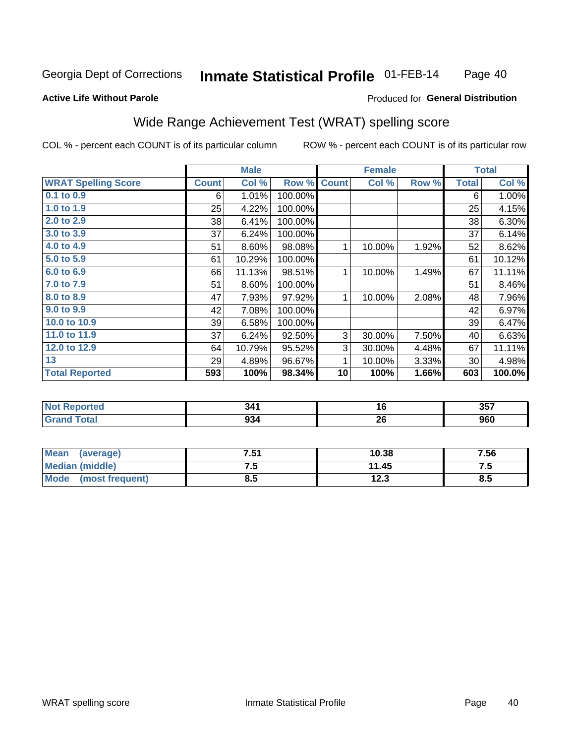Georgia Dept of Corrections **Inmate Statistical Profile** 01-FEB-14

**Active Life Without Parole**

Produced for **General Distribution**

## Wide Range Achievement Test (WRAT) spelling score

COL % - percent each COUNT is of its particular column

ROW % - percent each COUNT is of its particular row

| | Male | | | Female | | | Total | |
|---|---|---|---|---|---|---|---|---|
| **WRAT Spelling Score** | **Count** | **Col %** | **Row %** | **Count** | **Col %** | **Row %** | **Total** | **Col %** |
| 0.1 to 0.9 | 6 | 1.01% | 100.00% | | | | 6 | 1.00% |
| 1.0 to 1.9 | 25 | 4.22% | 100.00% | | | | 25 | 4.15% |
| 2.0 to 2.9 | 38 | 6.41% | 100.00% | | | | 38 | 6.30% |
| 3.0 to 3.9 | 37 | 6.24% | 100.00% | | | | 37 | 6.14% |
| 4.0 to 4.9 | 51 | 8.60% | 98.08% | 1 | 10.00% | 1.92% | 52 | 8.62% |
| 5.0 to 5.9 | 61 | 10.29% | 100.00% | | | | 61 | 10.12% |
| 6.0 to 6.9 | 66 | 11.13% | 98.51% | 1 | 10.00% | 1.49% | 67 | 11.11% |
| 7.0 to 7.9 | 51 | 8.60% | 100.00% | | | | 51 | 8.46% |
| 8.0 to 8.9 | 47 | 7.93% | 97.92% | 1 | 10.00% | 2.08% | 48 | 7.96% |
| 9.0 to 9.9 | 42 | 7.08% | 100.00% | | | | 42 | 6.97% |
| 10.0 to 10.9 | 39 | 6.58% | 100.00% | | | | 39 | 6.47% |
| 11.0 to 11.9 | 37 | 6.24% | 92.50% | 3 | 30.00% | 7.50% | 40 | 6.63% |
| 12.0 to 12.9 | 64 | 10.79% | 95.52% | 3 | 30.00% | 4.48% | 67 | 11.11% |
| 13 | 29 | 4.89% | 96.67% | 1 | 10.00% | 3.33% | 30 | 4.98% |
| **Total Reported** | **593** | **100%** | **98.34%** | **10** | **100%** | **1.66%** | **603** | **100.0%** |

| | Male | Female | Total |
|---|---|---|---|
| **Not Reported** | **341** | **16** | **357** |
| **Grand Total** | **934** | **26** | **960** |

| | Male | Female | Total |
|---|---|---|---|
| **Mean (average)** | **7.51** | **10.38** | **7.56** |
| **Median (middle)** | **7.5** | **11.45** | **7.5** |
| **Mode (most frequent)** | **8.5** | **12.3** | **8.5** |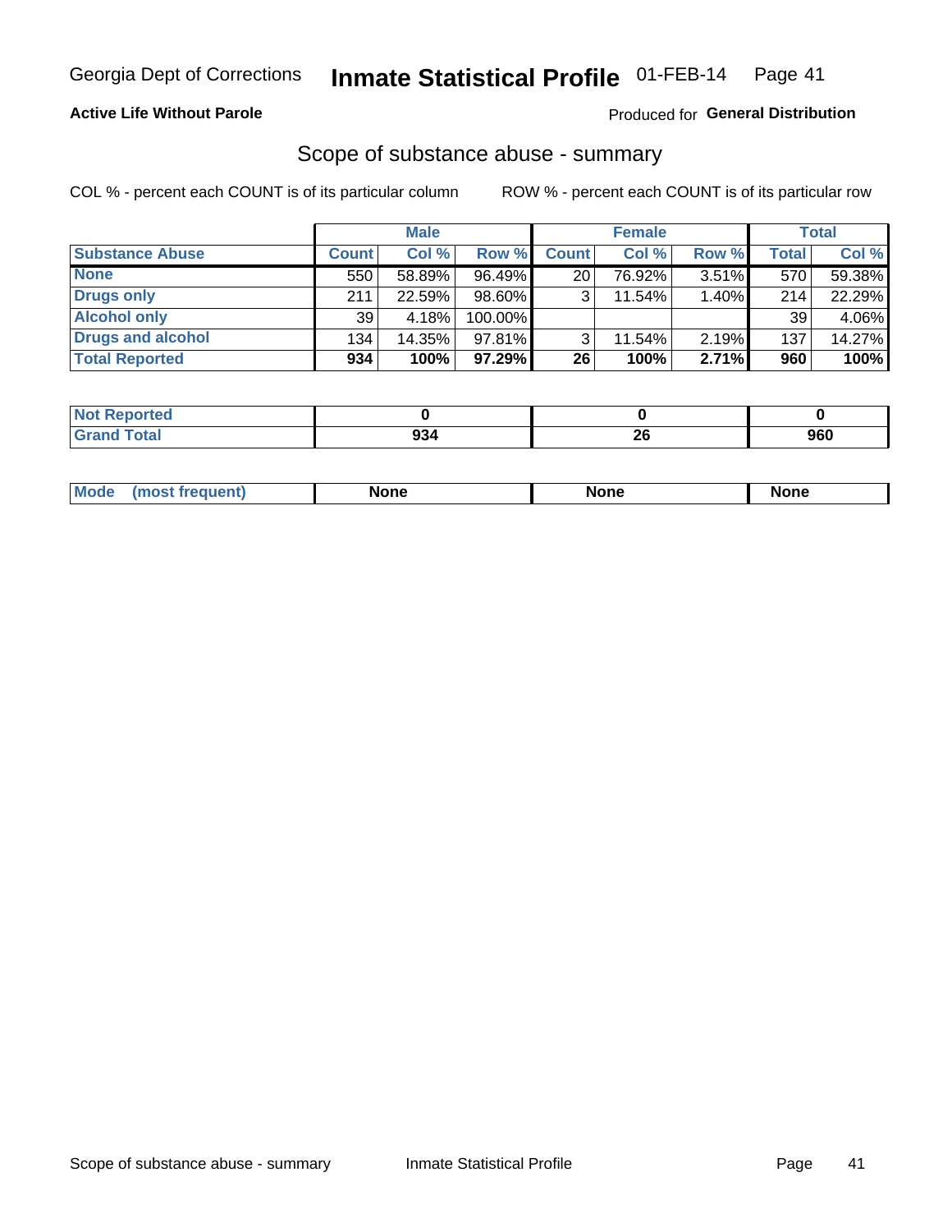Georgia Dept of Corrections **Inmate Statistical Profile** 01-FEB-14 Page 41

**Active Life Without Parole**

Produced for **General Distribution**

## Scope of substance abuse - summary

COL % - percent each COUNT is of its particular column

ROW % - percent each COUNT is of its particular row

| | Male | | | Female | | | Total | |
|---|---|---|---|---|---|---|---|---|
| **Substance Abuse** | **Count** | **Col %** | **Row %** | **Count** | **Col %** | **Row %** | **Total** | **Col %** |
| **None** | 550 | 58.89% | 96.49% | 20 | 76.92% | 3.51% | 570 | 59.38% |
| **Drugs only** | 211 | 22.59% | 98.60% | 3 | 11.54% | 1.40% | 214 | 22.29% |
| **Alcohol only** | 39 | 4.18% | 100.00% | | | | 39 | 4.06% |
| **Drugs and alcohol** | 134 | 14.35% | 97.81% | 3 | 11.54% | 2.19% | 137 | 14.27% |
| **Total Reported** | **934** | **100%** | **97.29%** | **26** | **100%** | **2.71%** | **960** | **100%** |

| | Male | Female | Total |
|---|---|---|---|
| **Not Reported** | **0** | **0** | **0** |
| **Grand Total** | **934** | **26** | **960** |

| | Male | Female | Total |
|---|---|---|---|
| **Mode (most frequent)** | **None** | **None** | **None** |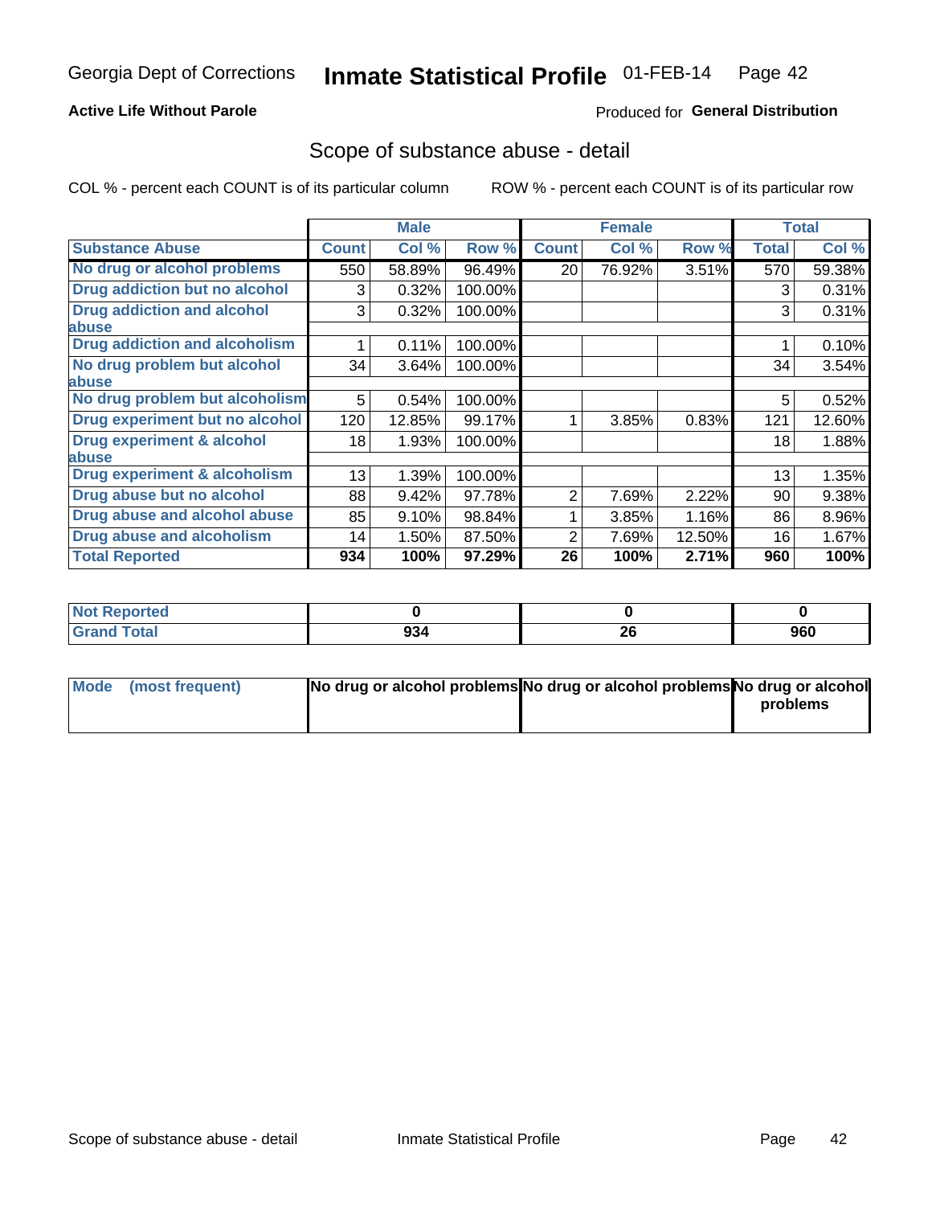Georgia Dept of Corrections **Inmate Statistical Profile** 01-FEB-14

**Active Life Without Parole**

Produced for **General Distribution**

## Scope of substance abuse - detail

COL % - percent each COUNT is of its particular column ROW % - percent each COUNT is of its particular row

| | Male | | | Female | | | Total | |
|---|---|---|---|---|---|---|---|---|
| **Substance Abuse** | **Count** | **Col %** | **Row %** | **Count** | **Col %** | **Row %** | **Total** | **Col %** |
| **No drug or alcohol problems** | 550 | 58.89% | 96.49% | 20 | 76.92% | 3.51% | 570 | 59.38% |
| **Drug addiction but no alcohol** | 3 | 0.32% | 100.00% | | | | 3 | 0.31% |
| **Drug addiction and alcohol abuse** | 3 | 0.32% | 100.00% | | | | 3 | 0.31% |
| **Drug addiction and alcoholism** | 1 | 0.11% | 100.00% | | | | 1 | 0.10% |
| **No drug problem but alcohol abuse** | 34 | 3.64% | 100.00% | | | | 34 | 3.54% |
| **No drug problem but alcoholism** | 5 | 0.54% | 100.00% | | | | 5 | 0.52% |
| **Drug experiment but no alcohol** | 120 | 12.85% | 99.17% | 1 | 3.85% | 0.83% | 121 | 12.60% |
| **Drug experiment & alcohol abuse** | 18 | 1.93% | 100.00% | | | | 18 | 1.88% |
| **Drug experiment & alcoholism** | 13 | 1.39% | 100.00% | | | | 13 | 1.35% |
| **Drug abuse but no alcohol** | 88 | 9.42% | 97.78% | 2 | 7.69% | 2.22% | 90 | 9.38% |
| **Drug abuse and alcohol abuse** | 85 | 9.10% | 98.84% | 1 | 3.85% | 1.16% | 86 | 8.96% |
| **Drug abuse and alcoholism** | 14 | 1.50% | 87.50% | 2 | 7.69% | 12.50% | 16 | 1.67% |
| **Total Reported** | **934** | **100%** | **97.29%** | **26** | **100%** | **2.71%** | **960** | **100%** |

| | Male | Female | Total |
|---|---|---|---|
| **Not Reported** | **0** | **0** | **0** |
| **Grand Total** | **934** | **26** | **960** |

| | Male | Female | Total |
|---|---|---|---|
| **Mode (most frequent)** | **No drug or alcohol problems** | **No drug or alcohol problems** | **No drug or alcohol problems** |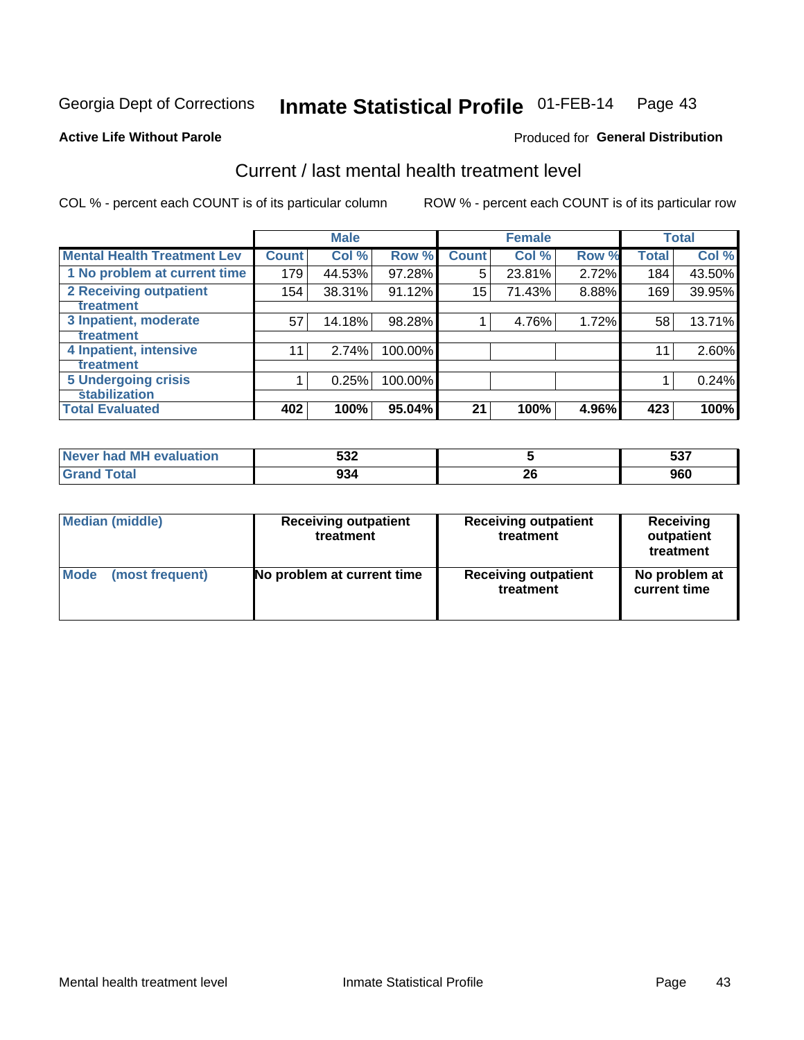Georgia Dept of Corrections **Inmate Statistical Profile** 01-FEB-14

**Active Life Without Parole**

Produced for **General Distribution**

## Current / last mental health treatment level

COL % - percent each COUNT is of its particular column

ROW % - percent each COUNT is of its particular row

| | Male | | | Female | | | Total | |
|---|---|---|---|---|---|---|---|---|
| **Mental Health Treatment Lev** | **Count** | **Col %** | **Row %** | **Count** | **Col %** | **Row %** | **Total** | **Col %** |
| 1 No problem at current time | 179 | 44.53% | 97.28% | 5 | 23.81% | 2.72% | 184 | 43.50% |
| 2 Receiving outpatient treatment | 154 | 38.31% | 91.12% | 15 | 71.43% | 8.88% | 169 | 39.95% |
| 3 Inpatient, moderate treatment | 57 | 14.18% | 98.28% | 1 | 4.76% | 1.72% | 58 | 13.71% |
| 4 Inpatient, intensive treatment | 11 | 2.74% | 100.00% | | | | 11 | 2.60% |
| 5 Undergoing crisis stabilization | 1 | 0.25% | 100.00% | | | | 1 | 0.24% |
| **Total Evaluated** | **402** | **100%** | **95.04%** | **21** | **100%** | **4.96%** | **423** | **100%** |

| | Male | Female | Total |
|---|---|---|---|
| Never had MH evaluation | 532 | 5 | 537 |
| Grand Total | 934 | 26 | 960 |

| | Male | Female | Total |
|---|---|---|---|
| Median (middle) | Receiving outpatient treatment | Receiving outpatient treatment | Receiving outpatient treatment |
| Mode (most frequent) | No problem at current time | Receiving outpatient treatment | No problem at current time |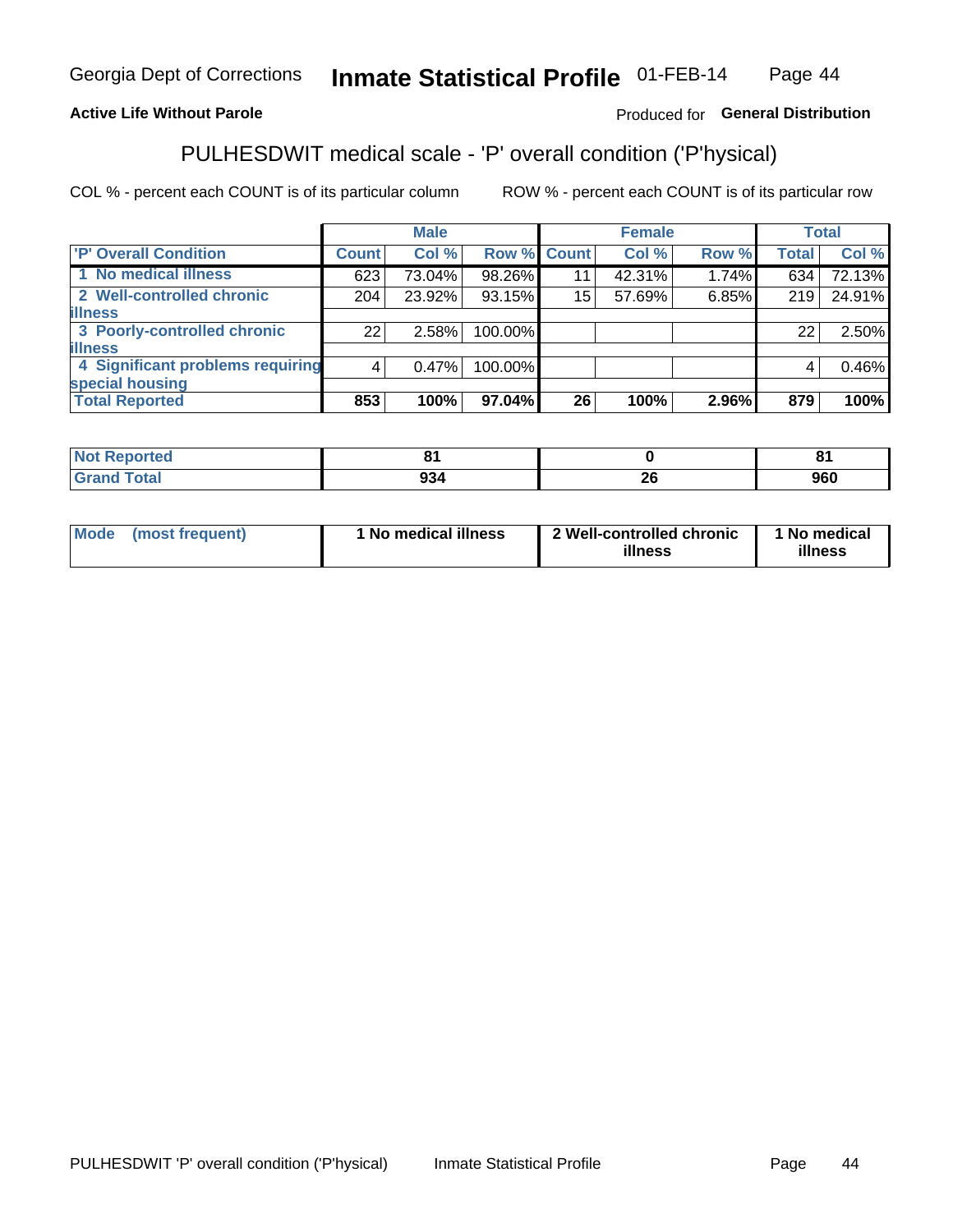Georgia Dept of Corrections **Inmate Statistical Profile** 01-FEB-14

**Active Life Without Parole**

Produced for **General Distribution**

## PULHESDWIT medical scale - 'P' overall condition ('P'hysical)

COL % - percent each COUNT is of its particular column

ROW % - percent each COUNT is of its particular row

| | Male | | | Female | | | Total | |
|---|---|---|---|---|---|---|---|---|
| 'P' Overall Condition | Count | Col % | Row % | Count | Col % | Row % | Total | Col % |
| 1 No medical illness | 623 | 73.04% | 98.26% | 11 | 42.31% | 1.74% | 634 | 72.13% |
| 2 Well-controlled chronic illness | 204 | 23.92% | 93.15% | 15 | 57.69% | 6.85% | 219 | 24.91% |
| 3 Poorly-controlled chronic illness | 22 | 2.58% | 100.00% | | | | 22 | 2.50% |
| 4 Significant problems requiring special housing | 4 | 0.47% | 100.00% | | | | 4 | 0.46% |
| **Total Reported** | **853** | **100%** | **97.04%** | **26** | **100%** | **2.96%** | **879** | **100%** |

| | Male | Female | Total |
|---|---|---|---|
| Not Reported | 81 | 0 | 81 |
| Grand Total | 934 | 26 | 960 |

| | Male | Female | Total |
|---|---|---|---|
| Mode (most frequent) | 1 No medical illness | 2 Well-controlled chronic illness | 1 No medical illness |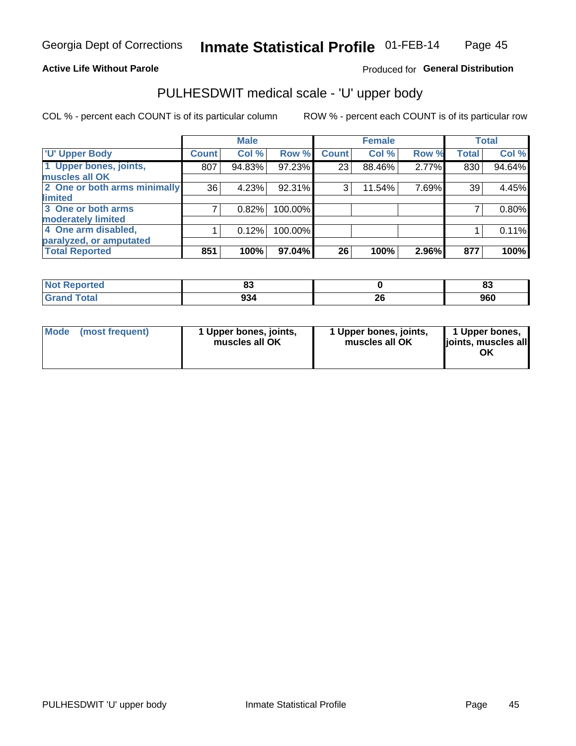Georgia Dept of Corrections **Inmate Statistical Profile** 01-FEB-14

**Active Life Without Parole**

Produced for **General Distribution**

## PULHESDWIT medical scale - 'U' upper body

COL % - percent each COUNT is of its particular column

ROW % - percent each COUNT is of its particular row

| 'U' Upper Body | Male | | | Female | | | Total | |
|---|---|---|---|---|---|---|---|---|
| | Count | Col % | Row % | Count | Col % | Row % | Total | Col % |
| 1 Upper bones, joints, muscles all OK | 807 | 94.83% | 97.23% | 23 | 88.46% | 2.77% | 830 | 94.64% |
| 2 One or both arms minimally limited | 36 | 4.23% | 92.31% | 3 | 11.54% | 7.69% | 39 | 4.45% |
| 3 One or both arms moderately limited | 7 | 0.82% | 100.00% | | | | 7 | 0.80% |
| 4 One arm disabled, paralyzed, or amputated | 1 | 0.12% | 100.00% | | | | 1 | 0.11% |
| **Total Reported** | **851** | **100%** | **97.04%** | **26** | **100%** | **2.96%** | **877** | **100%** |

| | Male | Female | Total |
|---|---|---|---|
| Not Reported | 83 | 0 | 83 |
| Grand Total | 934 | 26 | 960 |

| | Male | Female | Total |
|---|---|---|---|
| Mode (most frequent) | 1 Upper bones, joints, muscles all OK | 1 Upper bones, joints, muscles all OK | 1 Upper bones, joints, muscles all OK |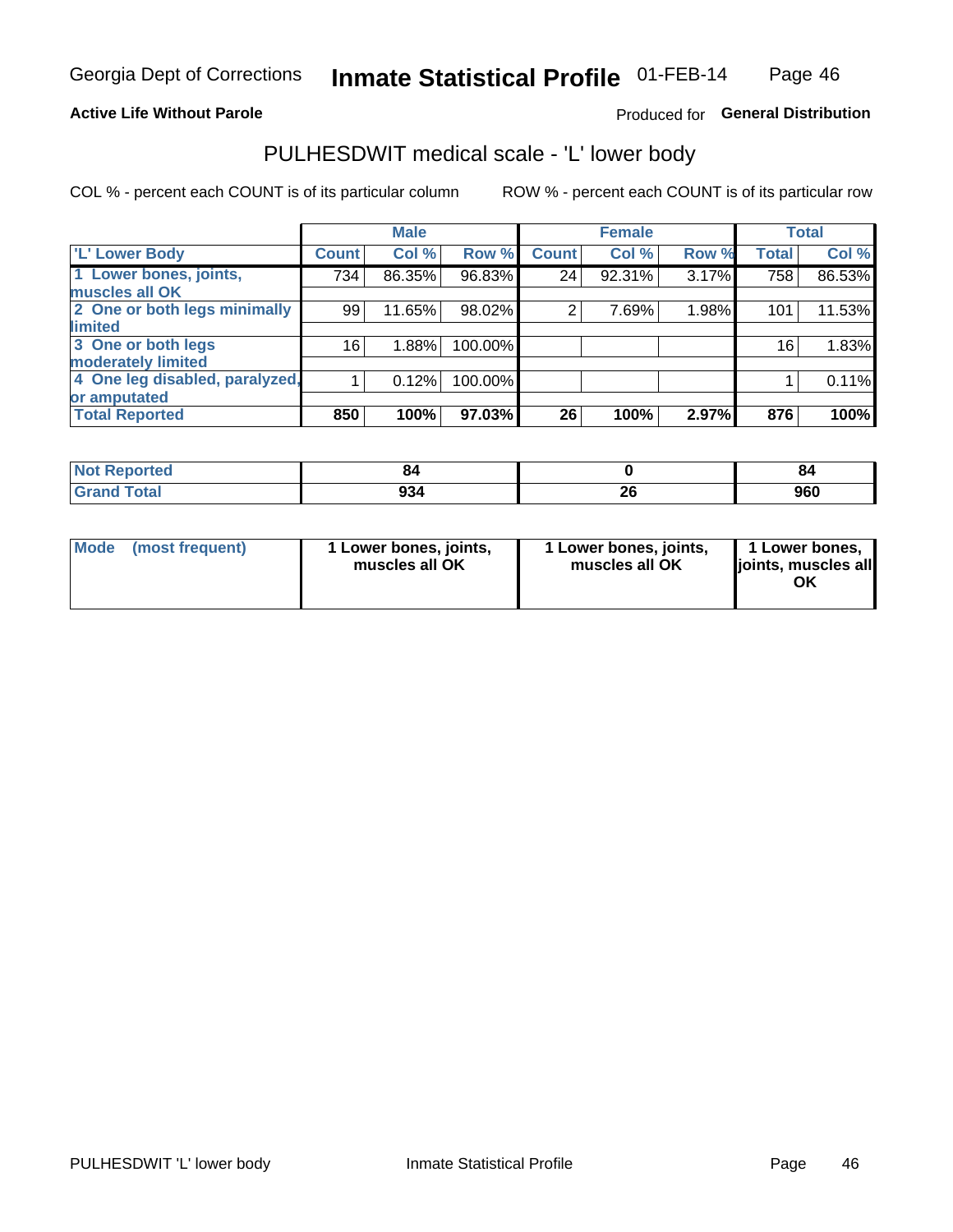Georgia Dept of Corrections **Inhmate Statistical Profile** 01-FEB-14

**Active Life Without Parole**

Produced for **General Distribution**

## PULHESDWIT medical scale - 'L' lower body

COL % - percent each COUNT is of its particular column

ROW % - percent each COUNT is of its particular row

| | Male | | | Female | | | Total | |
|---|---|---|---|---|---|---|---|---|
| 'L' Lower Body | Count | Col % | Row % | Count | Col % | Row % | Total | Col % |
| 1 Lower bones, joints, muscles all OK | 734 | 86.35% | 96.83% | 24 | 92.31% | 3.17% | 758 | 86.53% |
| 2 One or both legs minimally limited | 99 | 11.65% | 98.02% | 2 | 7.69% | 1.98% | 101 | 11.53% |
| 3 One or both legs moderately limited | 16 | 1.88% | 100.00% | | | | 16 | 1.83% |
| 4 One leg disabled, paralyzed, or amputated | 1 | 0.12% | 100.00% | | | | 1 | 0.11% |
| **Total Reported** | **850** | **100%** | **97.03%** | **26** | **100%** | **2.97%** | **876** | **100%** |

| | Male | Female | Total |
|---|---|---|---|
| Not Reported | 84 | 0 | 84 |
| Grand Total | 934 | 26 | 960 |

| | Male | Female | Total |
|---|---|---|---|
| Mode (most frequent) | 1 Lower bones, joints, muscles all OK | 1 Lower bones, joints, muscles all OK | 1 Lower bones, joints, muscles all OK |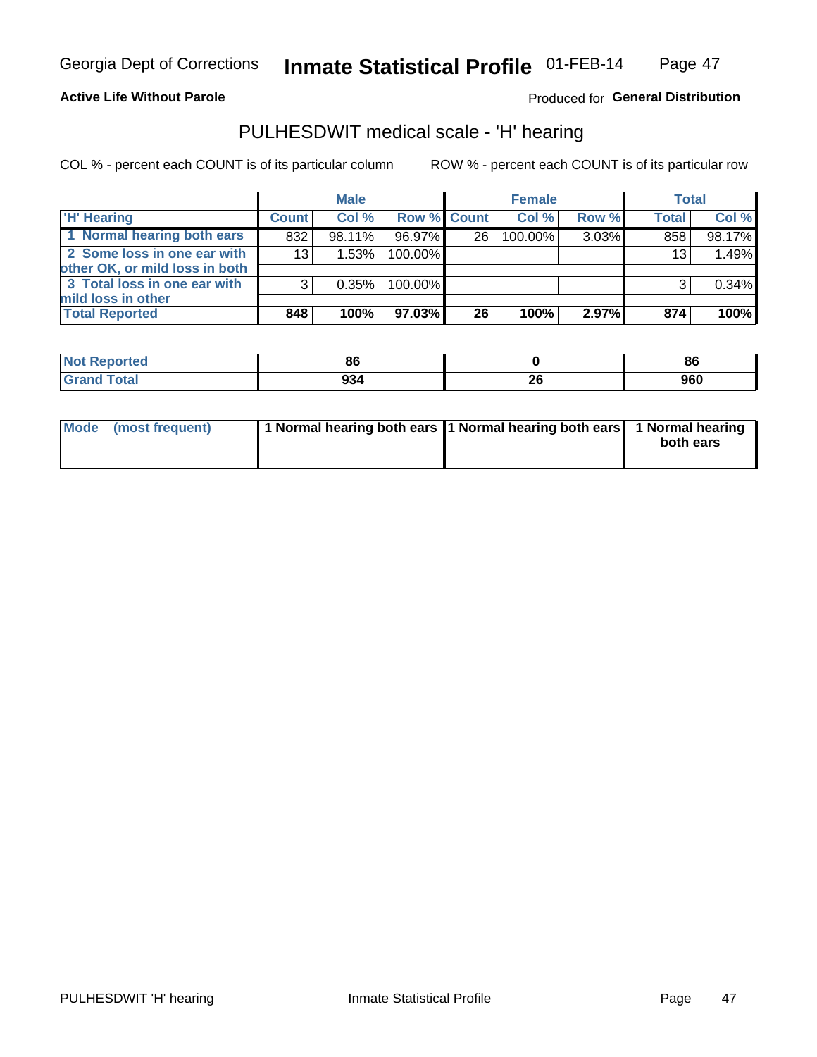Georgia Dept of Corrections **Inmate Statistical Profile** 01-FEB-14

**Active Life Without Parole**

Produced for **General Distribution**

## PULHESDWIT medical scale - 'H' hearing

COL % - percent each COUNT is of its particular column

ROW % - percent each COUNT is of its particular row

| | Male | | | Female | | | Total | |
|---|---|---|---|---|---|---|---|---|
| 'H' Hearing | Count | Col % | Row % | Count | Col % | Row % | Total | Col % |
| 1 Normal hearing both ears | 832 | 98.11% | 96.97% | 26 | 100.00% | 3.03% | 858 | 98.17% |
| 2 Some loss in one ear with other OK, or mild loss in both | 13 | 1.53% | 100.00% | | | | 13 | 1.49% |
| 3 Total loss in one ear with mild loss in other | 3 | 0.35% | 100.00% | | | | 3 | 0.34% |
| **Total Reported** | **848** | **100%** | **97.03%** | **26** | **100%** | **2.97%** | **874** | **100%** |

| | Male | Female | Total |
|---|---|---|---|
| Not Reported | 86 | 0 | 86 |
| Grand Total | 934 | 26 | 960 |

| | Male | Female | Total |
|---|---|---|---|
| Mode (most frequent) | 1 Normal hearing both ears | 1 Normal hearing both ears | 1 Normal hearing both ears |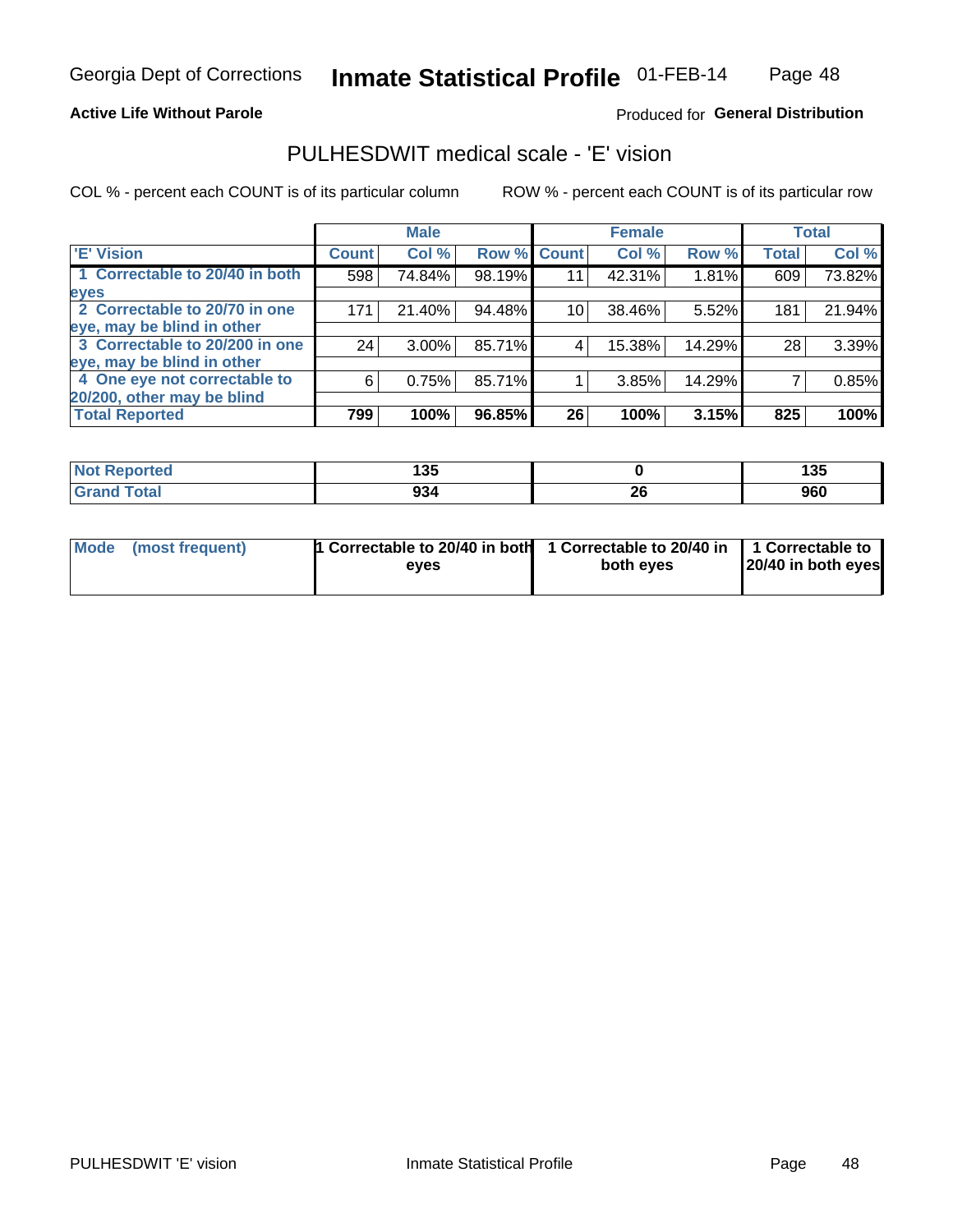Georgia Dept of Corrections **Inmate Statistical Profile** 01-FEB-14

**Active Life Without Parole**

Produced for **General Distribution**

## PULHESDWIT medical scale - 'E' vision

COL % - percent each COUNT is of its particular column

ROW % - percent each COUNT is of its particular row

| | Male | | | Female | | | Total | |
|---|---|---|---|---|---|---|---|---|
| 'E' Vision | Count | Col % | Row % | Count | Col % | Row % | Total | Col % |
| 1 Correctable to 20/40 in both eyes | 598 | 74.84% | 98.19% | 11 | 42.31% | 1.81% | 609 | 73.82% |
| 2 Correctable to 20/70 in one eye, may be blind in other | 171 | 21.40% | 94.48% | 10 | 38.46% | 5.52% | 181 | 21.94% |
| 3 Correctable to 20/200 in one eye, may be blind in other | 24 | 3.00% | 85.71% | 4 | 15.38% | 14.29% | 28 | 3.39% |
| 4 One eye not correctable to 20/200, other may be blind | 6 | 0.75% | 85.71% | 1 | 3.85% | 14.29% | 7 | 0.85% |
| **Total Reported** | **799** | **100%** | **96.85%** | **26** | **100%** | **3.15%** | **825** | **100%** |

| | Male | Female | Total |
|---|---|---|---|
| Not Reported | 135 | 0 | 135 |
| Grand Total | 934 | 26 | 960 |

| | Male | Female | Total |
|---|---|---|---|
| Mode (most frequent) | 1 Correctable to 20/40 in both eyes | 1 Correctable to 20/40 in both eyes | 1 Correctable to 20/40 in both eyes |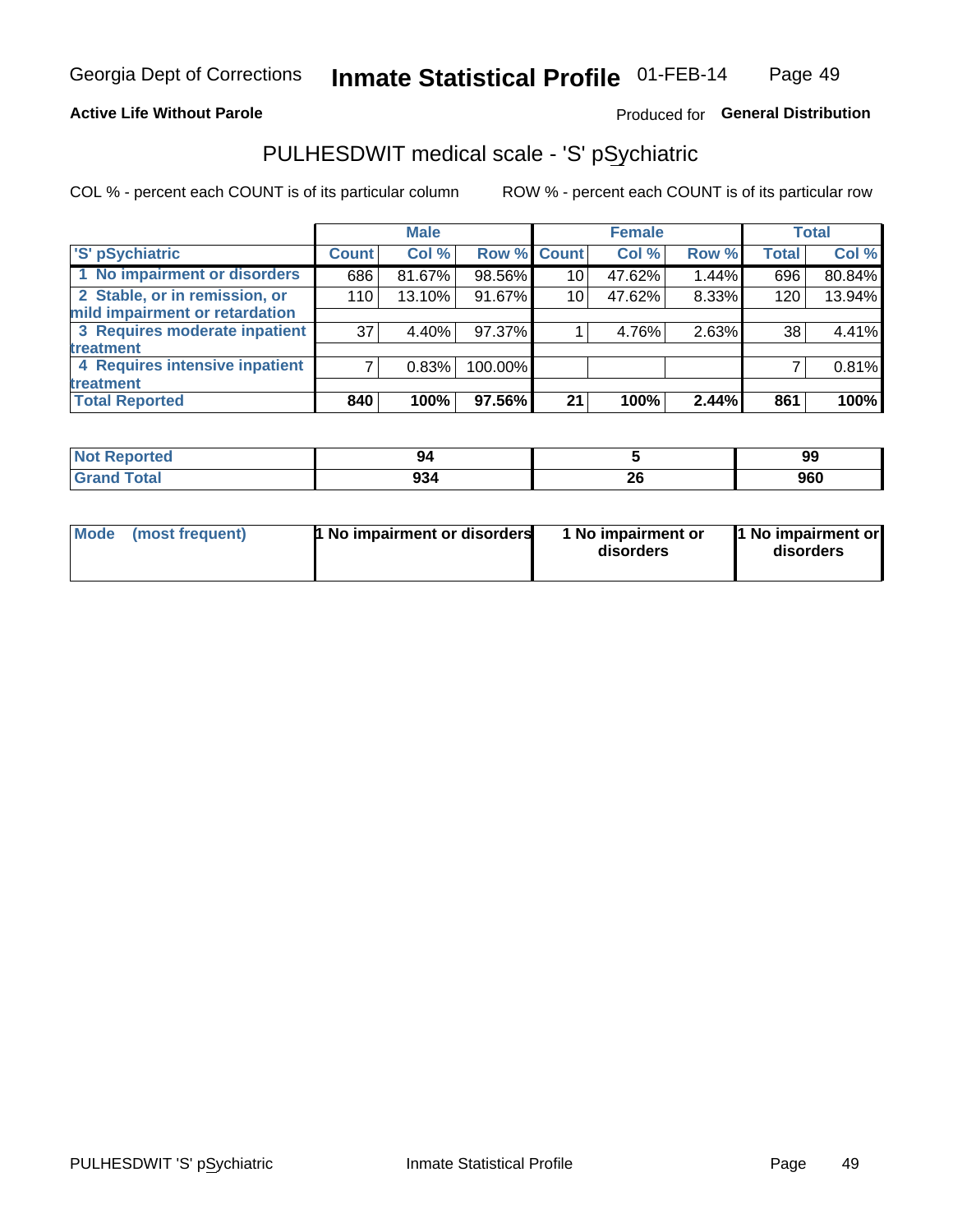Georgia Dept of Corrections **Inmate Statistical Profile** 01-FEB-14

**Active Life Without Parole**

Produced for **General Distribution**

## PULHESDWIT medical scale - 'S' pSychiatric

COL % - percent each COUNT is of its particular column

ROW % - percent each COUNT is of its particular row

| | Male | | | Female | | | Total | |
|---|---|---|---|---|---|---|---|---|
| 'S' pSychiatric | Count | Col % | Row % | Count | Col % | Row % | Total | Col % |
| 1 No impairment or disorders | 686 | 81.67% | 98.56% | 10 | 47.62% | 1.44% | 696 | 80.84% |
| 2 Stable, or in remission, or mild impairment or retardation | 110 | 13.10% | 91.67% | 10 | 47.62% | 8.33% | 120 | 13.94% |
| 3 Requires moderate inpatient treatment | 37 | 4.40% | 97.37% | 1 | 4.76% | 2.63% | 38 | 4.41% |
| 4 Requires intensive inpatient treatment | 7 | 0.83% | 100.00% | | | | 7 | 0.81% |
| **Total Reported** | **840** | **100%** | **97.56%** | **21** | **100%** | **2.44%** | **861** | **100%** |

| | Male | Female | Total |
|---|---|---|---|
| Not Reported | 94 | 5 | 99 |
| Grand Total | 934 | 26 | 960 |

| | Male | Female | Total |
|---|---|---|---|
| Mode (most frequent) | 1 No impairment or disorders | 1 No impairment or disorders | 1 No impairment or disorders |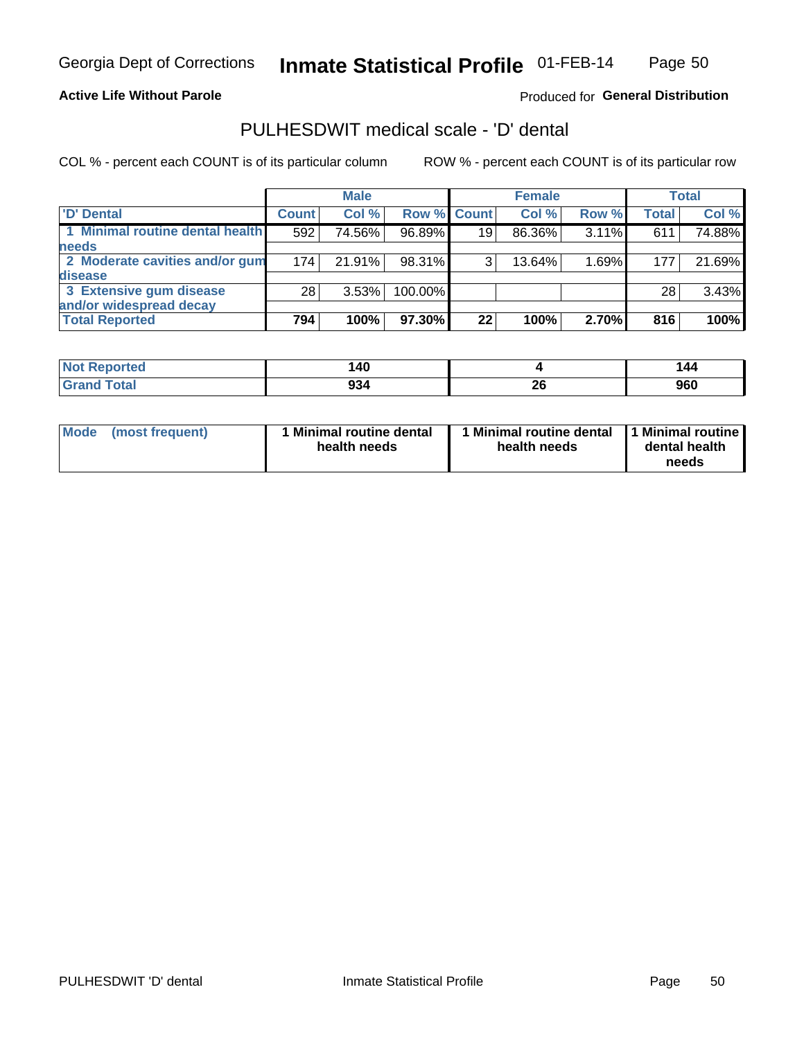Georgia Dept of Corrections **Inmate Statistical Profile** 01-FEB-14

**Active Life Without Parole**

Produced for **General Distribution**

## PULHESDWIT medical scale - 'D' dental

COL % - percent each COUNT is of its particular column

ROW % - percent each COUNT is of its particular row

| | Male | | | Female | | | Total | |
|---|---|---|---|---|---|---|---|---|
| 'D' Dental | Count | Col % | Row % | Count | Col % | Row % | Total | Col % |
| 1 Minimal routine dental health needs | 592 | 74.56% | 96.89% | 19 | 86.36% | 3.11% | 611 | 74.88% |
| 2 Moderate cavities and/or gum disease | 174 | 21.91% | 98.31% | 3 | 13.64% | 1.69% | 177 | 21.69% |
| 3 Extensive gum disease and/or widespread decay | 28 | 3.53% | 100.00% | | | | 28 | 3.43% |
| **Total Reported** | **794** | **100%** | **97.30%** | **22** | **100%** | **2.70%** | **816** | **100%** |

| | Male | Female | Total |
|---|---|---|---|
| Not Reported | 140 | 4 | 144 |
| Grand Total | 934 | 26 | 960 |

| | Male | Female | Total |
|---|---|---|---|
| Mode (most frequent) | 1 Minimal routine dental health needs | 1 Minimal routine dental health needs | 1 Minimal routine dental health needs |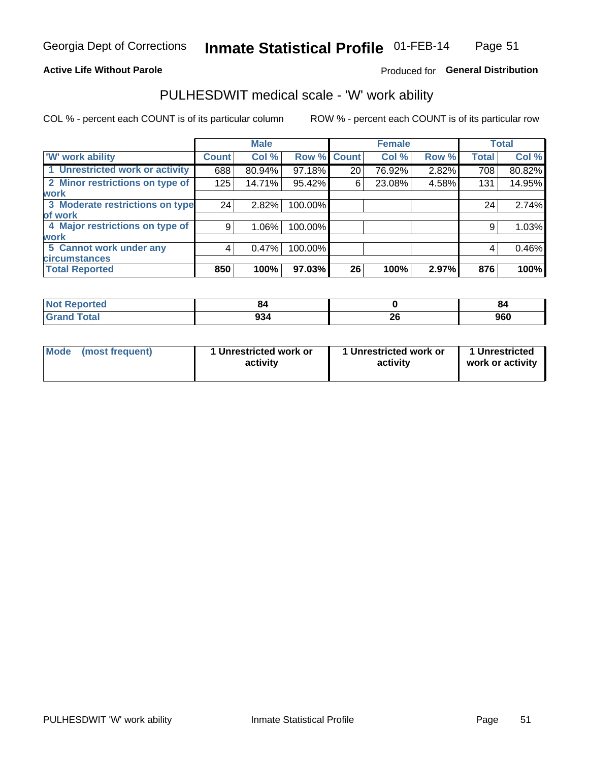Georgia Dept of Corrections **Inmate Statistical Profile** 01-FEB-14

**Active Life Without Parole**

Produced for **General Distribution**

## PULHESDWIT medical scale - 'W' work ability

COL % - percent each COUNT is of its particular column

ROW % - percent each COUNT is of its particular row

| | Male | | | Female | | | Total | |
|---|---|---|---|---|---|---|---|---|
| 'W' work ability | Count | Col % | Row % | Count | Col % | Row % | Total | Col % |
| 1 Unrestricted work or activity | 688 | 80.94% | 97.18% | 20 | 76.92% | 2.82% | 708 | 80.82% |
| 2 Minor restrictions on type of work | 125 | 14.71% | 95.42% | 6 | 23.08% | 4.58% | 131 | 14.95% |
| 3 Moderate restrictions on type of work | 24 | 2.82% | 100.00% | | | | 24 | 2.74% |
| 4 Major restrictions on type of work | 9 | 1.06% | 100.00% | | | | 9 | 1.03% |
| 5 Cannot work under any circumstances | 4 | 0.47% | 100.00% | | | | 4 | 0.46% |
| **Total Reported** | **850** | **100%** | **97.03%** | **26** | **100%** | **2.97%** | **876** | **100%** |

| | Male | Female | Total |
|---|---|---|---|
| Not Reported | 84 | 0 | 84 |
| Grand Total | 934 | 26 | 960 |

| | Male | Female | Total |
|---|---|---|---|
| Mode (most frequent) | 1 Unrestricted work or activity | 1 Unrestricted work or activity | 1 Unrestricted work or activity |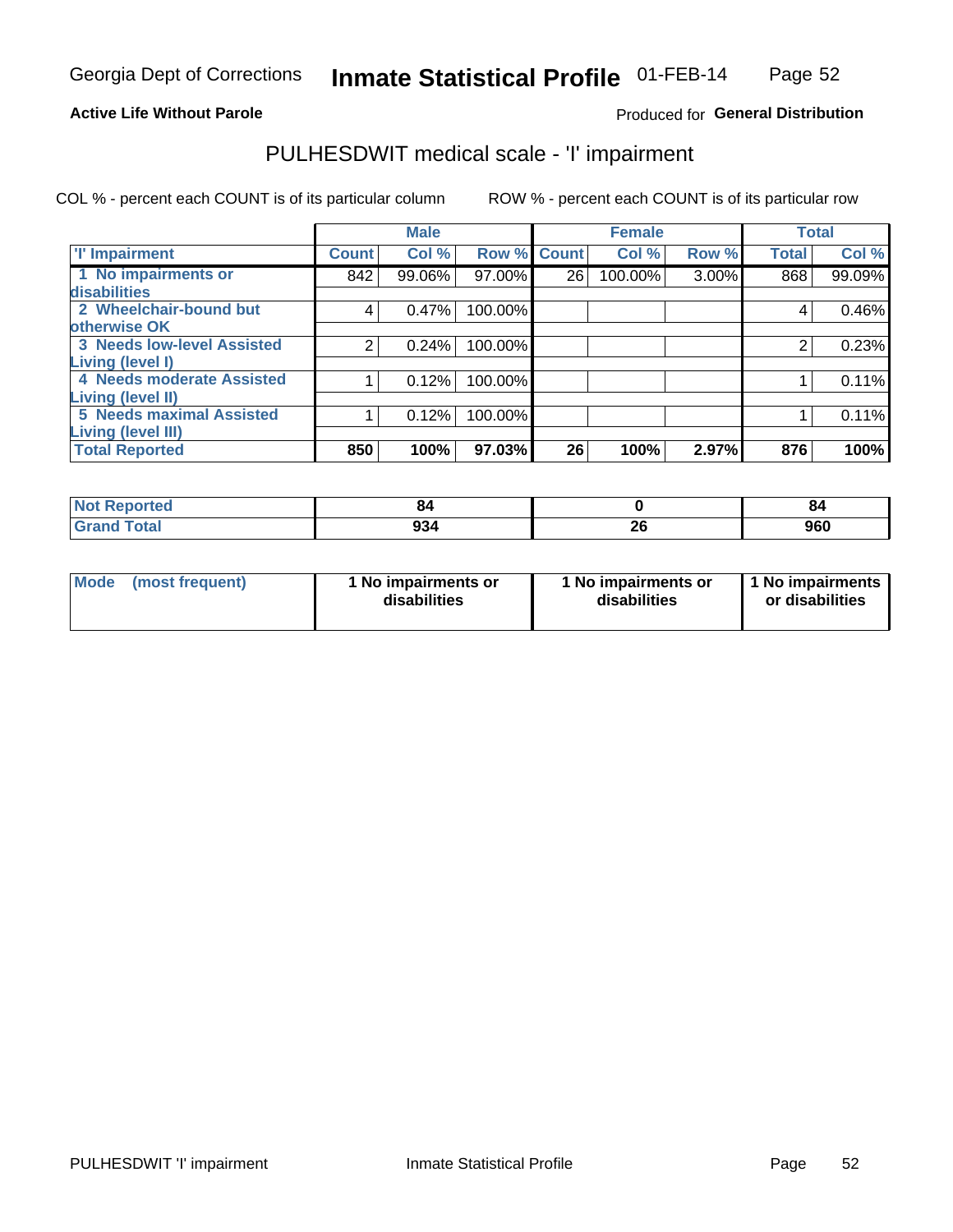Georgia Dept of Corrections **Inmate Statistical Profile** 01-FEB-14

**Active Life Without Parole**

Produced for **General Distribution**

## PULHESDWIT medical scale - 'I' impairment

COL % - percent each COUNT is of its particular column ROW % - percent each COUNT is of its particular row

| | Male | | | Female | | | Total | |
|---|---|---|---|---|---|---|---|---|
| 'I' Impairment | Count | Col % | Row % | Count | Col % | Row % | Total | Col % |
| 1 No impairments or disabilities | 842 | 99.06% | 97.00% | 26 | 100.00% | 3.00% | 868 | 99.09% |
| 2 Wheelchair-bound but otherwise OK | 4 | 0.47% | 100.00% | | | | 4 | 0.46% |
| 3 Needs low-level Assisted Living (level I) | 2 | 0.24% | 100.00% | | | | 2 | 0.23% |
| 4 Needs moderate Assisted Living (level II) | 1 | 0.12% | 100.00% | | | | 1 | 0.11% |
| 5 Needs maximal Assisted Living (level III) | 1 | 0.12% | 100.00% | | | | 1 | 0.11% |
| **Total Reported** | **850** | **100%** | **97.03%** | **26** | **100%** | **2.97%** | **876** | **100%** |

| | Male | Female | Total |
|---|---|---|---|
| Not Reported | 84 | 0 | 84 |
| Grand Total | 934 | 26 | 960 |

| | Male | Female | Total |
|---|---|---|---|
| Mode (most frequent) | 1 No impairments or disabilities | 1 No impairments or disabilities | 1 No impairments or disabilities |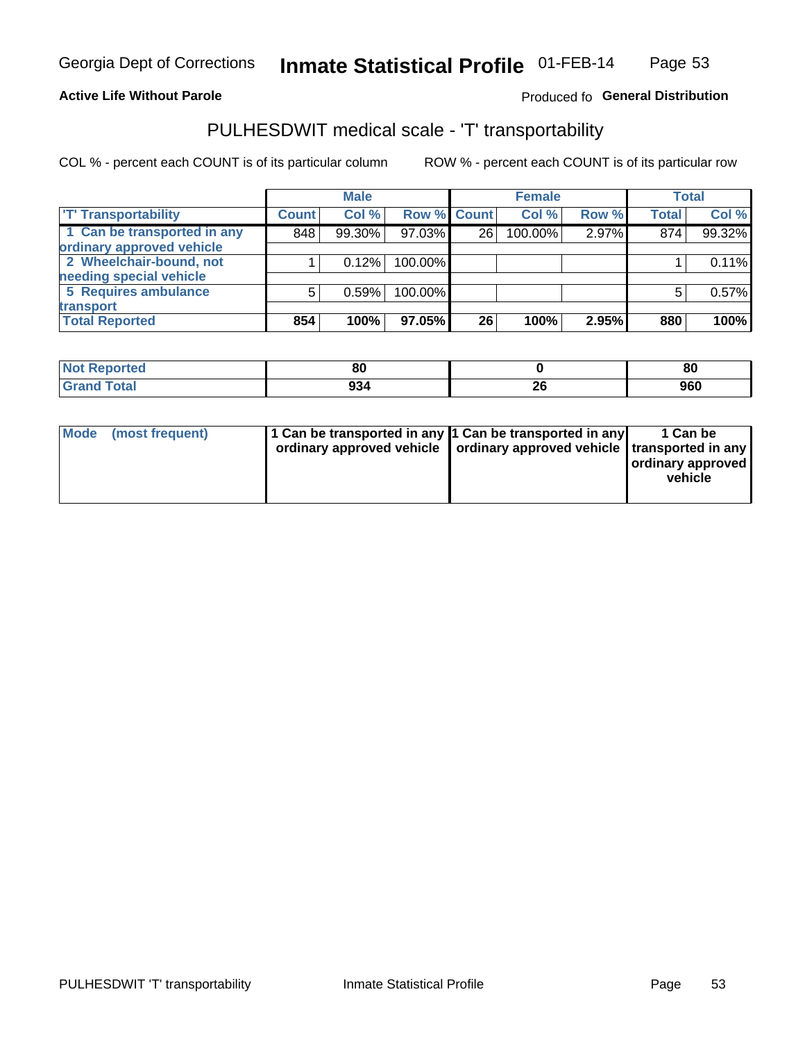Georgia Dept of Corrections **Inmate Statistical Profile** 01-FEB-14

**Active Life Without Parole**

Produced fo **General Distribution**

## PULHESDWIT medical scale - 'T' transportability

COL % - percent each COUNT is of its particular column    ROW % - percent each COUNT is of its particular row

| | Male | | | Female | | | Total | |
|---|---|---|---|---|---|---|---|---|
| 'T' Transportability | Count | Col % | Row % | Count | Col % | Row % | Total | Col % |
| 1 Can be transported in any ordinary approved vehicle | 848 | 99.30% | 97.03% | 26 | 100.00% | 2.97% | 874 | 99.32% |
| 2 Wheelchair-bound, not needing special vehicle | 1 | 0.12% | 100.00% | | | | 1 | 0.11% |
| 5 Requires ambulance transport | 5 | 0.59% | 100.00% | | | | 5 | 0.57% |
| **Total Reported** | **854** | **100%** | **97.05%** | **26** | **100%** | **2.95%** | **880** | **100%** |

| | Male | Female | Total |
|---|---|---|---|
| Not Reported | 80 | 0 | 80 |
| Grand Total | 934 | 26 | 960 |

| | Male | Female | Total |
|---|---|---|---|
| Mode (most frequent) | 1 Can be transported in any ordinary approved vehicle | 1 Can be transported in any ordinary approved vehicle | 1 Can be transported in any ordinary approved vehicle |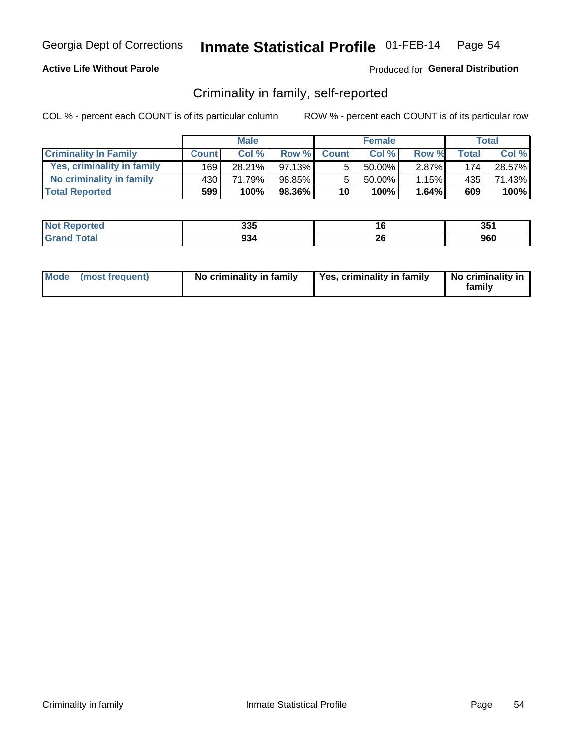Georgia Dept of Corrections **Inmate Statistical Profile** 01-FEB-14

**Active Life Without Parole**

Produced for **General Distribution**

## Criminality in family, self-reported

COL % - percent each COUNT is of its particular column

ROW % - percent each COUNT is of its particular row

| | Male | | | Female | | | Total | |
|---|---|---|---|---|---|---|---|---|
| **Criminality In Family** | **Count** | **Col %** | **Row %** | **Count** | **Col %** | **Row %** | **Total** | **Col %** |
| Yes, criminality in family | 169 | 28.21% | 97.13% | 5 | 50.00% | 2.87% | 174 | 28.57% |
| No criminality in family | 430 | 71.79% | 98.85% | 5 | 50.00% | 1.15% | 435 | 71.43% |
| **Total Reported** | **599** | **100%** | **98.36%** | **10** | **100%** | **1.64%** | **609** | **100%** |

| | Male | Female | Total |
|---|---|---|---|
| **Not Reported** | **335** | **16** | **351** |
| **Grand Total** | **934** | **26** | **960** |

| | Male | Female | Total |
|---|---|---|---|
| **Mode (most frequent)** | **No criminality in family** | **Yes, criminality in family** | **No criminality in family** |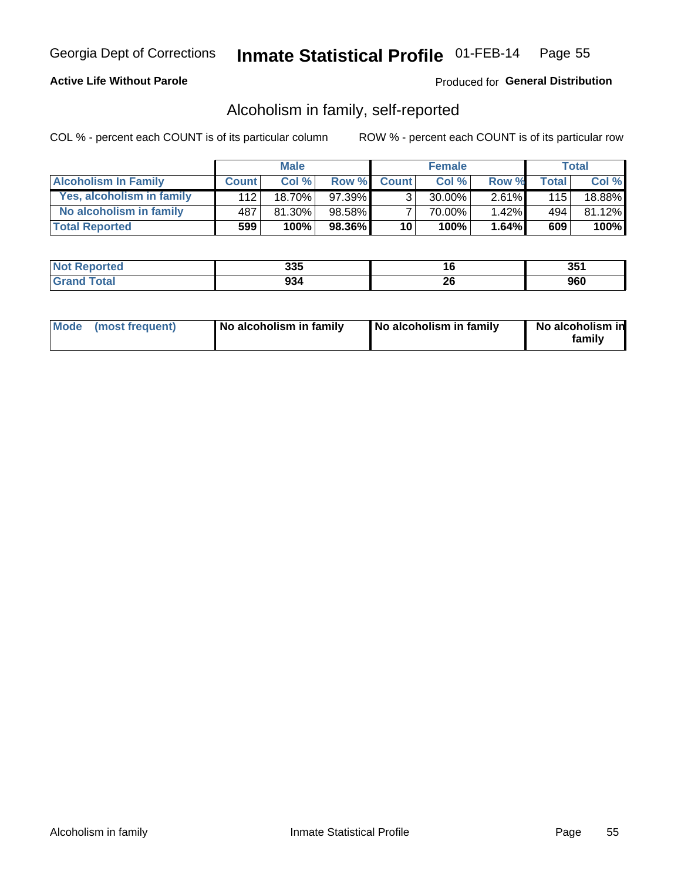Georgia Dept of Corrections **Inmate Statistical Profile** 01-FEB-14

**Active Life Without Parole**

Produced for **General Distribution**

## Alcoholism in family, self-reported

COL % - percent each COUNT is of its particular column

ROW % - percent each COUNT is of its particular row

| | Male | | | Female | | | Total | |
|---|---|---|---|---|---|---|---|---|
| **Alcoholism In Family** | **Count** | **Col %** | **Row %** | **Count** | **Col %** | **Row %** | **Total** | **Col %** |
| **Yes, alcoholism in family** | 112 | 18.70% | 97.39% | 3 | 30.00% | 2.61% | 115 | 18.88% |
| **No alcoholism in family** | 487 | 81.30% | 98.58% | 7 | 70.00% | 1.42% | 494 | 81.12% |
| **Total Reported** | **599** | **100%** | **98.36%** | **10** | **100%** | **1.64%** | **609** | **100%** |

| | Male | Female | Total |
|---|---|---|---|
| **Not Reported** | **335** | **16** | **351** |
| **Grand Total** | **934** | **26** | **960** |

| | Male | Female | Total |
|---|---|---|---|
| **Mode (most frequent)** | **No alcoholism in family** | **No alcoholism in family** | **No alcoholism in family** |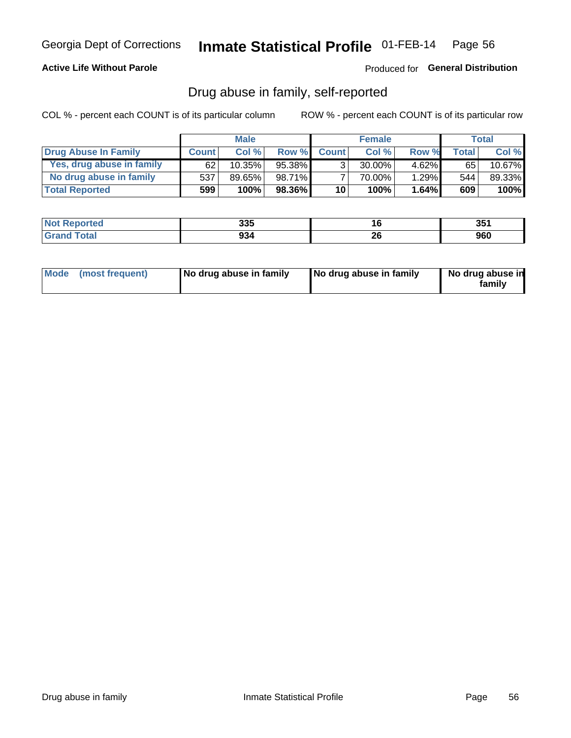Georgia Dept of Corrections **Inmate Statistical Profile** 01-FEB-14

**Active Life Without Parole**

Produced for **General Distribution**

## Drug abuse in family, self-reported

COL % - percent each COUNT is of its particular column

ROW % - percent each COUNT is of its particular row

| | Male | | | Female | | | Total | |
|---|---|---|---|---|---|---|---|---|
| **Drug Abuse In Family** | **Count** | **Col %** | **Row %** | **Count** | **Col %** | **Row %** | **Total** | **Col %** |
| Yes, drug abuse in family | 62 | 10.35% | 95.38% | 3 | 30.00% | 4.62% | 65 | 10.67% |
| No drug abuse in family | 537 | 89.65% | 98.71% | 7 | 70.00% | 1.29% | 544 | 89.33% |
| **Total Reported** | **599** | **100%** | **98.36%** | **10** | **100%** | **1.64%** | **609** | **100%** |

| | Male | Female | Total |
|---|---|---|---|
| **Not Reported** | **335** | **16** | **351** |
| **Grand Total** | **934** | **26** | **960** |

| | Male | Female | Total |
|---|---|---|---|
| **Mode (most frequent)** | **No drug abuse in family** | **No drug abuse in family** | **No drug abuse in family** |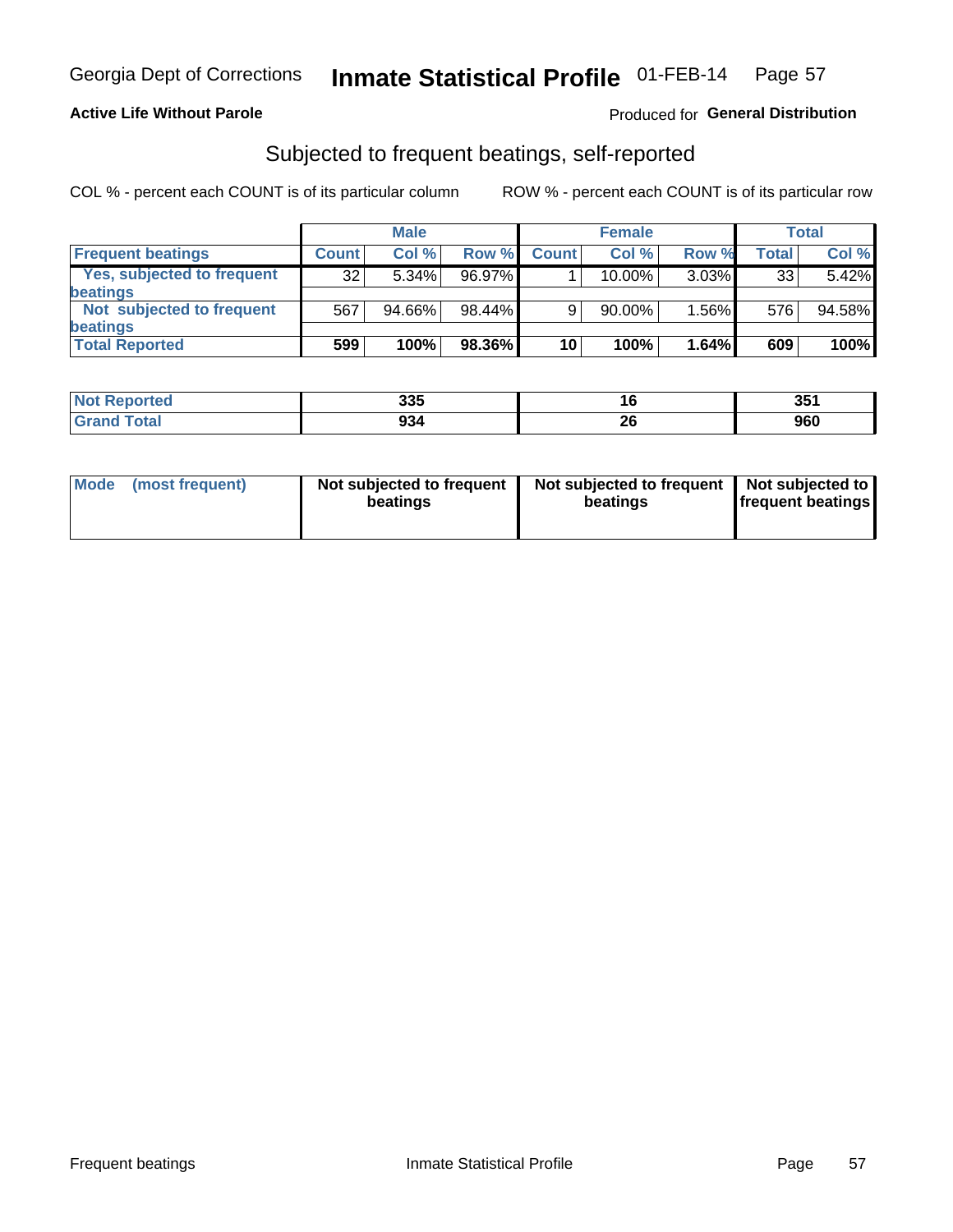Georgia Dept of Corrections **Inmate Statistical Profile** 01-FEB-14

**Active Life Without Parole**

Produced for **General Distribution**

## Subjected to frequent beatings, self-reported

COL % - percent each COUNT is of its particular column ROW % - percent each COUNT is of its particular row

| | Male | | | Female | | | Total | |
|---|---|---|---|---|---|---|---|---|
| **Frequent beatings** | **Count** | **Col %** | **Row %** | **Count** | **Col %** | **Row %** | **Total** | **Col %** |
| Yes, subjected to frequent beatings | 32 | 5.34% | 96.97% | 1 | 10.00% | 3.03% | 33 | 5.42% |
| Not subjected to frequent beatings | 567 | 94.66% | 98.44% | 9 | 90.00% | 1.56% | 576 | 94.58% |
| **Total Reported** | **599** | **100%** | **98.36%** | **10** | **100%** | **1.64%** | **609** | **100%** |

| | Male | Female | Total |
|---|---|---|---|
| **Not Reported** | 335 | 16 | 351 |
| **Grand Total** | 934 | 26 | 960 |

| | Male | Female | Total |
|---|---|---|---|
| **Mode (most frequent)** | Not subjected to frequent beatings | Not subjected to frequent beatings | Not subjected to frequent beatings |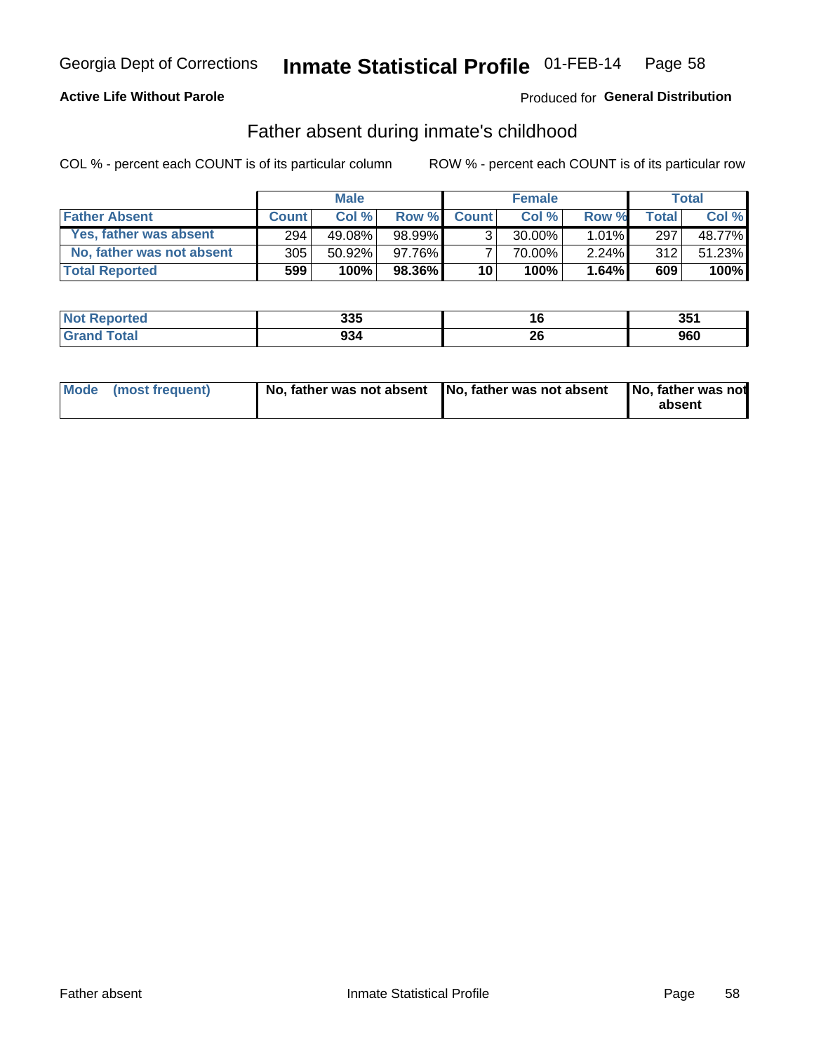Georgia Dept of Corrections **Inmate Statistical Profile** 01-FEB-14

**Active Life Without Parole**

Produced for **General Distribution**

## Father absent during inmate's childhood

COL % - percent each COUNT is of its particular column      ROW % - percent each COUNT is of its particular row

| | Male | | | Female | | | Total | |
|---|---|---|---|---|---|---|---|---|
| **Father Absent** | **Count** | **Col %** | **Row %** | **Count** | **Col %** | **Row %** | **Total** | **Col %** |
| **Yes, father was absent** | 294 | 49.08% | 98.99% | 3 | 30.00% | 1.01% | 297 | 48.77% |
| **No, father was not absent** | 305 | 50.92% | 97.76% | 7 | 70.00% | 2.24% | 312 | 51.23% |
| **Total Reported** | **599** | **100%** | **98.36%** | **10** | **100%** | **1.64%** | **609** | **100%** |

| | Male | Female | Total |
|---|---|---|---|
| **Not Reported** | **335** | **16** | **351** |
| **Grand Total** | **934** | **26** | **960** |

| | Male | Female | Total |
|---|---|---|---|
| **Mode (most frequent)** | **No, father was not absent** | **No, father was not absent** | **No, father was not absent** |

Father absent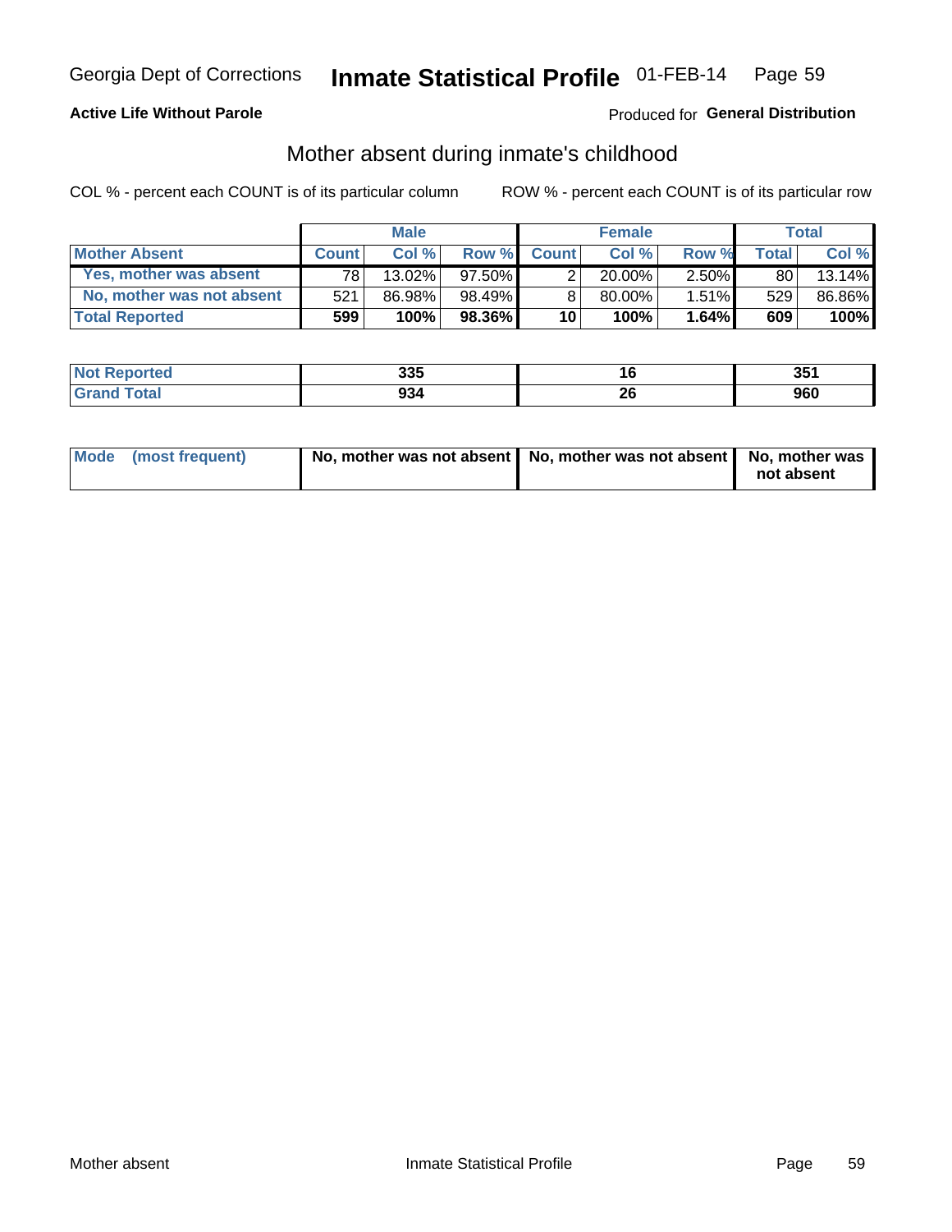Georgia Dept of Corrections **Inmate Statistical Profile** 01-FEB-14

**Active Life Without Parole**

Produced for **General Distribution**

## Mother absent during inmate's childhood

COL % - percent each COUNT is of its particular column

ROW % - percent each COUNT is of its particular row

| | Male | | | Female | | | Total | |
|---|---|---|---|---|---|---|---|---|
| **Mother Absent** | **Count** | **Col %** | **Row %** | **Count** | **Col %** | **Row %** | **Total** | **Col %** |
| Yes, mother was absent | 78 | 13.02% | 97.50% | 2 | 20.00% | 2.50% | 80 | 13.14% |
| No, mother was not absent | 521 | 86.98% | 98.49% | 8 | 80.00% | 1.51% | 529 | 86.86% |
| **Total Reported** | **599** | **100%** | **98.36%** | **10** | **100%** | **1.64%** | **609** | **100%** |

| | Male | Female | Total |
|---|---|---|---|
| **Not Reported** | **335** | **16** | **351** |
| **Grand Total** | **934** | **26** | **960** |

| | Male | Female | Total |
|---|---|---|---|
| **Mode (most frequent)** | **No, mother was not absent** | **No, mother was not absent** | **No, mother was not absent** |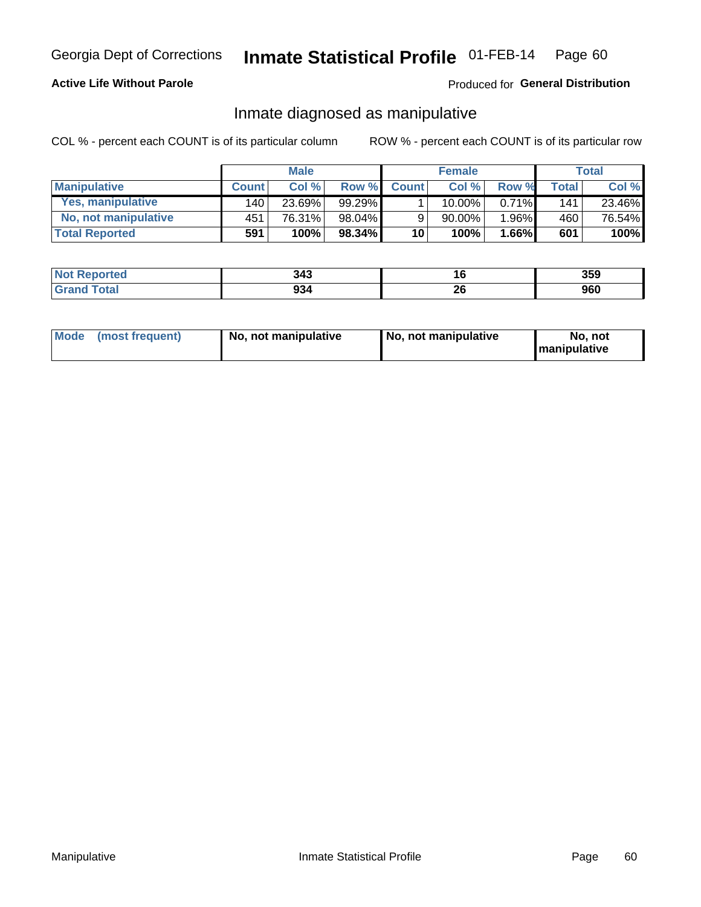Georgia Dept of Corrections **Inmate Statistical Profile** 01-FEB-14

**Active Life Without Parole**

Produced for **General Distribution**

## Inmate diagnosed as manipulative

COL % - percent each COUNT is of its particular column

ROW % - percent each COUNT is of its particular row

| | Male | | | Female | | | Total | |
|---|---|---|---|---|---|---|---|---|
| **Manipulative** | **Count** | **Col %** | **Row %** | **Count** | **Col %** | **Row %** | **Total** | **Col %** |
| **Yes, manipulative** | 140 | 23.69% | 99.29% | 1 | 10.00% | 0.71% | 141 | 23.46% |
| **No, not manipulative** | 451 | 76.31% | 98.04% | 9 | 90.00% | 1.96% | 460 | 76.54% |
| **Total Reported** | **591** | **100%** | **98.34%** | **10** | **100%** | **1.66%** | **601** | **100%** |

| | Male | Female | Total |
|---|---|---|---|
| **Not Reported** | **343** | **16** | **359** |
| **Grand Total** | **934** | **26** | **960** |

| | Male | Female | Total |
|---|---|---|---|
| **Mode (most frequent)** | **No, not manipulative** | **No, not manipulative** | **No, not manipulative** |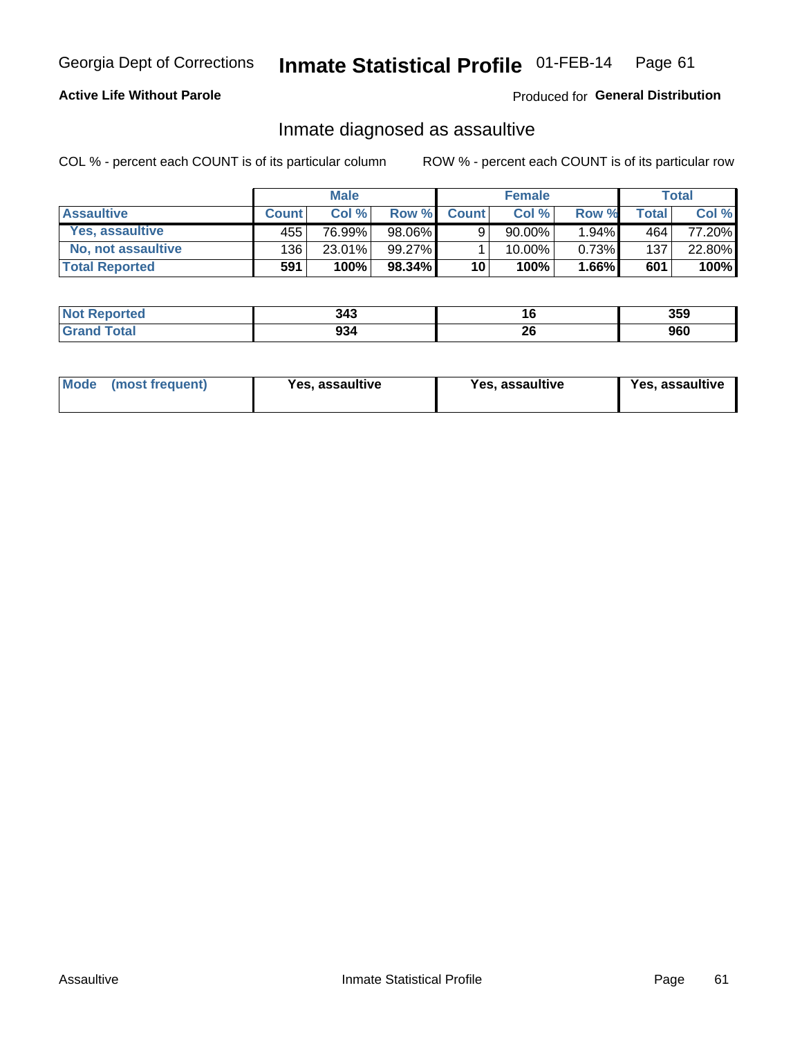Georgia Dept of Corrections **Inmate Statistical Profile** 01-FEB-14

**Active Life Without Parole**

Produced for **General Distribution**

## Inmate diagnosed as assaultive

COL % - percent each COUNT is of its particular column

ROW % - percent each COUNT is of its particular row

| | Male | | | Female | | | Total | |
|---|---|---|---|---|---|---|---|---|
| **Assaultive** | **Count** | **Col %** | **Row %** | **Count** | **Col %** | **Row %** | **Total** | **Col %** |
| **Yes, assaultive** | 455 | 76.99% | 98.06% | 9 | 90.00% | 1.94% | 464 | 77.20% |
| **No, not assaultive** | 136 | 23.01% | 99.27% | 1 | 10.00% | 0.73% | 137 | 22.80% |
| **Total Reported** | **591** | **100%** | **98.34%** | **10** | **100%** | **1.66%** | **601** | **100%** |

| | Male | Female | Total |
|---|---|---|---|
| **Not Reported** | **343** | **16** | **359** |
| **Grand Total** | **934** | **26** | **960** |

| | Male | Female | Total |
|---|---|---|---|
| **Mode (most frequent)** | **Yes, assaultive** | **Yes, assaultive** | **Yes, assaultive** |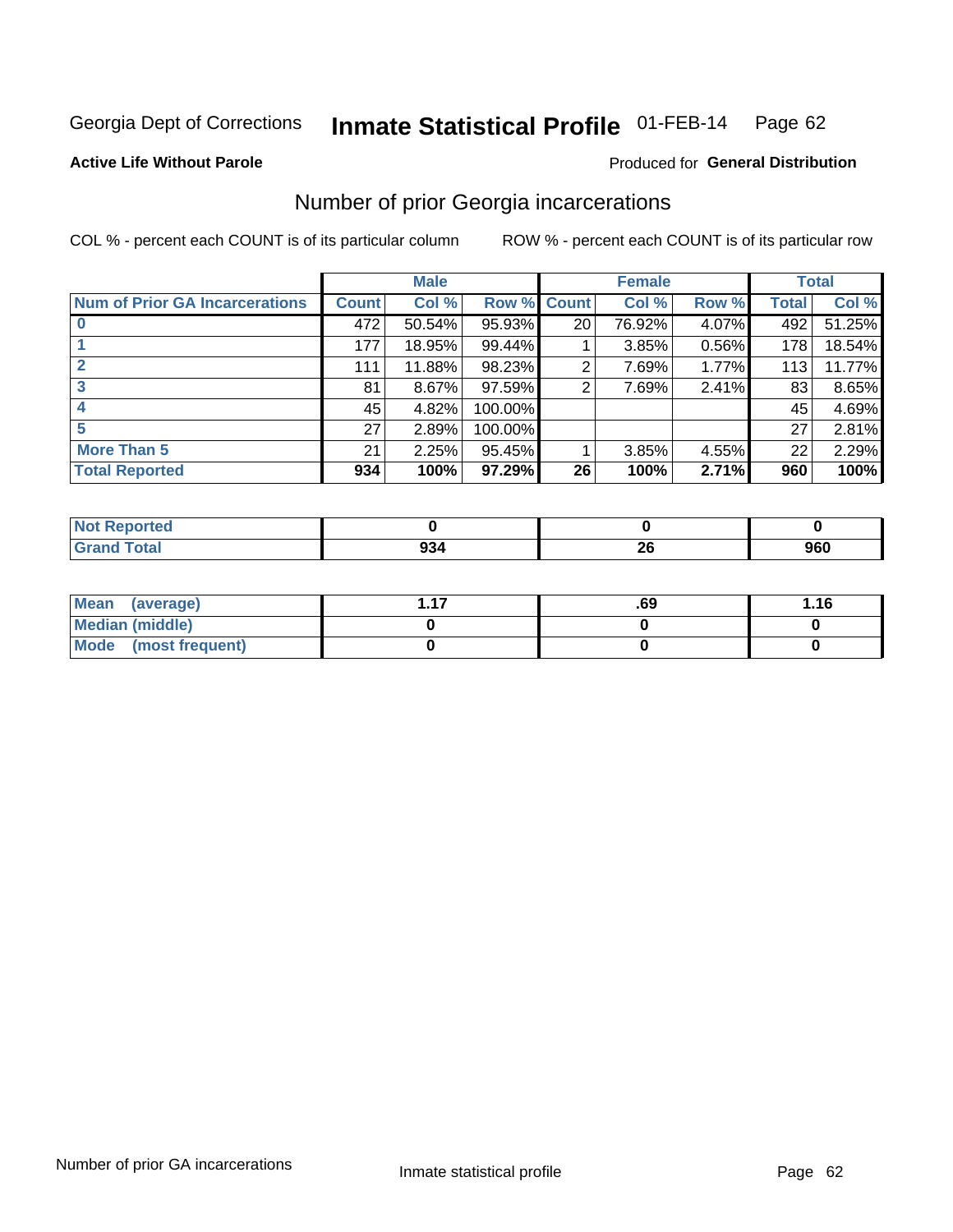Georgia Dept of Corrections **Inmate Statistical Profile** 01-FEB-14

**Active Life Without Parole**

Produced for **General Distribution**

## Number of prior Georgia incarcerations

COL % - percent each COUNT is of its particular column ROW % - percent each COUNT is of its particular row

| Num of Prior GA Incarcerations | Male | | | Female | | | Total | |
|---|---|---|---|---|---|---|---|---|
| | Count | Col % | Row % | Count | Col % | Row % | Total | Col % |
| 0 | 472 | 50.54% | 95.93% | 20 | 76.92% | 4.07% | 492 | 51.25% |
| 1 | 177 | 18.95% | 99.44% | 1 | 3.85% | 0.56% | 178 | 18.54% |
| 2 | 111 | 11.88% | 98.23% | 2 | 7.69% | 1.77% | 113 | 11.77% |
| 3 | 81 | 8.67% | 97.59% | 2 | 7.69% | 2.41% | 83 | 8.65% |
| 4 | 45 | 4.82% | 100.00% | | | | 45 | 4.69% |
| 5 | 27 | 2.89% | 100.00% | | | | 27 | 2.81% |
| More Than 5 | 21 | 2.25% | 95.45% | 1 | 3.85% | 4.55% | 22 | 2.29% |
| **Total Reported** | **934** | **100%** | **97.29%** | **26** | **100%** | **2.71%** | **960** | **100%** |

| | Male | Female | Total |
|---|---|---|---|
| Not Reported | 0 | 0 | 0 |
| Grand Total | 934 | 26 | 960 |

| | Male | Female | Total |
|---|---|---|---|
| Mean (average) | 1.17 | .69 | 1.16 |
| Median (middle) | 0 | 0 | 0 |
| Mode (most frequent) | 0 | 0 | 0 |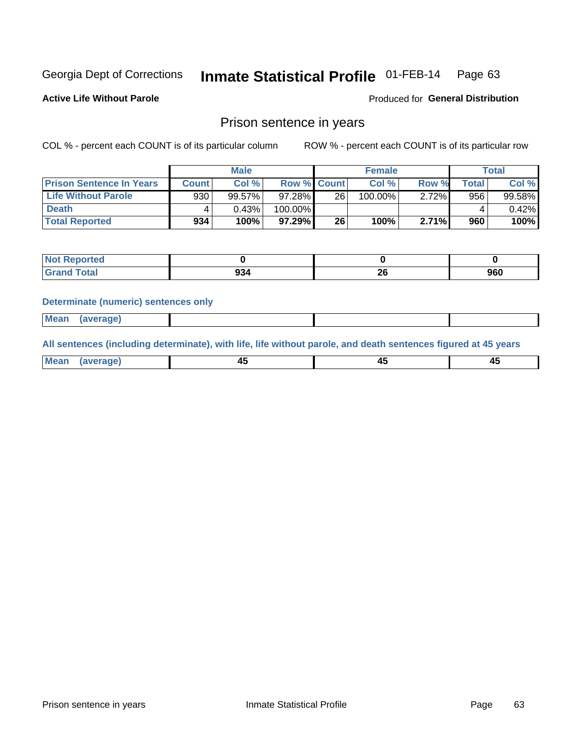Georgia Dept of Corrections **Inmate Statistical Profile** 01-FEB-14

**Active Life Without Parole**

Produced for **General Distribution**

## Prison sentence in years

COL % - percent each COUNT is of its particular column

ROW % - percent each COUNT is of its particular row

| | Male | | | Female | | | Total | |
|---|---|---|---|---|---|---|---|---|
| **Prison Sentence In Years** | **Count** | **Col %** | **Row %** | **Count** | **Col %** | **Row %** | **Total** | **Col %** |
| **Life Without Parole** | 930 | 99.57% | 97.28% | 26 | 100.00% | 2.72% | 956 | 99.58% |
| **Death** | 4 | 0.43% | 100.00% | | | | 4 | 0.42% |
| **Total Reported** | **934** | **100%** | **97.29%** | **26** | **100%** | **2.71%** | **960** | **100%** |

| | Male | Female | Total |
|---|---|---|---|
| **Not Reported** | **0** | **0** | **0** |
| **Grand Total** | **934** | **26** | **960** |

**Determinate (numeric) sentences only**

| | Male | Female | Total |
|---|---|---|---|
| **Mean (average)** | | | |

**All sentences (including determinate), with life, life without parole, and death sentences figured at 45 years**

| | Male | Female | Total |
|---|---|---|---|
| **Mean (average)** | **45** | **45** | **45** |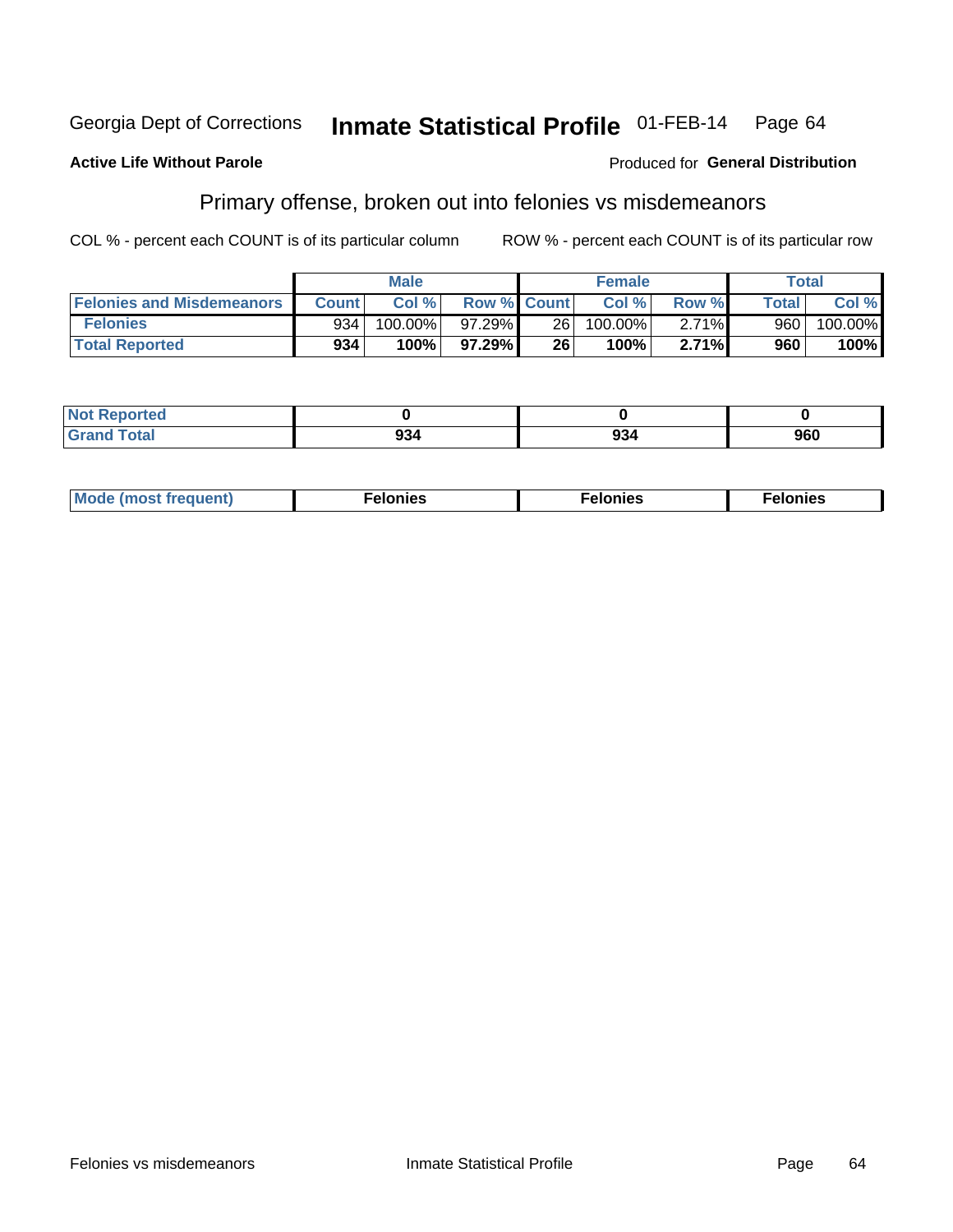Georgia Dept of Corrections **Inmate Statistical Profile** 01-FEB-14

**Active Life Without Parole**

Produced for **General Distribution**

## Primary offense, broken out into felonies vs misdemeanors

COL % - percent each COUNT is of its particular column     ROW % - percent each COUNT is of its particular row

| | Male | | | Female | | | Total | |
|---|---|---|---|---|---|---|---|---|
| **Felonies and Misdemeanors** | **Count** | **Col %** | **Row %** | **Count** | **Col %** | **Row %** | **Total** | **Col %** |
| **Felonies** | 934 | 100.00% | 97.29% | 26 | 100.00% | 2.71% | 960 | 100.00% |
| **Total Reported** | **934** | **100%** | **97.29%** | **26** | **100%** | **2.71%** | **960** | **100%** |

| | Male | Female | Total |
|---|---|---|---|
| **Not Reported** | **0** | **0** | **0** |
| **Grand Total** | **934** | **934** | **960** |

| | Male | Female | Total |
|---|---|---|---|
| **Mode (most frequent)** | **Felonies** | **Felonies** | **Felonies** |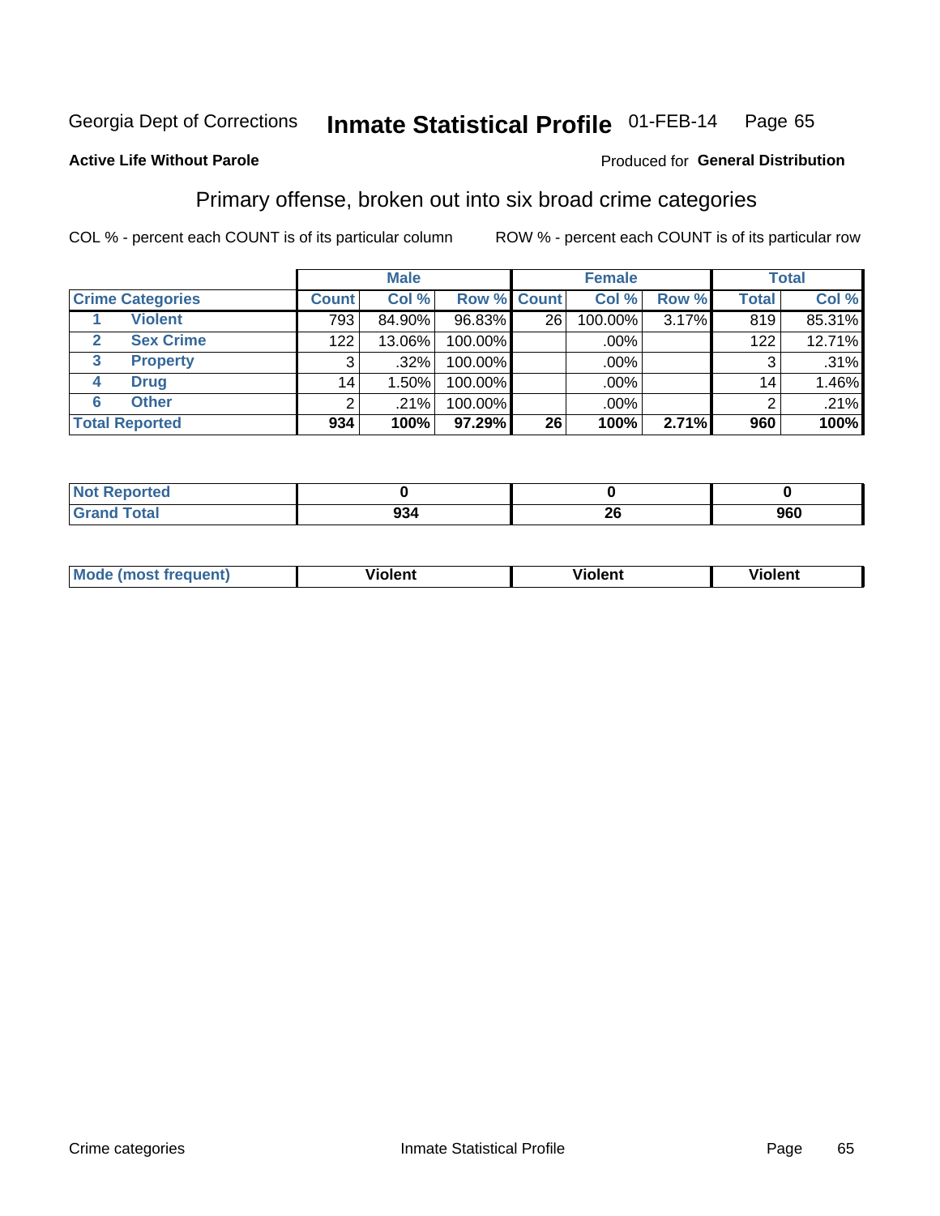Georgia Dept of Corrections **Inmate Statistical Profile** 01-FEB-14 Page 65

**Active Life Without Parole**

Produced for **General Distribution**

## Primary offense, broken out into six broad crime categories

COL % - percent each COUNT is of its particular column ROW % - percent each COUNT is of its particular row

| | | Male | | | Female | | | Total | |
|---|---|---|---|---|---|---|---|---|---|
| Crime Categories | | Count | Col % | Row % | Count | Col % | Row % | Total | Col % |
| 1 | Violent | 793 | 84.90% | 96.83% | 26 | 100.00% | 3.17% | 819 | 85.31% |
| 2 | Sex Crime | 122 | 13.06% | 100.00% | | .00% | | 122 | 12.71% |
| 3 | Property | 3 | .32% | 100.00% | | .00% | | 3 | .31% |
| 4 | Drug | 14 | 1.50% | 100.00% | | .00% | | 14 | 1.46% |
| 6 | Other | 2 | .21% | 100.00% | | .00% | | 2 | .21% |
| **Total Reported** | | **934** | **100%** | **97.29%** | **26** | **100%** | **2.71%** | **960** | **100%** |

| | Male | Female | Total |
|---|---|---|---|
| Not Reported | **0** | **0** | **0** |
| Grand Total | **934** | **26** | **960** |

| | Male | Female | Total |
|---|---|---|---|
| Mode (most frequent) | **Violent** | **Violent** | **Violent** |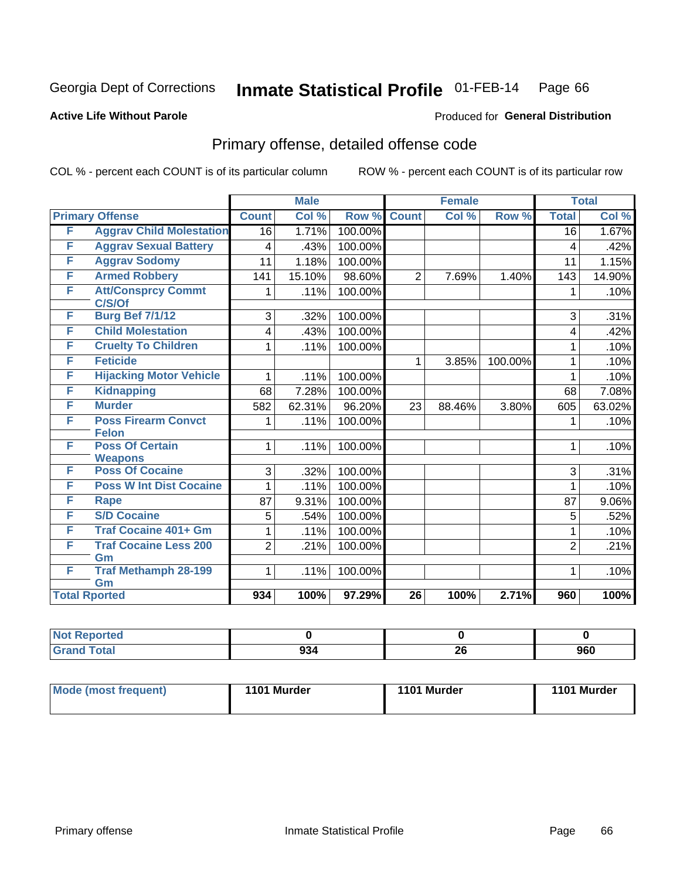Georgia Dept of Corrections **Inmate Statistical Profile** 01-FEB-14

**Active Life Without Parole** Produced for **General Distribution**

## Primary offense, detailed offense code

COL % - percent each COUNT is of its particular column ROW % - percent each COUNT is of its particular row

| Primary Offense | | Male | | | Female | | | Total | |
|---|---|---|---|---|---|---|---|---|---|
| | | Count | Col % | Row % | Count | Col % | Row % | Total | Col % |
| F | Aggrav Child Molestation | 16 | 1.71% | 100.00% | | | | 16 | 1.67% |
| F | Aggrav Sexual Battery | 4 | .43% | 100.00% | | | | 4 | .42% |
| F | Aggrav Sodomy | 11 | 1.18% | 100.00% | | | | 11 | 1.15% |
| F | Armed Robbery | 141 | 15.10% | 98.60% | 2 | 7.69% | 1.40% | 143 | 14.90% |
| F | Att/Consprcy Commt C/S/Of | 1 | .11% | 100.00% | | | | 1 | .10% |
| F | Burg Bef 7/1/12 | 3 | .32% | 100.00% | | | | 3 | .31% |
| F | Child Molestation | 4 | .43% | 100.00% | | | | 4 | .42% |
| F | Cruelty To Children | 1 | .11% | 100.00% | | | | 1 | .10% |
| F | Feticide | | | | 1 | 3.85% | 100.00% | 1 | .10% |
| F | Hijacking Motor Vehicle | 1 | .11% | 100.00% | | | | 1 | .10% |
| F | Kidnapping | 68 | 7.28% | 100.00% | | | | 68 | 7.08% |
| F | Murder | 582 | 62.31% | 96.20% | 23 | 88.46% | 3.80% | 605 | 63.02% |
| F | Poss Firearm Convct Felon | 1 | .11% | 100.00% | | | | 1 | .10% |
| F | Poss Of Certain Weapons | 1 | .11% | 100.00% | | | | 1 | .10% |
| F | Poss Of Cocaine | 3 | .32% | 100.00% | | | | 3 | .31% |
| F | Poss W Int Dist Cocaine | 1 | .11% | 100.00% | | | | 1 | .10% |
| F | Rape | 87 | 9.31% | 100.00% | | | | 87 | 9.06% |
| F | S/D Cocaine | 5 | .54% | 100.00% | | | | 5 | .52% |
| F | Traf Cocaine 401+ Gm | 1 | .11% | 100.00% | | | | 1 | .10% |
| F | Traf Cocaine Less 200 Gm | 2 | .21% | 100.00% | | | | 2 | .21% |
| F | Traf Methamph 28-199 Gm | 1 | .11% | 100.00% | | | | 1 | .10% |
| **Total Rported** | | **934** | **100%** | **97.29%** | **26** | **100%** | **2.71%** | **960** | **100%** |

| | Male | Female | Total |
|---|---|---|---|
| Not Reported | 0 | 0 | 0 |
| Grand Total | 934 | 26 | 960 |

| | Male | Female | Total |
|---|---|---|---|
| Mode (most frequent) | 1101 Murder | 1101 Murder | 1101 Murder |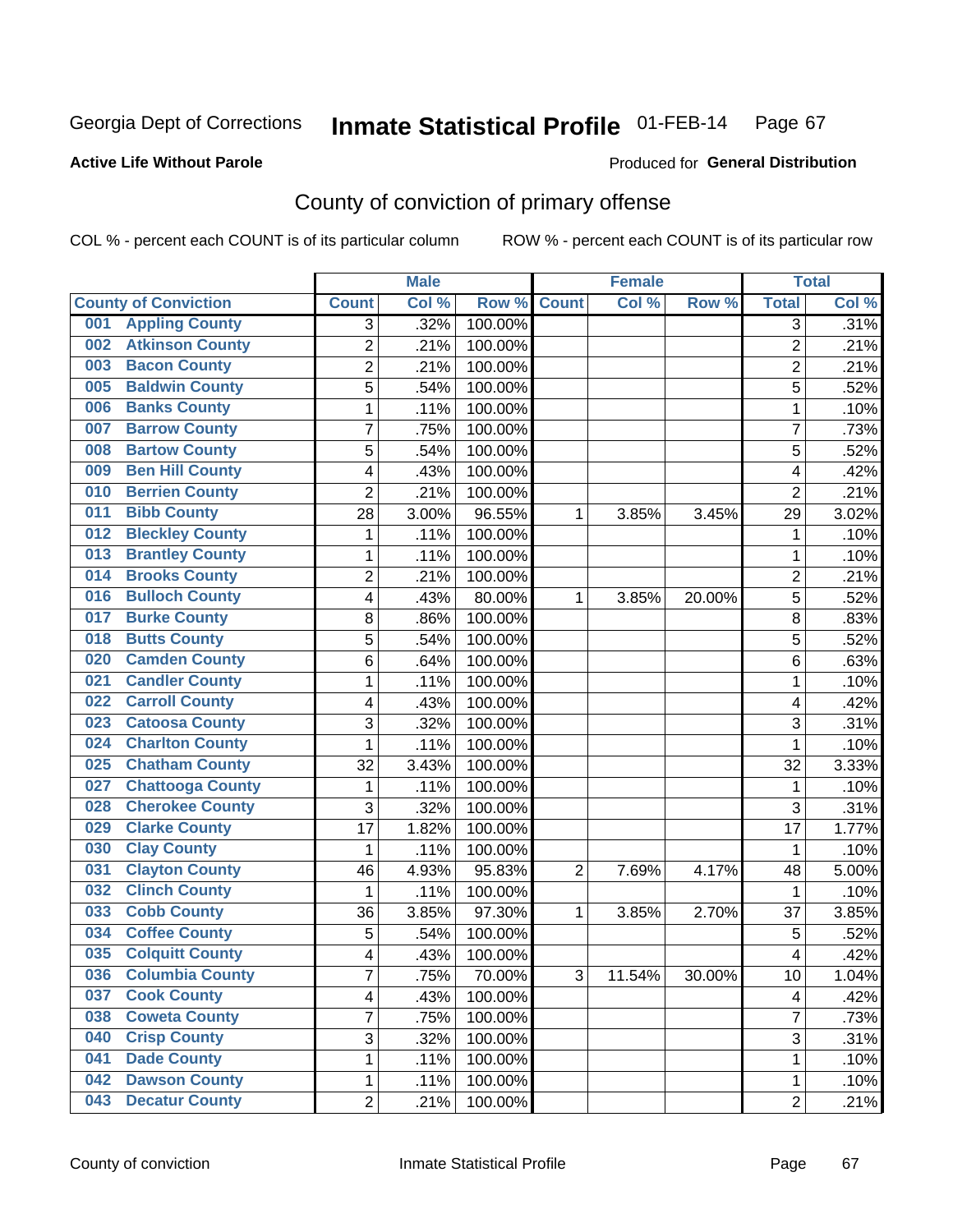Georgia Dept of Corrections **Inmate Statistical Profile** 01-FEB-14 Page 67

**Active Life Without Parole**

Produced for **General Distribution**

## County of conviction of primary offense

COL % - percent each COUNT is of its particular column ROW % - percent each COUNT is of its particular row

| County of Conviction | Male | | | Female | | | Total | |
|---|---|---|---|---|---|---|---|---|
| | Count | Col % | Row % | Count | Col % | Row % | Total | Col % |
| 001 Appling County | 3 | .32% | 100.00% | | | | 3 | .31% |
| 002 Atkinson County | 2 | .21% | 100.00% | | | | 2 | .21% |
| 003 Bacon County | 2 | .21% | 100.00% | | | | 2 | .21% |
| 005 Baldwin County | 5 | .54% | 100.00% | | | | 5 | .52% |
| 006 Banks County | 1 | .11% | 100.00% | | | | 1 | .10% |
| 007 Barrow County | 7 | .75% | 100.00% | | | | 7 | .73% |
| 008 Bartow County | 5 | .54% | 100.00% | | | | 5 | .52% |
| 009 Ben Hill County | 4 | .43% | 100.00% | | | | 4 | .42% |
| 010 Berrien County | 2 | .21% | 100.00% | | | | 2 | .21% |
| 011 Bibb County | 28 | 3.00% | 96.55% | 1 | 3.85% | 3.45% | 29 | 3.02% |
| 012 Bleckley County | 1 | .11% | 100.00% | | | | 1 | .10% |
| 013 Brantley County | 1 | .11% | 100.00% | | | | 1 | .10% |
| 014 Brooks County | 2 | .21% | 100.00% | | | | 2 | .21% |
| 016 Bulloch County | 4 | .43% | 80.00% | 1 | 3.85% | 20.00% | 5 | .52% |
| 017 Burke County | 8 | .86% | 100.00% | | | | 8 | .83% |
| 018 Butts County | 5 | .54% | 100.00% | | | | 5 | .52% |
| 020 Camden County | 6 | .64% | 100.00% | | | | 6 | .63% |
| 021 Candler County | 1 | .11% | 100.00% | | | | 1 | .10% |
| 022 Carroll County | 4 | .43% | 100.00% | | | | 4 | .42% |
| 023 Catoosa County | 3 | .32% | 100.00% | | | | 3 | .31% |
| 024 Charlton County | 1 | .11% | 100.00% | | | | 1 | .10% |
| 025 Chatham County | 32 | 3.43% | 100.00% | | | | 32 | 3.33% |
| 027 Chattooga County | 1 | .11% | 100.00% | | | | 1 | .10% |
| 028 Cherokee County | 3 | .32% | 100.00% | | | | 3 | .31% |
| 029 Clarke County | 17 | 1.82% | 100.00% | | | | 17 | 1.77% |
| 030 Clay County | 1 | .11% | 100.00% | | | | 1 | .10% |
| 031 Clayton County | 46 | 4.93% | 95.83% | 2 | 7.69% | 4.17% | 48 | 5.00% |
| 032 Clinch County | 1 | .11% | 100.00% | | | | 1 | .10% |
| 033 Cobb County | 36 | 3.85% | 97.30% | 1 | 3.85% | 2.70% | 37 | 3.85% |
| 034 Coffee County | 5 | .54% | 100.00% | | | | 5 | .52% |
| 035 Colquitt County | 4 | .43% | 100.00% | | | | 4 | .42% |
| 036 Columbia County | 7 | .75% | 70.00% | 3 | 11.54% | 30.00% | 10 | 1.04% |
| 037 Cook County | 4 | .43% | 100.00% | | | | 4 | .42% |
| 038 Coweta County | 7 | .75% | 100.00% | | | | 7 | .73% |
| 040 Crisp County | 3 | .32% | 100.00% | | | | 3 | .31% |
| 041 Dade County | 1 | .11% | 100.00% | | | | 1 | .10% |
| 042 Dawson County | 1 | .11% | 100.00% | | | | 1 | .10% |
| 043 Decatur County | 2 | .21% | 100.00% | | | | 2 | .21% |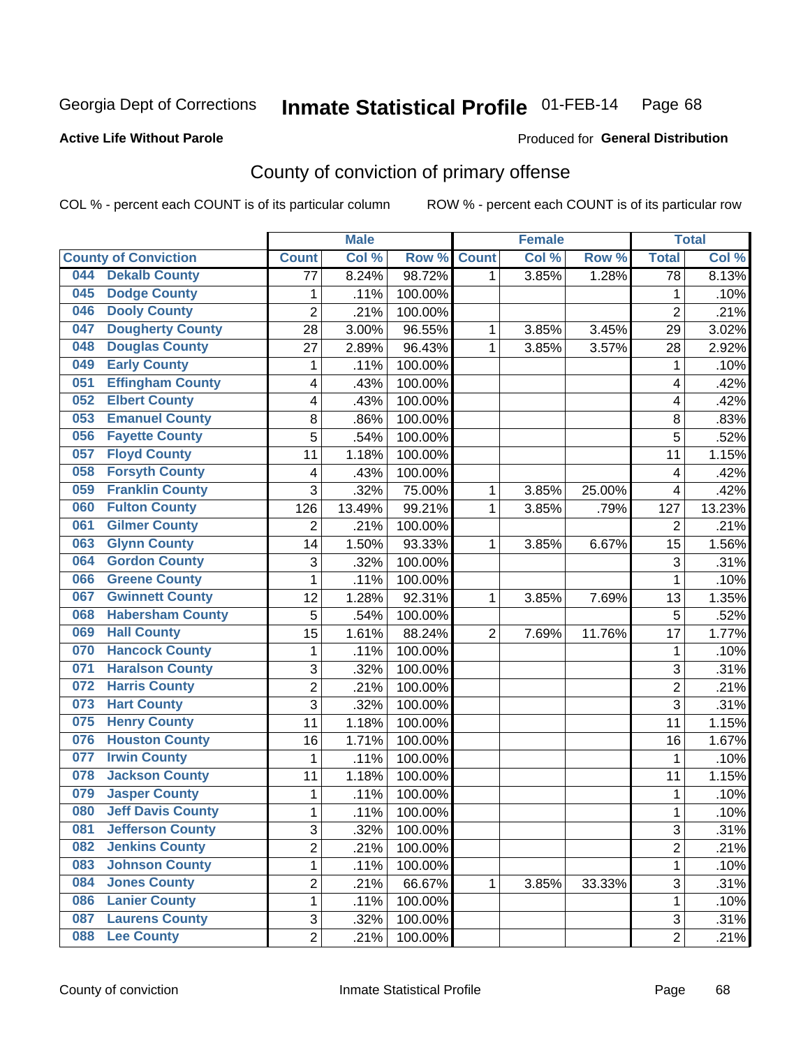Georgia Dept of Corrections **Inmate Statistical Profile** 01-FEB-14

**Active Life Without Parole**

Produced for **General Distribution**

## County of conviction of primary offense

COL % - percent each COUNT is of its particular column ROW % - percent each COUNT is of its particular row

| | Male | | | Female | | | Total | |
|---|---|---|---|---|---|---|---|---|
| County of Conviction | Count | Col % | Row % | Count | Col % | Row % | Total | Col % |
| 044 Dekalb County | 77 | 8.24% | 98.72% | 1 | 3.85% | 1.28% | 78 | 8.13% |
| 045 Dodge County | 1 | .11% | 100.00% | | | | 1 | .10% |
| 046 Dooly County | 2 | .21% | 100.00% | | | | 2 | .21% |
| 047 Dougherty County | 28 | 3.00% | 96.55% | 1 | 3.85% | 3.45% | 29 | 3.02% |
| 048 Douglas County | 27 | 2.89% | 96.43% | 1 | 3.85% | 3.57% | 28 | 2.92% |
| 049 Early County | 1 | .11% | 100.00% | | | | 1 | .10% |
| 051 Effingham County | 4 | .43% | 100.00% | | | | 4 | .42% |
| 052 Elbert County | 4 | .43% | 100.00% | | | | 4 | .42% |
| 053 Emanuel County | 8 | .86% | 100.00% | | | | 8 | .83% |
| 056 Fayette County | 5 | .54% | 100.00% | | | | 5 | .52% |
| 057 Floyd County | 11 | 1.18% | 100.00% | | | | 11 | 1.15% |
| 058 Forsyth County | 4 | .43% | 100.00% | | | | 4 | .42% |
| 059 Franklin County | 3 | .32% | 75.00% | 1 | 3.85% | 25.00% | 4 | .42% |
| 060 Fulton County | 126 | 13.49% | 99.21% | 1 | 3.85% | .79% | 127 | 13.23% |
| 061 Gilmer County | 2 | .21% | 100.00% | | | | 2 | .21% |
| 063 Glynn County | 14 | 1.50% | 93.33% | 1 | 3.85% | 6.67% | 15 | 1.56% |
| 064 Gordon County | 3 | .32% | 100.00% | | | | 3 | .31% |
| 066 Greene County | 1 | .11% | 100.00% | | | | 1 | .10% |
| 067 Gwinnett County | 12 | 1.28% | 92.31% | 1 | 3.85% | 7.69% | 13 | 1.35% |
| 068 Habersham County | 5 | .54% | 100.00% | | | | 5 | .52% |
| 069 Hall County | 15 | 1.61% | 88.24% | 2 | 7.69% | 11.76% | 17 | 1.77% |
| 070 Hancock County | 1 | .11% | 100.00% | | | | 1 | .10% |
| 071 Haralson County | 3 | .32% | 100.00% | | | | 3 | .31% |
| 072 Harris County | 2 | .21% | 100.00% | | | | 2 | .21% |
| 073 Hart County | 3 | .32% | 100.00% | | | | 3 | .31% |
| 075 Henry County | 11 | 1.18% | 100.00% | | | | 11 | 1.15% |
| 076 Houston County | 16 | 1.71% | 100.00% | | | | 16 | 1.67% |
| 077 Irwin County | 1 | .11% | 100.00% | | | | 1 | .10% |
| 078 Jackson County | 11 | 1.18% | 100.00% | | | | 11 | 1.15% |
| 079 Jasper County | 1 | .11% | 100.00% | | | | 1 | .10% |
| 080 Jeff Davis County | 1 | .11% | 100.00% | | | | 1 | .10% |
| 081 Jefferson County | 3 | .32% | 100.00% | | | | 3 | .31% |
| 082 Jenkins County | 2 | .21% | 100.00% | | | | 2 | .21% |
| 083 Johnson County | 1 | .11% | 100.00% | | | | 1 | .10% |
| 084 Jones County | 2 | .21% | 66.67% | 1 | 3.85% | 33.33% | 3 | .31% |
| 086 Lanier County | 1 | .11% | 100.00% | | | | 1 | .10% |
| 087 Laurens County | 3 | .32% | 100.00% | | | | 3 | .31% |
| 088 Lee County | 2 | .21% | 100.00% | | | | 2 | .21% |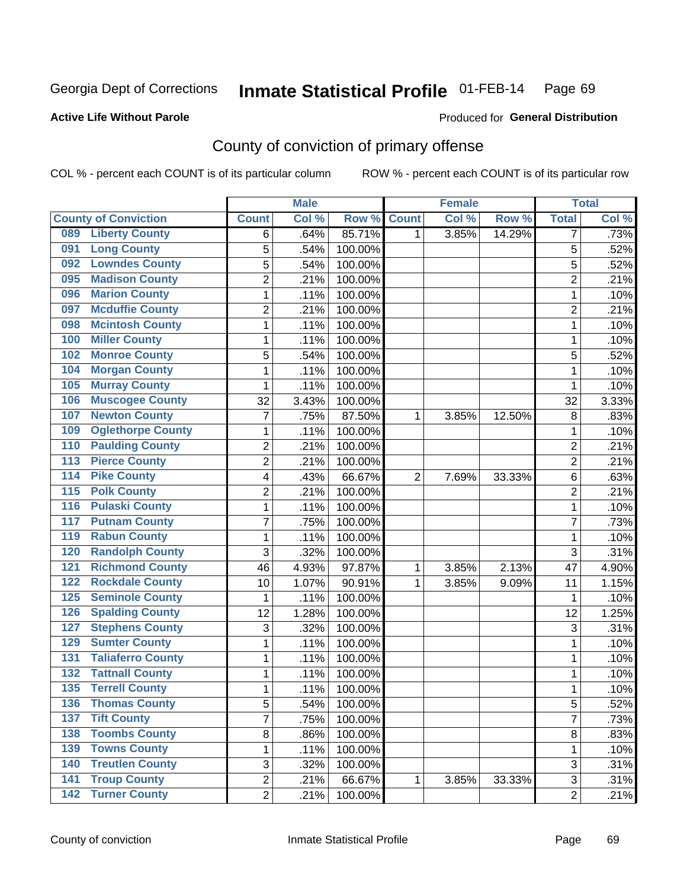Georgia Dept of Corrections **Inmate Statistical Profile** 01-FEB-14

**Active Life Without Parole**

Produced for **General Distribution**

## County of conviction of primary offense

COL % - percent each COUNT is of its particular column ROW % - percent each COUNT is of its particular row

| County of Conviction | Male | | | Female | | | Total | |
|---|---|---|---|---|---|---|---|---|
| | Count | Col % | Row % | Count | Col % | Row % | Total | Col % |
| 089 Liberty County | 6 | .64% | 85.71% | 1 | 3.85% | 14.29% | 7 | .73% |
| 091 Long County | 5 | .54% | 100.00% | | | | 5 | .52% |
| 092 Lowndes County | 5 | .54% | 100.00% | | | | 5 | .52% |
| 095 Madison County | 2 | .21% | 100.00% | | | | 2 | .21% |
| 096 Marion County | 1 | .11% | 100.00% | | | | 1 | .10% |
| 097 Mcduffie County | 2 | .21% | 100.00% | | | | 2 | .21% |
| 098 Mcintosh County | 1 | .11% | 100.00% | | | | 1 | .10% |
| 100 Miller County | 1 | .11% | 100.00% | | | | 1 | .10% |
| 102 Monroe County | 5 | .54% | 100.00% | | | | 5 | .52% |
| 104 Morgan County | 1 | .11% | 100.00% | | | | 1 | .10% |
| 105 Murray County | 1 | .11% | 100.00% | | | | 1 | .10% |
| 106 Muscogee County | 32 | 3.43% | 100.00% | | | | 32 | 3.33% |
| 107 Newton County | 7 | .75% | 87.50% | 1 | 3.85% | 12.50% | 8 | .83% |
| 109 Oglethorpe County | 1 | .11% | 100.00% | | | | 1 | .10% |
| 110 Paulding County | 2 | .21% | 100.00% | | | | 2 | .21% |
| 113 Pierce County | 2 | .21% | 100.00% | | | | 2 | .21% |
| 114 Pike County | 4 | .43% | 66.67% | 2 | 7.69% | 33.33% | 6 | .63% |
| 115 Polk County | 2 | .21% | 100.00% | | | | 2 | .21% |
| 116 Pulaski County | 1 | .11% | 100.00% | | | | 1 | .10% |
| 117 Putnam County | 7 | .75% | 100.00% | | | | 7 | .73% |
| 119 Rabun County | 1 | .11% | 100.00% | | | | 1 | .10% |
| 120 Randolph County | 3 | .32% | 100.00% | | | | 3 | .31% |
| 121 Richmond County | 46 | 4.93% | 97.87% | 1 | 3.85% | 2.13% | 47 | 4.90% |
| 122 Rockdale County | 10 | 1.07% | 90.91% | 1 | 3.85% | 9.09% | 11 | 1.15% |
| 125 Seminole County | 1 | .11% | 100.00% | | | | 1 | .10% |
| 126 Spalding County | 12 | 1.28% | 100.00% | | | | 12 | 1.25% |
| 127 Stephens County | 3 | .32% | 100.00% | | | | 3 | .31% |
| 129 Sumter County | 1 | .11% | 100.00% | | | | 1 | .10% |
| 131 Taliaferro County | 1 | .11% | 100.00% | | | | 1 | .10% |
| 132 Tattnall County | 1 | .11% | 100.00% | | | | 1 | .10% |
| 135 Terrell County | 1 | .11% | 100.00% | | | | 1 | .10% |
| 136 Thomas County | 5 | .54% | 100.00% | | | | 5 | .52% |
| 137 Tift County | 7 | .75% | 100.00% | | | | 7 | .73% |
| 138 Toombs County | 8 | .86% | 100.00% | | | | 8 | .83% |
| 139 Towns County | 1 | .11% | 100.00% | | | | 1 | .10% |
| 140 Treutlen County | 3 | .32% | 100.00% | | | | 3 | .31% |
| 141 Troup County | 2 | .21% | 66.67% | 1 | 3.85% | 33.33% | 3 | .31% |
| 142 Turner County | 2 | .21% | 100.00% | | | | 2 | .21% |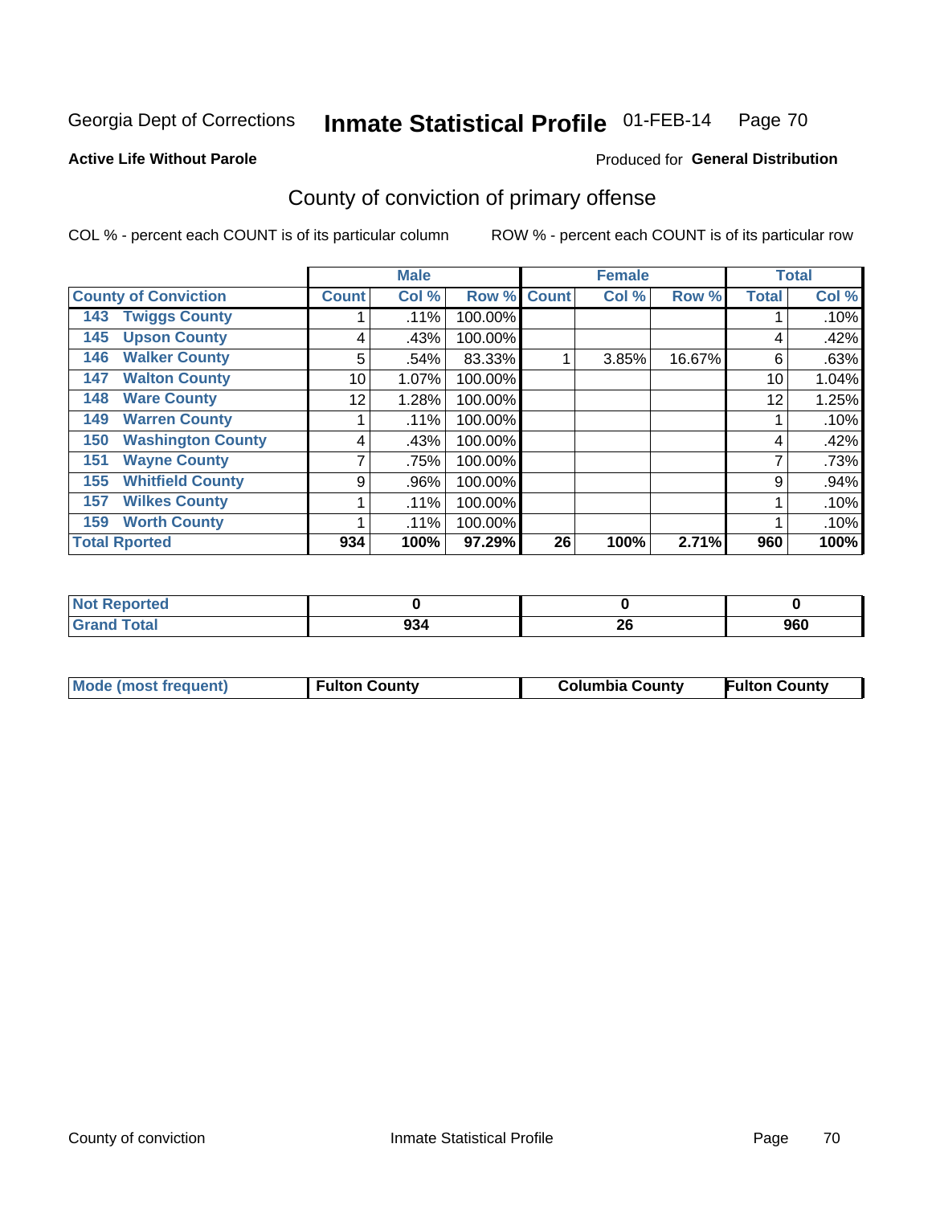Georgia Dept of Corrections **Inmate Statistical Profile** 01-FEB-14

**Active Life Without Parole**

Produced for **General Distribution**

## County of conviction of primary offense

COL % - percent each COUNT is of its particular column

ROW % - percent each COUNT is of its particular row

| County of Conviction | Male | | | Female | | | Total | |
|---|---|---|---|---|---|---|---|---|
| | Count | Col % | Row % | Count | Col % | Row % | Total | Col % |
| 143 Twiggs County | 1 | .11% | 100.00% | | | | 1 | .10% |
| 145 Upson County | 4 | .43% | 100.00% | | | | 4 | .42% |
| 146 Walker County | 5 | .54% | 83.33% | 1 | 3.85% | 16.67% | 6 | .63% |
| 147 Walton County | 10 | 1.07% | 100.00% | | | | 10 | 1.04% |
| 148 Ware County | 12 | 1.28% | 100.00% | | | | 12 | 1.25% |
| 149 Warren County | 1 | .11% | 100.00% | | | | 1 | .10% |
| 150 Washington County | 4 | .43% | 100.00% | | | | 4 | .42% |
| 151 Wayne County | 7 | .75% | 100.00% | | | | 7 | .73% |
| 155 Whitfield County | 9 | .96% | 100.00% | | | | 9 | .94% |
| 157 Wilkes County | 1 | .11% | 100.00% | | | | 1 | .10% |
| 159 Worth County | 1 | .11% | 100.00% | | | | 1 | .10% |
| **Total Rported** | **934** | **100%** | **97.29%** | **26** | **100%** | **2.71%** | **960** | **100%** |

| | Male | Female | Total |
|---|---|---|---|
| Not Reported | 0 | 0 | 0 |
| Grand Total | 934 | 26 | 960 |

| | Male | Female | Total |
|---|---|---|---|
| Mode (most frequent) | Fulton County | Columbia County | Fulton County |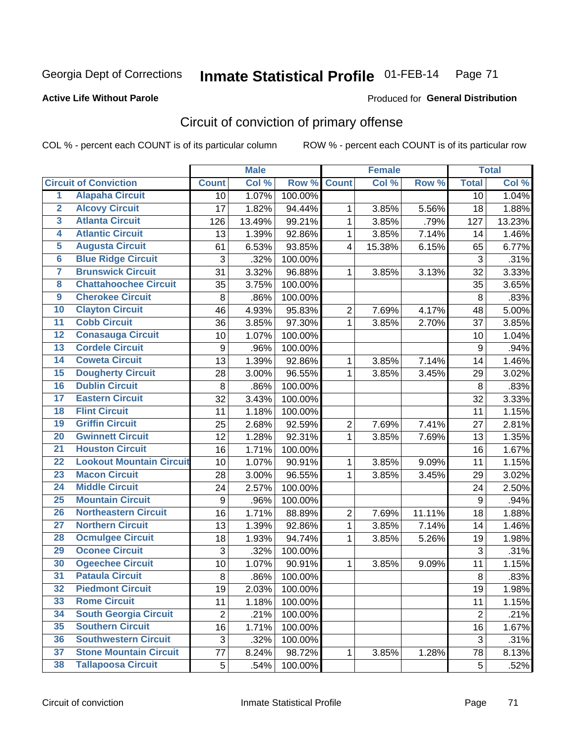Georgia Dept of Corrections **Inmate Statistical Profile** 01-FEB-14

**Active Life Without Parole**

Produced for **General Distribution**

## Circuit of conviction of primary offense

COL % - percent each COUNT is of its particular column ROW % - percent each COUNT is of its particular row

| | | Male | | | Female | | | Total | |
|---|---|---|---|---|---|---|---|---|---|
| **Circuit of Conviction** | | **Count** | **Col %** | **Row %** | **Count** | **Col %** | **Row %** | **Total** | **Col %** |
| 1 | Alapaha Circuit | 10 | 1.07% | 100.00% | | | | 10 | 1.04% |
| 2 | Alcovy Circuit | 17 | 1.82% | 94.44% | 1 | 3.85% | 5.56% | 18 | 1.88% |
| 3 | Atlanta Circuit | 126 | 13.49% | 99.21% | 1 | 3.85% | .79% | 127 | 13.23% |
| 4 | Atlantic Circuit | 13 | 1.39% | 92.86% | 1 | 3.85% | 7.14% | 14 | 1.46% |
| 5 | Augusta Circuit | 61 | 6.53% | 93.85% | 4 | 15.38% | 6.15% | 65 | 6.77% |
| 6 | Blue Ridge Circuit | 3 | .32% | 100.00% | | | | 3 | .31% |
| 7 | Brunswick Circuit | 31 | 3.32% | 96.88% | 1 | 3.85% | 3.13% | 32 | 3.33% |
| 8 | Chattahoochee Circuit | 35 | 3.75% | 100.00% | | | | 35 | 3.65% |
| 9 | Cherokee Circuit | 8 | .86% | 100.00% | | | | 8 | .83% |
| 10 | Clayton Circuit | 46 | 4.93% | 95.83% | 2 | 7.69% | 4.17% | 48 | 5.00% |
| 11 | Cobb Circuit | 36 | 3.85% | 97.30% | 1 | 3.85% | 2.70% | 37 | 3.85% |
| 12 | Conasauga Circuit | 10 | 1.07% | 100.00% | | | | 10 | 1.04% |
| 13 | Cordele Circuit | 9 | .96% | 100.00% | | | | 9 | .94% |
| 14 | Coweta Circuit | 13 | 1.39% | 92.86% | 1 | 3.85% | 7.14% | 14 | 1.46% |
| 15 | Dougherty Circuit | 28 | 3.00% | 96.55% | 1 | 3.85% | 3.45% | 29 | 3.02% |
| 16 | Dublin Circuit | 8 | .86% | 100.00% | | | | 8 | .83% |
| 17 | Eastern Circuit | 32 | 3.43% | 100.00% | | | | 32 | 3.33% |
| 18 | Flint Circuit | 11 | 1.18% | 100.00% | | | | 11 | 1.15% |
| 19 | Griffin Circuit | 25 | 2.68% | 92.59% | 2 | 7.69% | 7.41% | 27 | 2.81% |
| 20 | Gwinnett Circuit | 12 | 1.28% | 92.31% | 1 | 3.85% | 7.69% | 13 | 1.35% |
| 21 | Houston Circuit | 16 | 1.71% | 100.00% | | | | 16 | 1.67% |
| 22 | Lookout Mountain Circuit | 10 | 1.07% | 90.91% | 1 | 3.85% | 9.09% | 11 | 1.15% |
| 23 | Macon Circuit | 28 | 3.00% | 96.55% | 1 | 3.85% | 3.45% | 29 | 3.02% |
| 24 | Middle Circuit | 24 | 2.57% | 100.00% | | | | 24 | 2.50% |
| 25 | Mountain Circuit | 9 | .96% | 100.00% | | | | 9 | .94% |
| 26 | Northeastern Circuit | 16 | 1.71% | 88.89% | 2 | 7.69% | 11.11% | 18 | 1.88% |
| 27 | Northern Circuit | 13 | 1.39% | 92.86% | 1 | 3.85% | 7.14% | 14 | 1.46% |
| 28 | Ocmulgee Circuit | 18 | 1.93% | 94.74% | 1 | 3.85% | 5.26% | 19 | 1.98% |
| 29 | Oconee Circuit | 3 | .32% | 100.00% | | | | 3 | .31% |
| 30 | Ogeechee Circuit | 10 | 1.07% | 90.91% | 1 | 3.85% | 9.09% | 11 | 1.15% |
| 31 | Pataula Circuit | 8 | .86% | 100.00% | | | | 8 | .83% |
| 32 | Piedmont Circuit | 19 | 2.03% | 100.00% | | | | 19 | 1.98% |
| 33 | Rome Circuit | 11 | 1.18% | 100.00% | | | | 11 | 1.15% |
| 34 | South Georgia Circuit | 2 | .21% | 100.00% | | | | 2 | .21% |
| 35 | Southern Circuit | 16 | 1.71% | 100.00% | | | | 16 | 1.67% |
| 36 | Southwestern Circuit | 3 | .32% | 100.00% | | | | 3 | .31% |
| 37 | Stone Mountain Circuit | 77 | 8.24% | 98.72% | 1 | 3.85% | 1.28% | 78 | 8.13% |
| 38 | Tallapoosa Circuit | 5 | .54% | 100.00% | | | | 5 | .52% |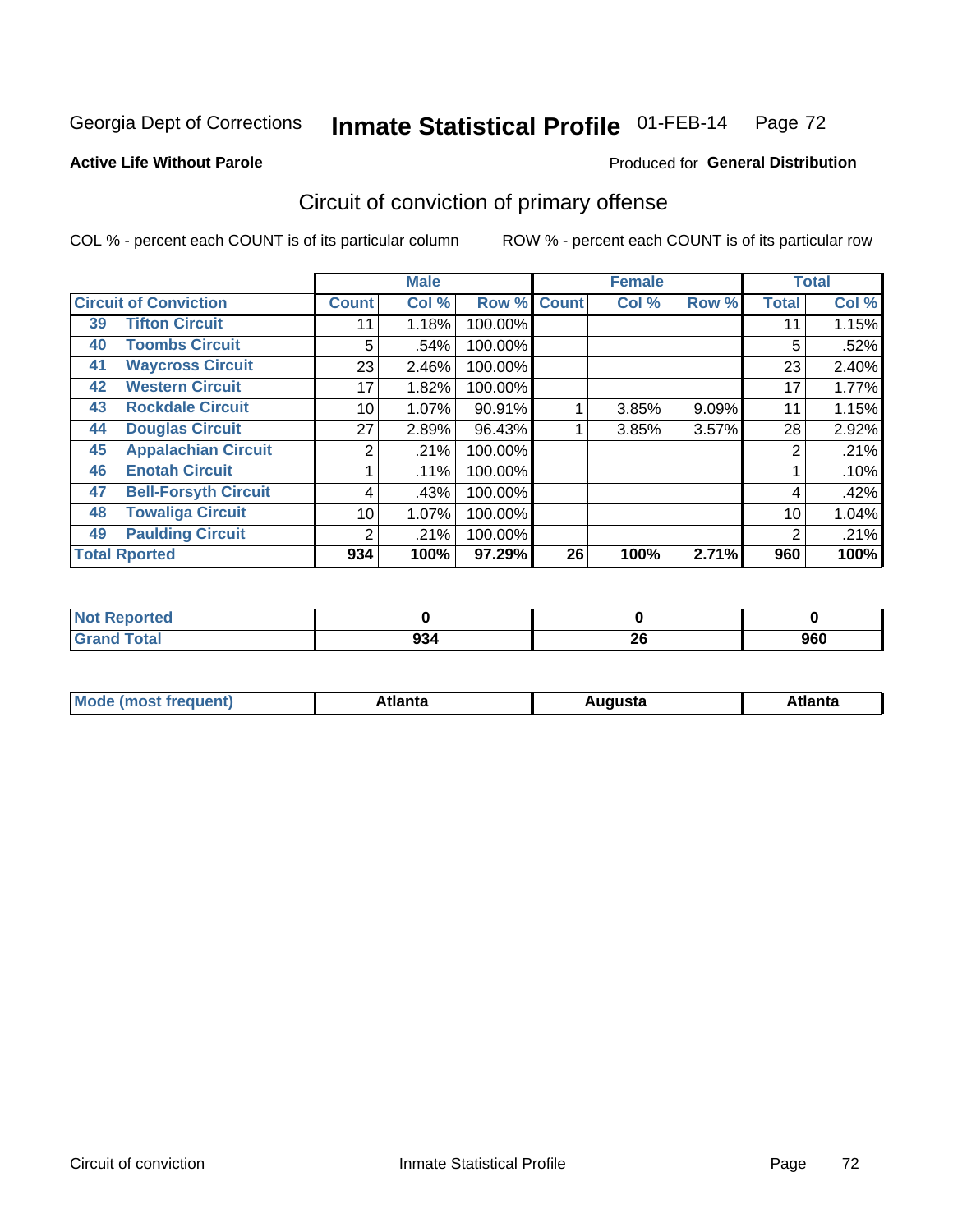Georgia Dept of Corrections **Inmate Statistical Profile** 01-FEB-14

**Active Life Without Parole**

Produced for **General Distribution**

## Circuit of conviction of primary offense

COL % - percent each COUNT is of its particular column ROW % - percent each COUNT is of its particular row

| | | Male | | | Female | | | Total | |
|---|---|---|---|---|---|---|---|---|---|
| **Circuit of Conviction** | | **Count** | **Col %** | **Row %** | **Count** | **Col %** | **Row %** | **Total** | **Col %** |
| 39 | Tifton Circuit | 11 | 1.18% | 100.00% | | | | 11 | 1.15% |
| 40 | Toombs Circuit | 5 | .54% | 100.00% | | | | 5 | .52% |
| 41 | Waycross Circuit | 23 | 2.46% | 100.00% | | | | 23 | 2.40% |
| 42 | Western Circuit | 17 | 1.82% | 100.00% | | | | 17 | 1.77% |
| 43 | Rockdale Circuit | 10 | 1.07% | 90.91% | 1 | 3.85% | 9.09% | 11 | 1.15% |
| 44 | Douglas Circuit | 27 | 2.89% | 96.43% | 1 | 3.85% | 3.57% | 28 | 2.92% |
| 45 | Appalachian Circuit | 2 | .21% | 100.00% | | | | 2 | .21% |
| 46 | Enotah Circuit | 1 | .11% | 100.00% | | | | 1 | .10% |
| 47 | Bell-Forsyth Circuit | 4 | .43% | 100.00% | | | | 4 | .42% |
| 48 | Towaliga Circuit | 10 | 1.07% | 100.00% | | | | 10 | 1.04% |
| 49 | Paulding Circuit | 2 | .21% | 100.00% | | | | 2 | .21% |
| **Total Rported** | | **934** | **100%** | **97.29%** | **26** | **100%** | **2.71%** | **960** | **100%** |

| | Male | Female | Total |
|---|---|---|---|
| **Not Reported** | **0** | **0** | **0** |
| **Grand Total** | **934** | **26** | **960** |

| | Male | Female | Total |
|---|---|---|---|
| **Mode (most frequent)** | **Atlanta** | **Augusta** | **Atlanta** |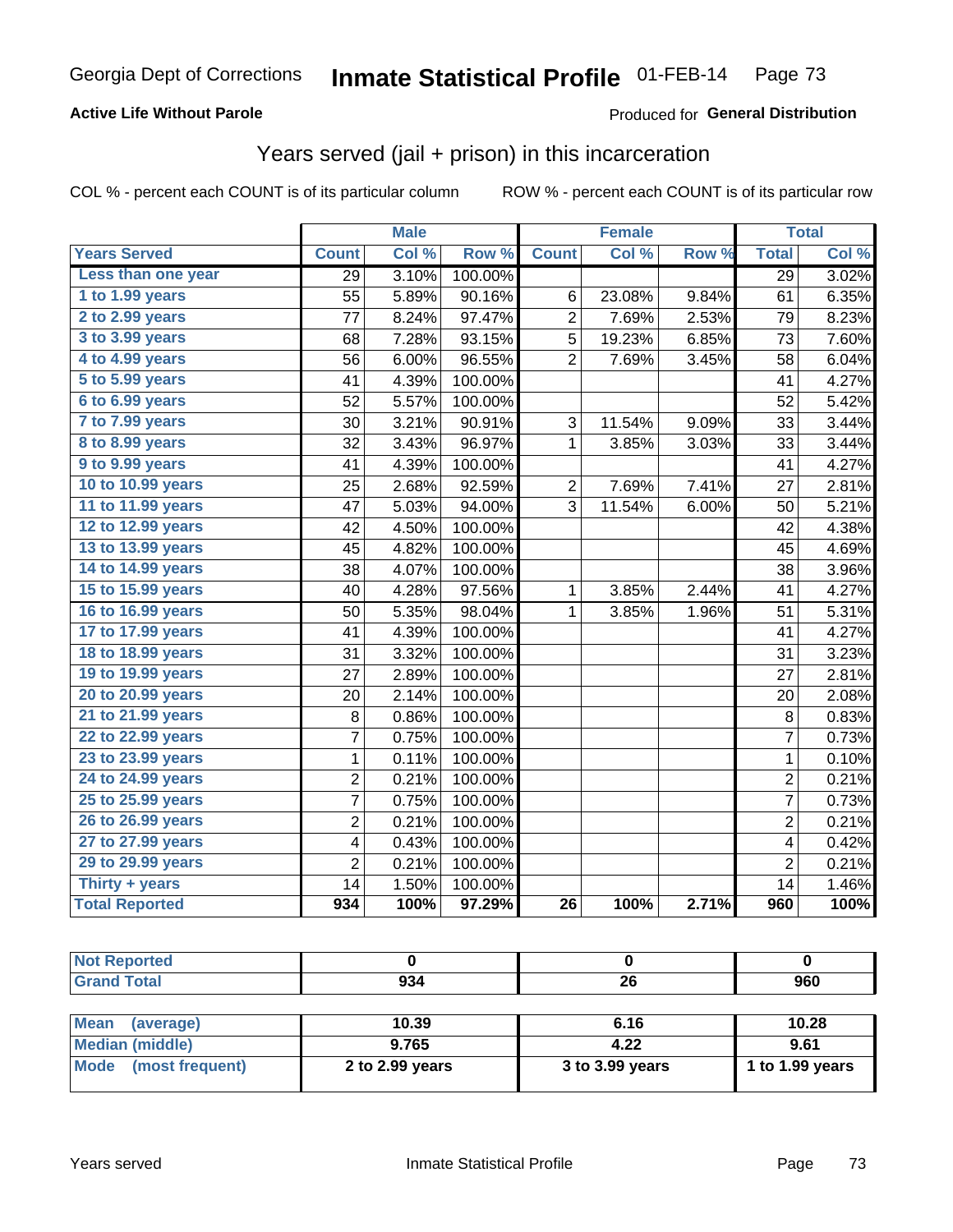Georgia Dept of Corrections **Inmate Statistical Profile** 01-FEB-14

**Active Life Without Parole**

Produced for **General Distribution**

## Years served (jail + prison) in this incarceration

COL % - percent each COUNT is of its particular column

ROW % - percent each COUNT is of its particular row

| | Male | | | Female | | | Total | |
|---|---|---|---|---|---|---|---|---|
| **Years Served** | **Count** | **Col %** | **Row %** | **Count** | **Col %** | **Row %** | **Total** | **Col %** |
| Less than one year | 29 | 3.10% | 100.00% | | | | 29 | 3.02% |
| 1 to 1.99 years | 55 | 5.89% | 90.16% | 6 | 23.08% | 9.84% | 61 | 6.35% |
| 2 to 2.99 years | 77 | 8.24% | 97.47% | 2 | 7.69% | 2.53% | 79 | 8.23% |
| 3 to 3.99 years | 68 | 7.28% | 93.15% | 5 | 19.23% | 6.85% | 73 | 7.60% |
| 4 to 4.99 years | 56 | 6.00% | 96.55% | 2 | 7.69% | 3.45% | 58 | 6.04% |
| 5 to 5.99 years | 41 | 4.39% | 100.00% | | | | 41 | 4.27% |
| 6 to 6.99 years | 52 | 5.57% | 100.00% | | | | 52 | 5.42% |
| 7 to 7.99 years | 30 | 3.21% | 90.91% | 3 | 11.54% | 9.09% | 33 | 3.44% |
| 8 to 8.99 years | 32 | 3.43% | 96.97% | 1 | 3.85% | 3.03% | 33 | 3.44% |
| 9 to 9.99 years | 41 | 4.39% | 100.00% | | | | 41 | 4.27% |
| 10 to 10.99 years | 25 | 2.68% | 92.59% | 2 | 7.69% | 7.41% | 27 | 2.81% |
| 11 to 11.99 years | 47 | 5.03% | 94.00% | 3 | 11.54% | 6.00% | 50 | 5.21% |
| 12 to 12.99 years | 42 | 4.50% | 100.00% | | | | 42 | 4.38% |
| 13 to 13.99 years | 45 | 4.82% | 100.00% | | | | 45 | 4.69% |
| 14 to 14.99 years | 38 | 4.07% | 100.00% | | | | 38 | 3.96% |
| 15 to 15.99 years | 40 | 4.28% | 97.56% | 1 | 3.85% | 2.44% | 41 | 4.27% |
| 16 to 16.99 years | 50 | 5.35% | 98.04% | 1 | 3.85% | 1.96% | 51 | 5.31% |
| 17 to 17.99 years | 41 | 4.39% | 100.00% | | | | 41 | 4.27% |
| 18 to 18.99 years | 31 | 3.32% | 100.00% | | | | 31 | 3.23% |
| 19 to 19.99 years | 27 | 2.89% | 100.00% | | | | 27 | 2.81% |
| 20 to 20.99 years | 20 | 2.14% | 100.00% | | | | 20 | 2.08% |
| 21 to 21.99 years | 8 | 0.86% | 100.00% | | | | 8 | 0.83% |
| 22 to 22.99 years | 7 | 0.75% | 100.00% | | | | 7 | 0.73% |
| 23 to 23.99 years | 1 | 0.11% | 100.00% | | | | 1 | 0.10% |
| 24 to 24.99 years | 2 | 0.21% | 100.00% | | | | 2 | 0.21% |
| 25 to 25.99 years | 7 | 0.75% | 100.00% | | | | 7 | 0.73% |
| 26 to 26.99 years | 2 | 0.21% | 100.00% | | | | 2 | 0.21% |
| 27 to 27.99 years | 4 | 0.43% | 100.00% | | | | 4 | 0.42% |
| 29 to 29.99 years | 2 | 0.21% | 100.00% | | | | 2 | 0.21% |
| Thirty + years | 14 | 1.50% | 100.00% | | | | 14 | 1.46% |
| **Total Reported** | **934** | **100%** | **97.29%** | **26** | **100%** | **2.71%** | **960** | **100%** |

| | Male | Female | Total |
|---|---|---|---|
| Not Reported | 0 | 0 | 0 |
| Grand Total | 934 | 26 | 960 |

| | Male | Female | Total |
|---|---|---|---|
| Mean (average) | 10.39 | 6.16 | 10.28 |
| Median (middle) | 9.765 | 4.22 | 9.61 |
| Mode (most frequent) | 2 to 2.99 years | 3 to 3.99 years | 1 to 1.99 years |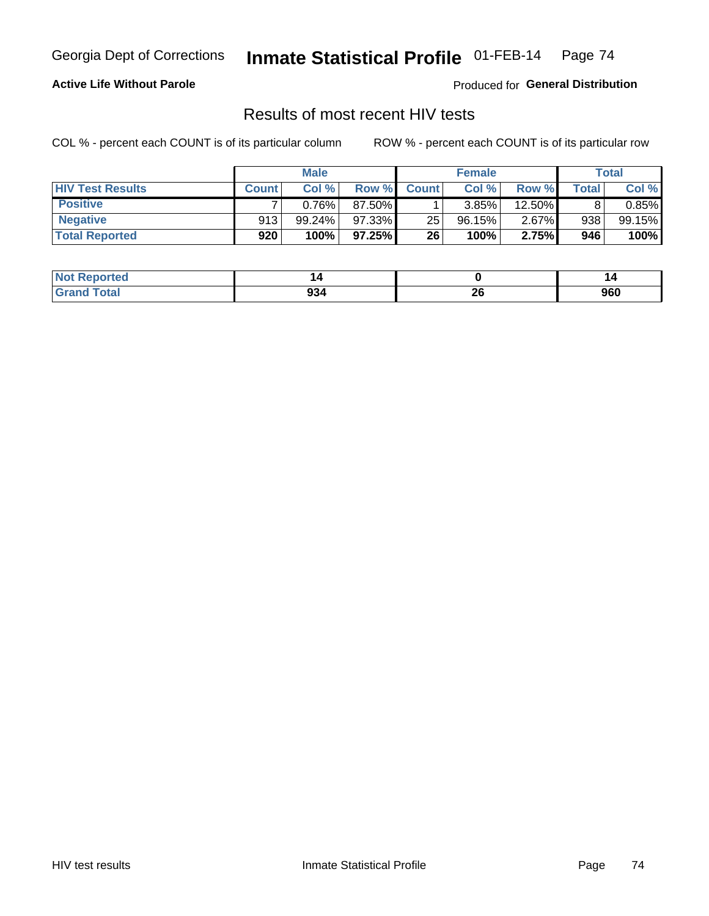Georgia Dept of Corrections **Inmate Statistical Profile** 01-FEB-14

**Active Life Without Parole**

Produced for **General Distribution**

## Results of most recent HIV tests

COL % - percent each COUNT is of its particular column    ROW % - percent each COUNT is of its particular row

| | Male | | | Female | | | Total | |
|---|---|---|---|---|---|---|---|---|
| **HIV Test Results** | **Count** | **Col %** | **Row %** | **Count** | **Col %** | **Row %** | **Total** | **Col %** |
| **Positive** | 7 | 0.76% | 87.50% | 1 | 3.85% | 12.50% | 8 | 0.85% |
| **Negative** | 913 | 99.24% | 97.33% | 25 | 96.15% | 2.67% | 938 | 99.15% |
| **Total Reported** | **920** | **100%** | **97.25%** | **26** | **100%** | **2.75%** | **946** | **100%** |

| | Male | Female | Total |
|---|---|---|---|
| **Not Reported** | **14** | **0** | **14** |
| **Grand Total** | **934** | **26** | **960** |

HIV test results    Inmate Statistical Profile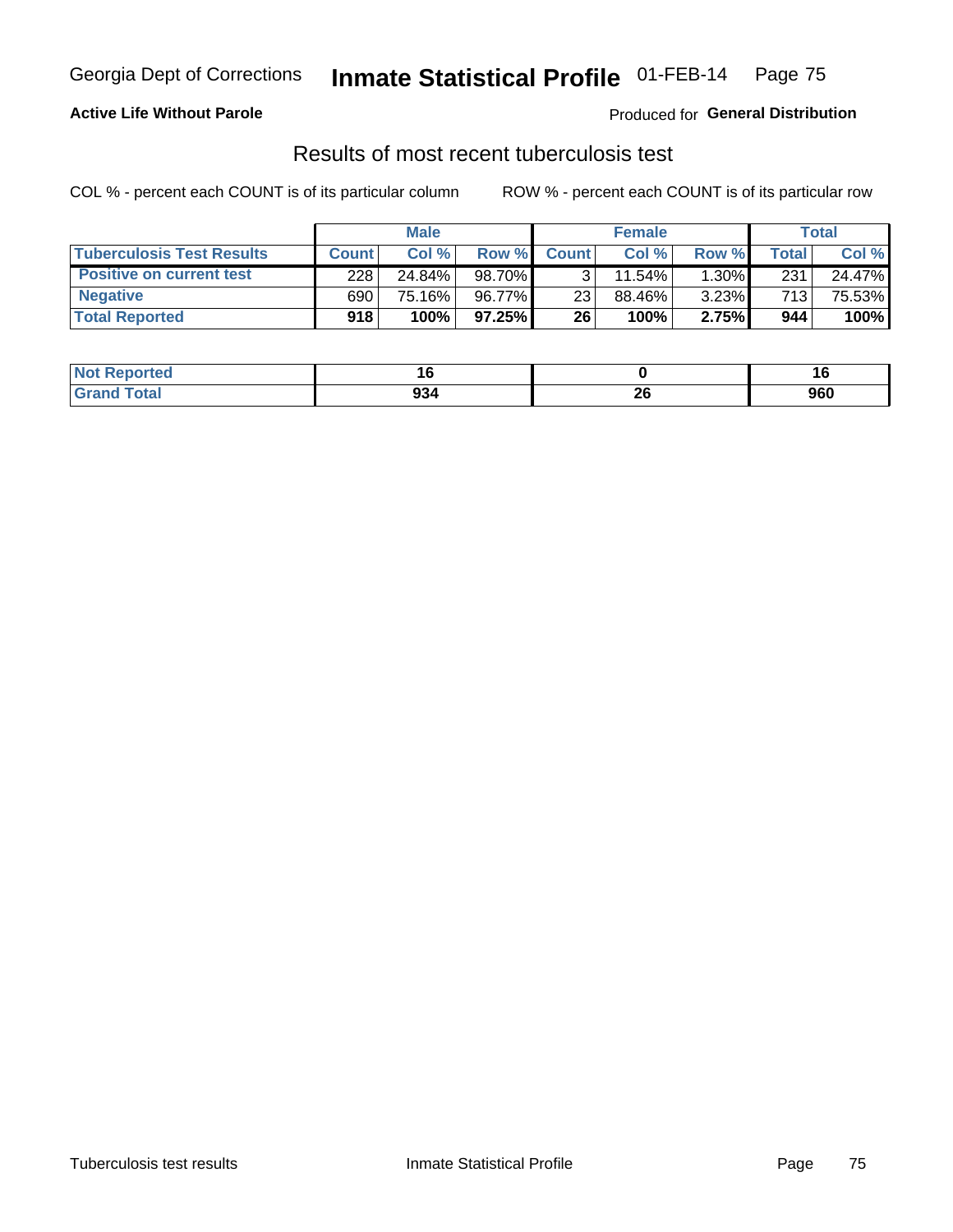Georgia Dept of Corrections **Inmate Statistical Profile** 01-FEB-14

**Active Life Without Parole**

Produced for **General Distribution**

## Results of most recent tuberculosis test

COL % - percent each COUNT is of its particular column ROW % - percent each COUNT is of its particular row

| | Male | | | Female | | | Total | |
|---|---|---|---|---|---|---|---|---|
| **Tuberculosis Test Results** | **Count** | **Col %** | **Row %** | **Count** | **Col %** | **Row %** | **Total** | **Col %** |
| **Positive on current test** | 228 | 24.84% | 98.70% | 3 | 11.54% | 1.30% | 231 | 24.47% |
| **Negative** | 690 | 75.16% | 96.77% | 23 | 88.46% | 3.23% | 713 | 75.53% |
| **Total Reported** | **918** | **100%** | **97.25%** | **26** | **100%** | **2.75%** | **944** | **100%** |

| | Male | Female | Total |
|---|---|---|---|
| **Not Reported** | **16** | **0** | **16** |
| **Grand Total** | **934** | **26** | **960** |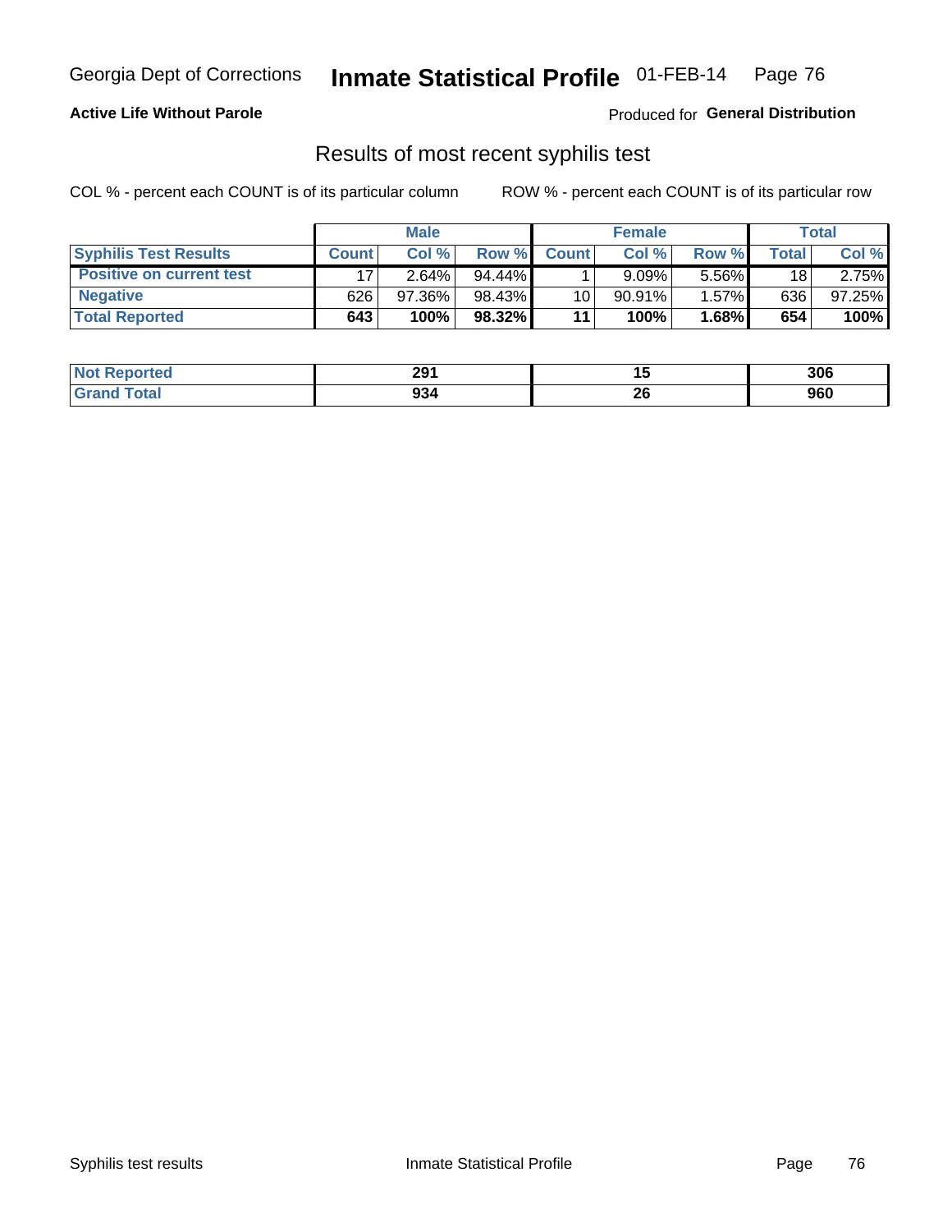Georgia Dept of Corrections **Inmate Statistical Profile** 01-FEB-14

**Active Life Without Parole**

Produced for **General Distribution**

## Results of most recent syphilis test

COL % - percent each COUNT is of its particular column    ROW % - percent each COUNT is of its particular row

| | Male | | | Female | | | Total | |
|---|---|---|---|---|---|---|---|---|
| **Syphilis Test Results** | **Count** | **Col %** | **Row %** | **Count** | **Col %** | **Row %** | **Total** | **Col %** |
| **Positive on current test** | 17 | 2.64% | 94.44% | 1 | 9.09% | 5.56% | 18 | 2.75% |
| **Negative** | 626 | 97.36% | 98.43% | 10 | 90.91% | 1.57% | 636 | 97.25% |
| **Total Reported** | **643** | **100%** | **98.32%** | **11** | **100%** | **1.68%** | **654** | **100%** |

| | Male | Female | Total |
|---|---|---|---|
| **Not Reported** | **291** | **15** | **306** |
| **Grand Total** | **934** | **26** | **960** |

Syphilis test results    Inmate Statistical Profile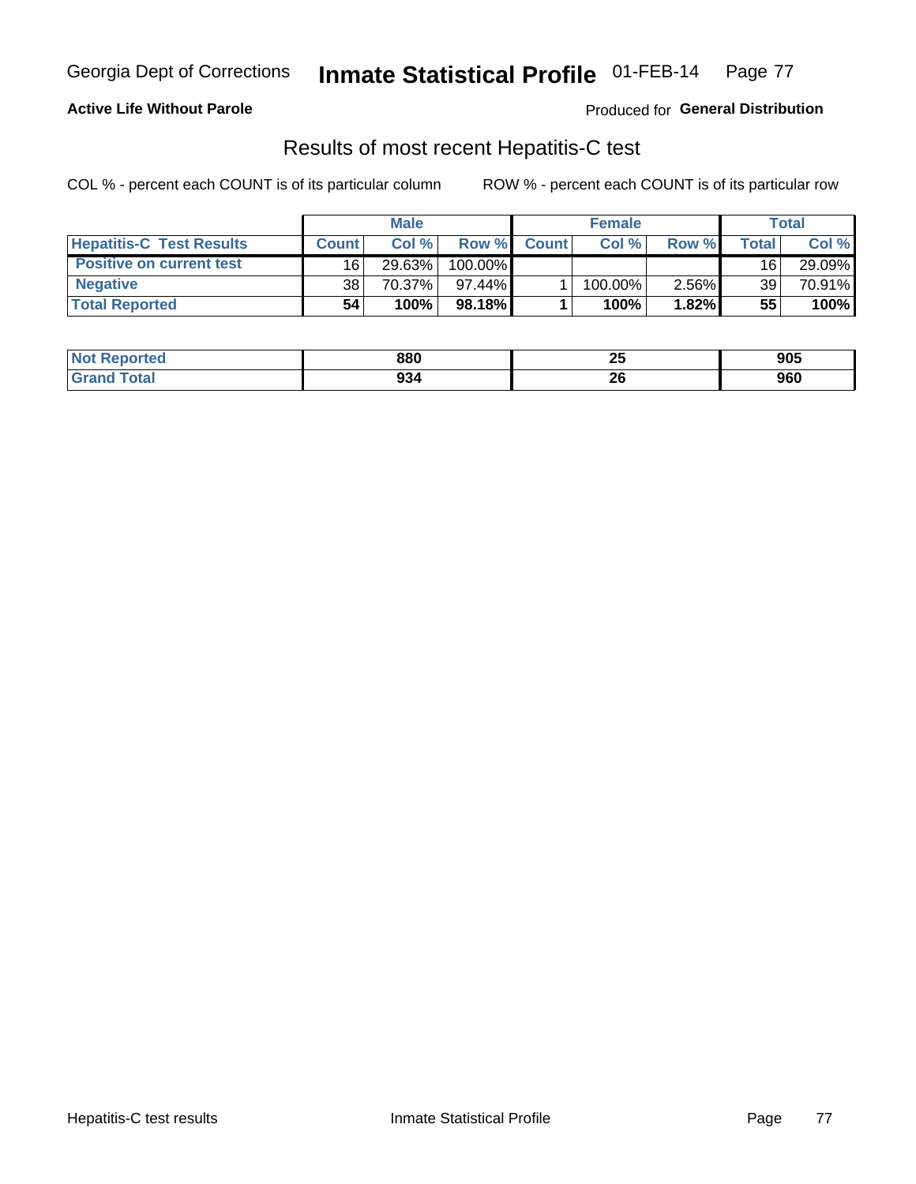Georgia Dept of Corrections **Inmate Statistical Profile** 01-FEB-14

**Active Life Without Parole**

Produced for **General Distribution**

## Results of most recent Hepatitis-C test

COL % - percent each COUNT is of its particular column

ROW % - percent each COUNT is of its particular row

| | Male | | | Female | | | Total | |
|---|---|---|---|---|---|---|---|---|
| **Hepatitis-C Test Results** | **Count** | **Col %** | **Row %** | **Count** | **Col %** | **Row %** | **Total** | **Col %** |
| **Positive on current test** | 16 | 29.63% | 100.00% | | | | 16 | 29.09% |
| **Negative** | 38 | 70.37% | 97.44% | 1 | 100.00% | 2.56% | 39 | 70.91% |
| **Total Reported** | **54** | **100%** | **98.18%** | **1** | **100%** | **1.82%** | **55** | **100%** |

| | Male | Female | Total |
|---|---|---|---|
| **Not Reported** | **880** | **25** | **905** |
| **Grand Total** | **934** | **26** | **960** |